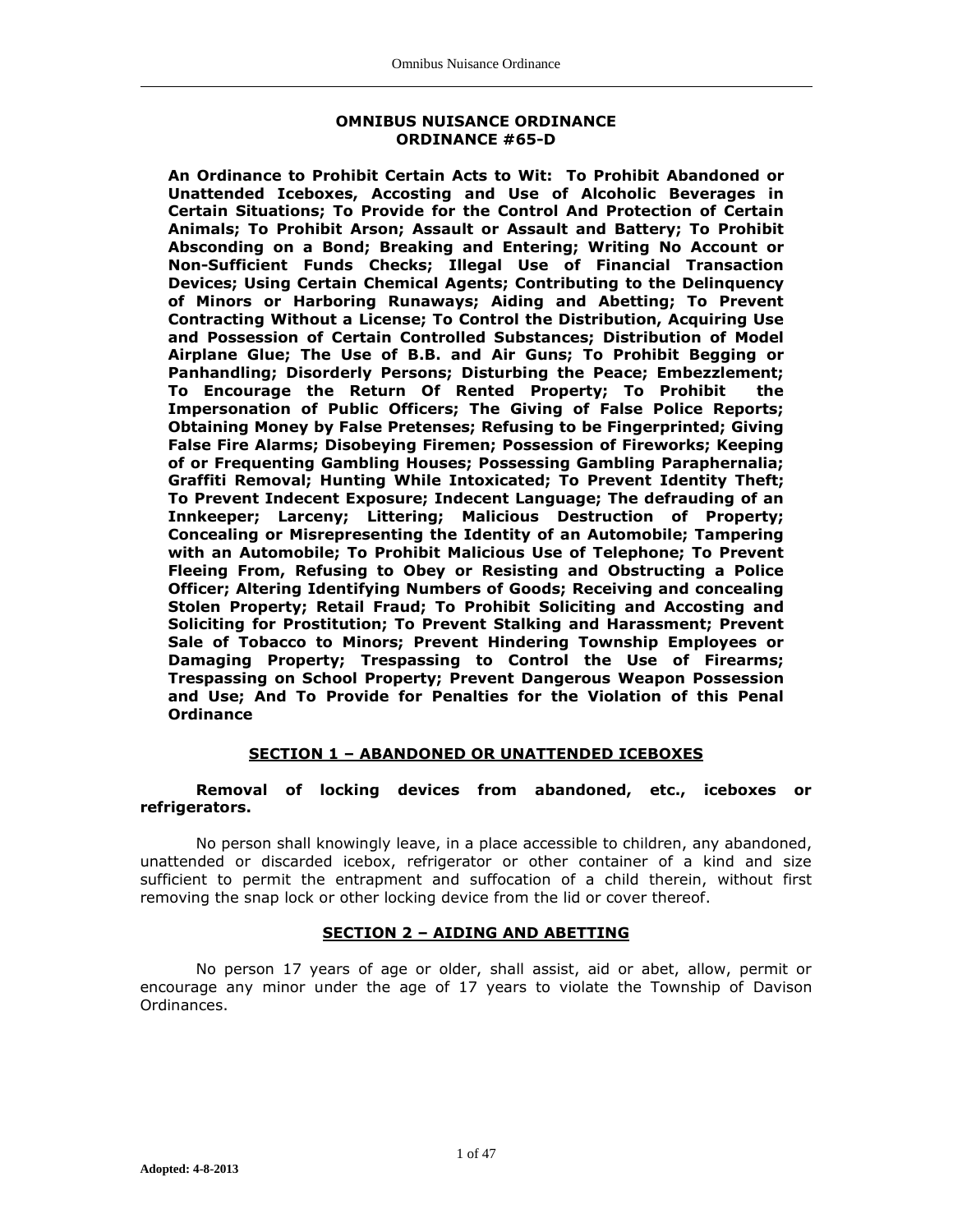# OMNIBUS NUISANCE ORDINANCE
# ORDINANCE #65-D

**An Ordinance to Prohibit Certain Acts to Wit: To Prohibit Abandoned or Unattended Iceboxes, Accosting and Use of Alcoholic Beverages in Certain Situations; To Provide for the Control And Protection of Certain Animals; To Prohibit Arson; Assault or Assault and Battery; To Prohibit Absconding on a Bond; Breaking and Entering; Writing No Account or Non-Sufficient Funds Checks; Illegal Use of Financial Transaction Devices; Using Certain Chemical Agents; Contributing to the Delinquency of Minors or Harboring Runaways; Aiding and Abetting; To Prevent Contracting Without a License; To Control the Distribution, Acquiring Use and Possession of Certain Controlled Substances; Distribution of Model Airplane Glue; The Use of B.B. and Air Guns; To Prohibit Begging or Panhandling; Disorderly Persons; Disturbing the Peace; Embezzlement; To Encourage the Return Of Rented Property; To Prohibit the Impersonation of Public Officers; The Giving of False Police Reports; Obtaining Money by False Pretenses; Refusing to be Fingerprinted; Giving False Fire Alarms; Disobeying Firemen; Possession of Fireworks; Keeping of or Frequenting Gambling Houses; Possessing Gambling Paraphernalia; Graffiti Removal; Hunting While Intoxicated; To Prevent Identity Theft; To Prevent Indecent Exposure; Indecent Language; The defrauding of an Innkeeper; Larceny; Littering; Malicious Destruction of Property; Concealing or Misrepresenting the Identity of an Automobile; Tampering with an Automobile; To Prohibit Malicious Use of Telephone; To Prevent Fleeing From, Refusing to Obey or Resisting and Obstructing a Police Officer; Altering Identifying Numbers of Goods; Receiving and concealing Stolen Property; Retail Fraud; To Prohibit Soliciting and Accosting and Soliciting for Prostitution; To Prevent Stalking and Harassment; Prevent Sale of Tobacco to Minors; Prevent Hindering Township Employees or Damaging Property; Trespassing to Control the Use of Firearms; Trespassing on School Property; Prevent Dangerous Weapon Possession and Use; And To Provide for Penalties for the Violation of this Penal Ordinance**

## SECTION 1 – ABANDONED OR UNATTENDED ICEBOXES

**Removal of locking devices from abandoned, etc., iceboxes or refrigerators.**

No person shall knowingly leave, in a place accessible to children, any abandoned, unattended or discarded icebox, refrigerator or other container of a kind and size sufficient to permit the entrapment and suffocation of a child therein, without first removing the snap lock or other locking device from the lid or cover thereof.

## SECTION 2 – AIDING AND ABETTING

No person 17 years of age or older, shall assist, aid or abet, allow, permit or encourage any minor under the age of 17 years to violate the Township of Davison Ordinances.

**Adopted: 4-8-2013**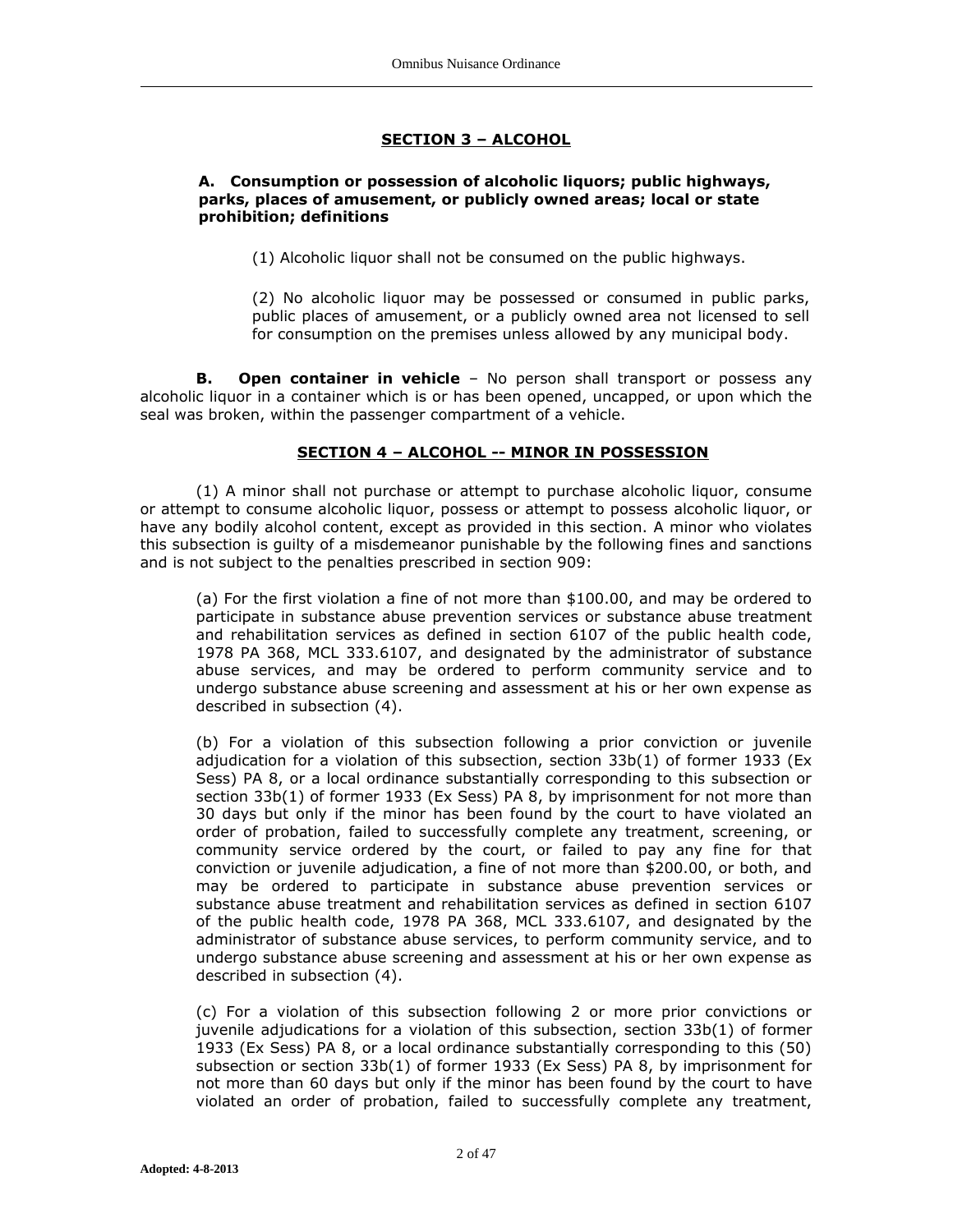## SECTION 3 – ALCOHOL

**A. Consumption or possession of alcoholic liquors; public highways, parks, places of amusement, or publicly owned areas; local or state prohibition; definitions**

(1) Alcoholic liquor shall not be consumed on the public highways.

(2) No alcoholic liquor may be possessed or consumed in public parks, public places of amusement, or a publicly owned area not licensed to sell for consumption on the premises unless allowed by any municipal body.

**B. Open container in vehicle** – No person shall transport or possess any alcoholic liquor in a container which is or has been opened, uncapped, or upon which the seal was broken, within the passenger compartment of a vehicle.

## SECTION 4 – ALCOHOL -- MINOR IN POSSESSION

(1) A minor shall not purchase or attempt to purchase alcoholic liquor, consume or attempt to consume alcoholic liquor, possess or attempt to possess alcoholic liquor, or have any bodily alcohol content, except as provided in this section. A minor who violates this subsection is guilty of a misdemeanor punishable by the following fines and sanctions and is not subject to the penalties prescribed in section 909:

(a) For the first violation a fine of not more than $100.00, and may be ordered to participate in substance abuse prevention services or substance abuse treatment and rehabilitation services as defined in section 6107 of the public health code, 1978 PA 368, MCL 333.6107, and designated by the administrator of substance abuse services, and may be ordered to perform community service and to undergo substance abuse screening and assessment at his or her own expense as described in subsection (4).

(b) For a violation of this subsection following a prior conviction or juvenile adjudication for a violation of this subsection, section 33b(1) of former 1933 (Ex Sess) PA 8, or a local ordinance substantially corresponding to this subsection or section 33b(1) of former 1933 (Ex Sess) PA 8, by imprisonment for not more than 30 days but only if the minor has been found by the court to have violated an order of probation, failed to successfully complete any treatment, screening, or community service ordered by the court, or failed to pay any fine for that conviction or juvenile adjudication, a fine of not more than $200.00, or both, and may be ordered to participate in substance abuse prevention services or substance abuse treatment and rehabilitation services as defined in section 6107 of the public health code, 1978 PA 368, MCL 333.6107, and designated by the administrator of substance abuse services, to perform community service, and to undergo substance abuse screening and assessment at his or her own expense as described in subsection (4).

(c) For a violation of this subsection following 2 or more prior convictions or juvenile adjudications for a violation of this subsection, section 33b(1) of former 1933 (Ex Sess) PA 8, or a local ordinance substantially corresponding to this (50) subsection or section 33b(1) of former 1933 (Ex Sess) PA 8, by imprisonment for not more than 60 days but only if the minor has been found by the court to have violated an order of probation, failed to successfully complete any treatment,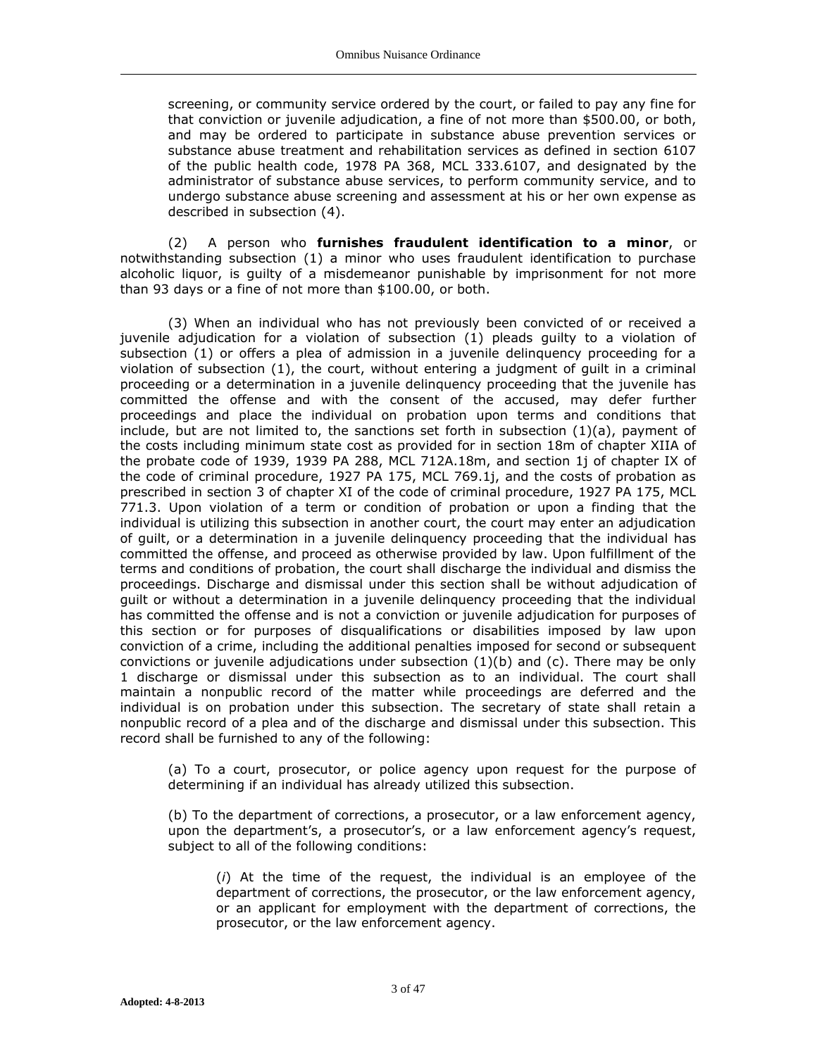screening, or community service ordered by the court, or failed to pay any fine for that conviction or juvenile adjudication, a fine of not more than $500.00, or both, and may be ordered to participate in substance abuse prevention services or substance abuse treatment and rehabilitation services as defined in section 6107 of the public health code, 1978 PA 368, MCL 333.6107, and designated by the administrator of substance abuse services, to perform community service, and to undergo substance abuse screening and assessment at his or her own expense as described in subsection (4).

(2) A person who **furnishes fraudulent identification to a minor**, or notwithstanding subsection (1) a minor who uses fraudulent identification to purchase alcoholic liquor, is guilty of a misdemeanor punishable by imprisonment for not more than 93 days or a fine of not more than $100.00, or both.

(3) When an individual who has not previously been convicted of or received a juvenile adjudication for a violation of subsection (1) pleads guilty to a violation of subsection (1) or offers a plea of admission in a juvenile delinquency proceeding for a violation of subsection (1), the court, without entering a judgment of guilt in a criminal proceeding or a determination in a juvenile delinquency proceeding that the juvenile has committed the offense and with the consent of the accused, may defer further proceedings and place the individual on probation upon terms and conditions that include, but are not limited to, the sanctions set forth in subsection (1)(a), payment of the costs including minimum state cost as provided for in section 18m of chapter XIIA of the probate code of 1939, 1939 PA 288, MCL 712A.18m, and section 1j of chapter IX of the code of criminal procedure, 1927 PA 175, MCL 769.1j, and the costs of probation as prescribed in section 3 of chapter XI of the code of criminal procedure, 1927 PA 175, MCL 771.3. Upon violation of a term or condition of probation or upon a finding that the individual is utilizing this subsection in another court, the court may enter an adjudication of guilt, or a determination in a juvenile delinquency proceeding that the individual has committed the offense, and proceed as otherwise provided by law. Upon fulfillment of the terms and conditions of probation, the court shall discharge the individual and dismiss the proceedings. Discharge and dismissal under this section shall be without adjudication of guilt or without a determination in a juvenile delinquency proceeding that the individual has committed the offense and is not a conviction or juvenile adjudication for purposes of this section or for purposes of disqualifications or disabilities imposed by law upon conviction of a crime, including the additional penalties imposed for second or subsequent convictions or juvenile adjudications under subsection (1)(b) and (c). There may be only 1 discharge or dismissal under this subsection as to an individual. The court shall maintain a nonpublic record of the matter while proceedings are deferred and the individual is on probation under this subsection. The secretary of state shall retain a nonpublic record of a plea and of the discharge and dismissal under this subsection. This record shall be furnished to any of the following:

(a) To a court, prosecutor, or police agency upon request for the purpose of determining if an individual has already utilized this subsection.

(b) To the department of corrections, a prosecutor, or a law enforcement agency, upon the department's, a prosecutor's, or a law enforcement agency's request, subject to all of the following conditions:

(*i*) At the time of the request, the individual is an employee of the department of corrections, the prosecutor, or the law enforcement agency, or an applicant for employment with the department of corrections, the prosecutor, or the law enforcement agency.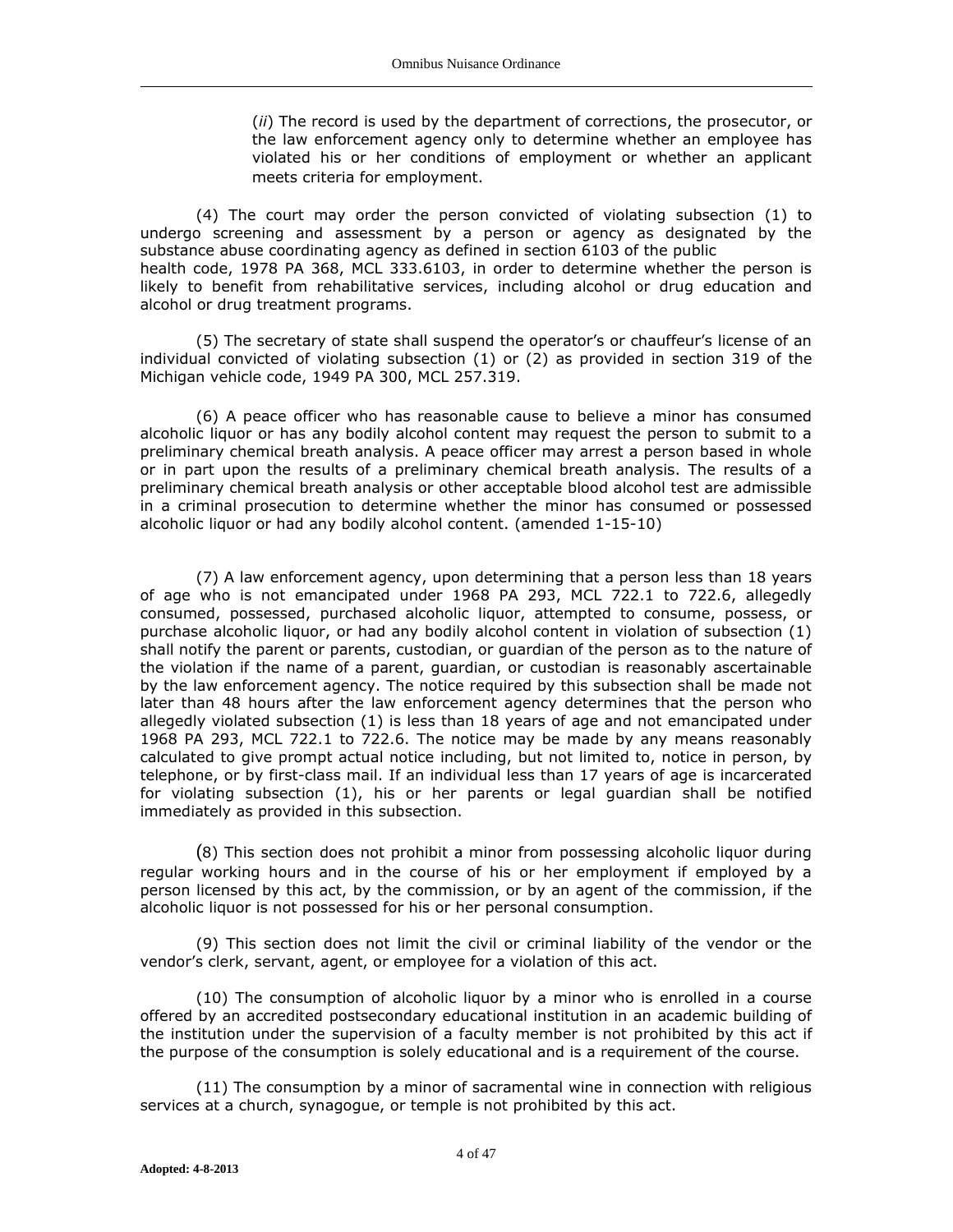(*ii*) The record is used by the department of corrections, the prosecutor, or the law enforcement agency only to determine whether an employee has violated his or her conditions of employment or whether an applicant meets criteria for employment.

(4) The court may order the person convicted of violating subsection (1) to undergo screening and assessment by a person or agency as designated by the substance abuse coordinating agency as defined in section 6103 of the public health code, 1978 PA 368, MCL 333.6103, in order to determine whether the person is likely to benefit from rehabilitative services, including alcohol or drug education and alcohol or drug treatment programs.

(5) The secretary of state shall suspend the operator's or chauffeur's license of an individual convicted of violating subsection (1) or (2) as provided in section 319 of the Michigan vehicle code, 1949 PA 300, MCL 257.319.

(6) A peace officer who has reasonable cause to believe a minor has consumed alcoholic liquor or has any bodily alcohol content may request the person to submit to a preliminary chemical breath analysis. A peace officer may arrest a person based in whole or in part upon the results of a preliminary chemical breath analysis. The results of a preliminary chemical breath analysis or other acceptable blood alcohol test are admissible in a criminal prosecution to determine whether the minor has consumed or possessed alcoholic liquor or had any bodily alcohol content. (amended 1-15-10)

(7) A law enforcement agency, upon determining that a person less than 18 years of age who is not emancipated under 1968 PA 293, MCL 722.1 to 722.6, allegedly consumed, possessed, purchased alcoholic liquor, attempted to consume, possess, or purchase alcoholic liquor, or had any bodily alcohol content in violation of subsection (1) shall notify the parent or parents, custodian, or guardian of the person as to the nature of the violation if the name of a parent, guardian, or custodian is reasonably ascertainable by the law enforcement agency. The notice required by this subsection shall be made not later than 48 hours after the law enforcement agency determines that the person who allegedly violated subsection (1) is less than 18 years of age and not emancipated under 1968 PA 293, MCL 722.1 to 722.6. The notice may be made by any means reasonably calculated to give prompt actual notice including, but not limited to, notice in person, by telephone, or by first-class mail. If an individual less than 17 years of age is incarcerated for violating subsection (1), his or her parents or legal guardian shall be notified immediately as provided in this subsection.

(8) This section does not prohibit a minor from possessing alcoholic liquor during regular working hours and in the course of his or her employment if employed by a person licensed by this act, by the commission, or by an agent of the commission, if the alcoholic liquor is not possessed for his or her personal consumption.

(9) This section does not limit the civil or criminal liability of the vendor or the vendor's clerk, servant, agent, or employee for a violation of this act.

(10) The consumption of alcoholic liquor by a minor who is enrolled in a course offered by an accredited postsecondary educational institution in an academic building of the institution under the supervision of a faculty member is not prohibited by this act if the purpose of the consumption is solely educational and is a requirement of the course.

(11) The consumption by a minor of sacramental wine in connection with religious services at a church, synagogue, or temple is not prohibited by this act.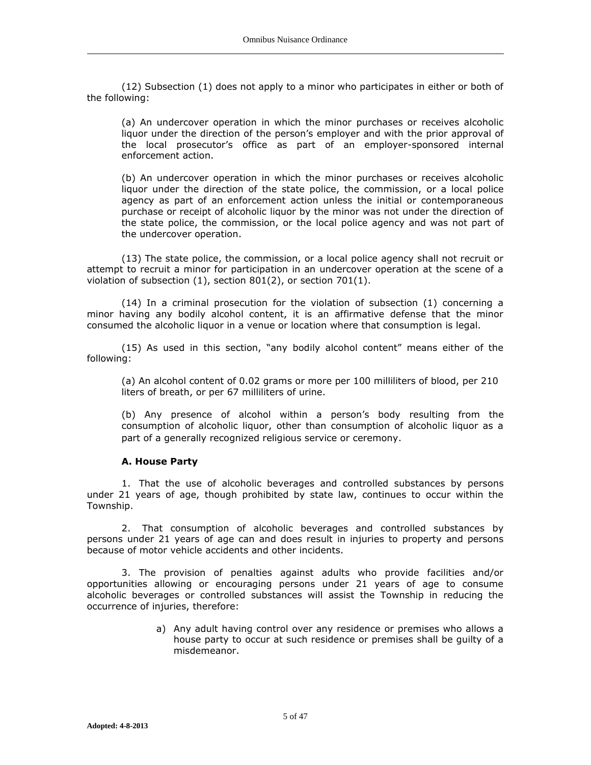(12) Subsection (1) does not apply to a minor who participates in either or both of the following:

(a) An undercover operation in which the minor purchases or receives alcoholic liquor under the direction of the person's employer and with the prior approval of the local prosecutor's office as part of an employer-sponsored internal enforcement action.

(b) An undercover operation in which the minor purchases or receives alcoholic liquor under the direction of the state police, the commission, or a local police agency as part of an enforcement action unless the initial or contemporaneous purchase or receipt of alcoholic liquor by the minor was not under the direction of the state police, the commission, or the local police agency and was not part of the undercover operation.

(13) The state police, the commission, or a local police agency shall not recruit or attempt to recruit a minor for participation in an undercover operation at the scene of a violation of subsection (1), section 801(2), or section 701(1).

(14) In a criminal prosecution for the violation of subsection (1) concerning a minor having any bodily alcohol content, it is an affirmative defense that the minor consumed the alcoholic liquor in a venue or location where that consumption is legal.

(15) As used in this section, "any bodily alcohol content" means either of the following:

(a) An alcohol content of 0.02 grams or more per 100 milliliters of blood, per 210 liters of breath, or per 67 milliliters of urine.

(b) Any presence of alcohol within a person's body resulting from the consumption of alcoholic liquor, other than consumption of alcoholic liquor as a part of a generally recognized religious service or ceremony.

**A. House Party**

1. That the use of alcoholic beverages and controlled substances by persons under 21 years of age, though prohibited by state law, continues to occur within the Township.

2. That consumption of alcoholic beverages and controlled substances by persons under 21 years of age can and does result in injuries to property and persons because of motor vehicle accidents and other incidents.

3. The provision of penalties against adults who provide facilities and/or opportunities allowing or encouraging persons under 21 years of age to consume alcoholic beverages or controlled substances will assist the Township in reducing the occurrence of injuries, therefore:

a) Any adult having control over any residence or premises who allows a house party to occur at such residence or premises shall be guilty of a misdemeanor.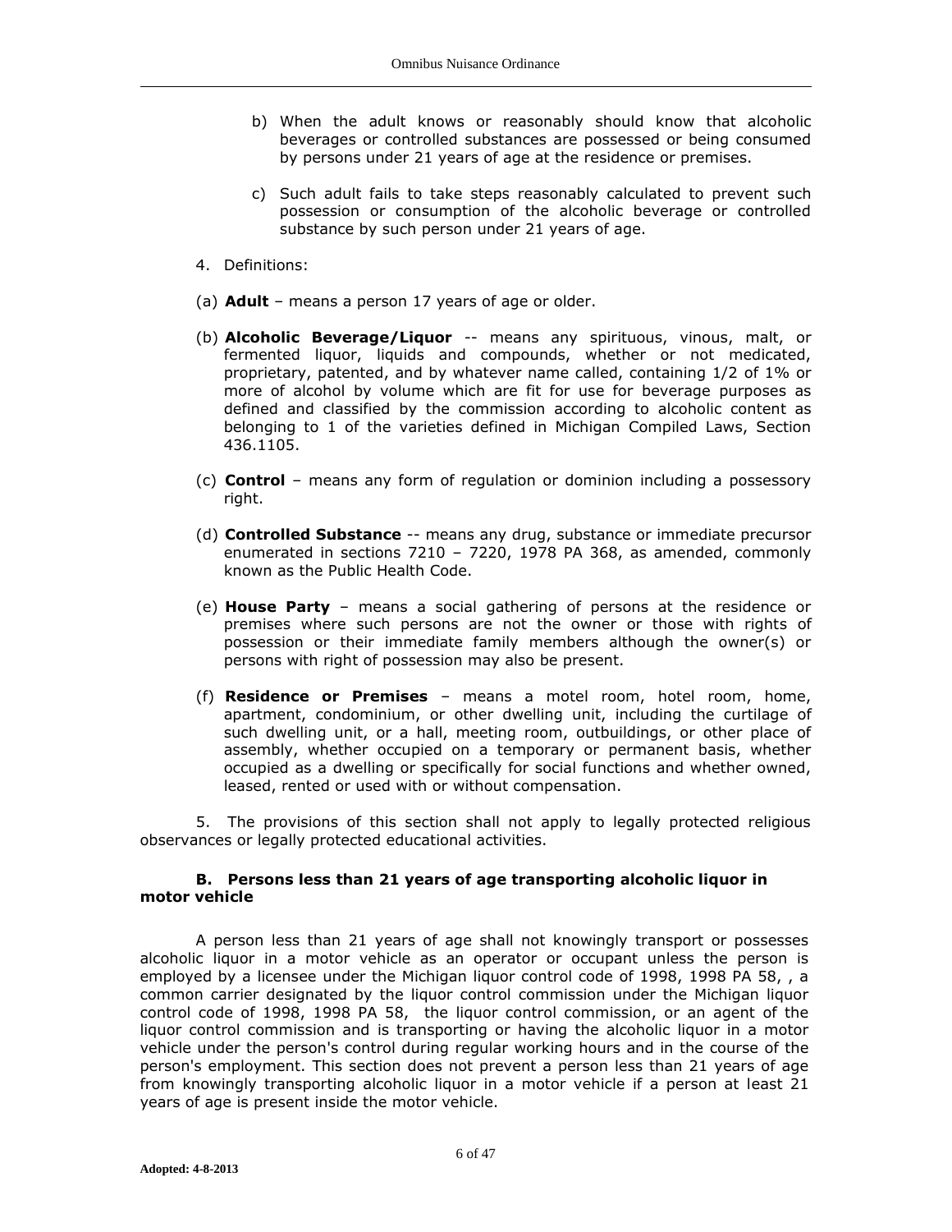b) When the adult knows or reasonably should know that alcoholic beverages or controlled substances are possessed or being consumed by persons under 21 years of age at the residence or premises.

c) Such adult fails to take steps reasonably calculated to prevent such possession or consumption of the alcoholic beverage or controlled substance by such person under 21 years of age.

4. Definitions:

(a) **Adult** – means a person 17 years of age or older.

(b) **Alcoholic Beverage/Liquor** -- means any spirituous, vinous, malt, or fermented liquor, liquids and compounds, whether or not medicated, proprietary, patented, and by whatever name called, containing 1/2 of 1% or more of alcohol by volume which are fit for use for beverage purposes as defined and classified by the commission according to alcoholic content as belonging to 1 of the varieties defined in Michigan Compiled Laws, Section 436.1105.

(c) **Control** – means any form of regulation or dominion including a possessory right.

(d) **Controlled Substance** -- means any drug, substance or immediate precursor enumerated in sections 7210 – 7220, 1978 PA 368, as amended, commonly known as the Public Health Code.

(e) **House Party** – means a social gathering of persons at the residence or premises where such persons are not the owner or those with rights of possession or their immediate family members although the owner(s) or persons with right of possession may also be present.

(f) **Residence or Premises** – means a motel room, hotel room, home, apartment, condominium, or other dwelling unit, including the curtilage of such dwelling unit, or a hall, meeting room, outbuildings, or other place of assembly, whether occupied on a temporary or permanent basis, whether occupied as a dwelling or specifically for social functions and whether owned, leased, rented or used with or without compensation.

5. The provisions of this section shall not apply to legally protected religious observances or legally protected educational activities.

**B. Persons less than 21 years of age transporting alcoholic liquor in motor vehicle**

A person less than 21 years of age shall not knowingly transport or possesses alcoholic liquor in a motor vehicle as an operator or occupant unless the person is employed by a licensee under the Michigan liquor control code of 1998, 1998 PA 58, , a common carrier designated by the liquor control commission under the Michigan liquor control code of 1998, 1998 PA 58, the liquor control commission, or an agent of the liquor control commission and is transporting or having the alcoholic liquor in a motor vehicle under the person's control during regular working hours and in the course of the person's employment. This section does not prevent a person less than 21 years of age from knowingly transporting alcoholic liquor in a motor vehicle if a person at least 21 years of age is present inside the motor vehicle.

Adopted: 4-8-2013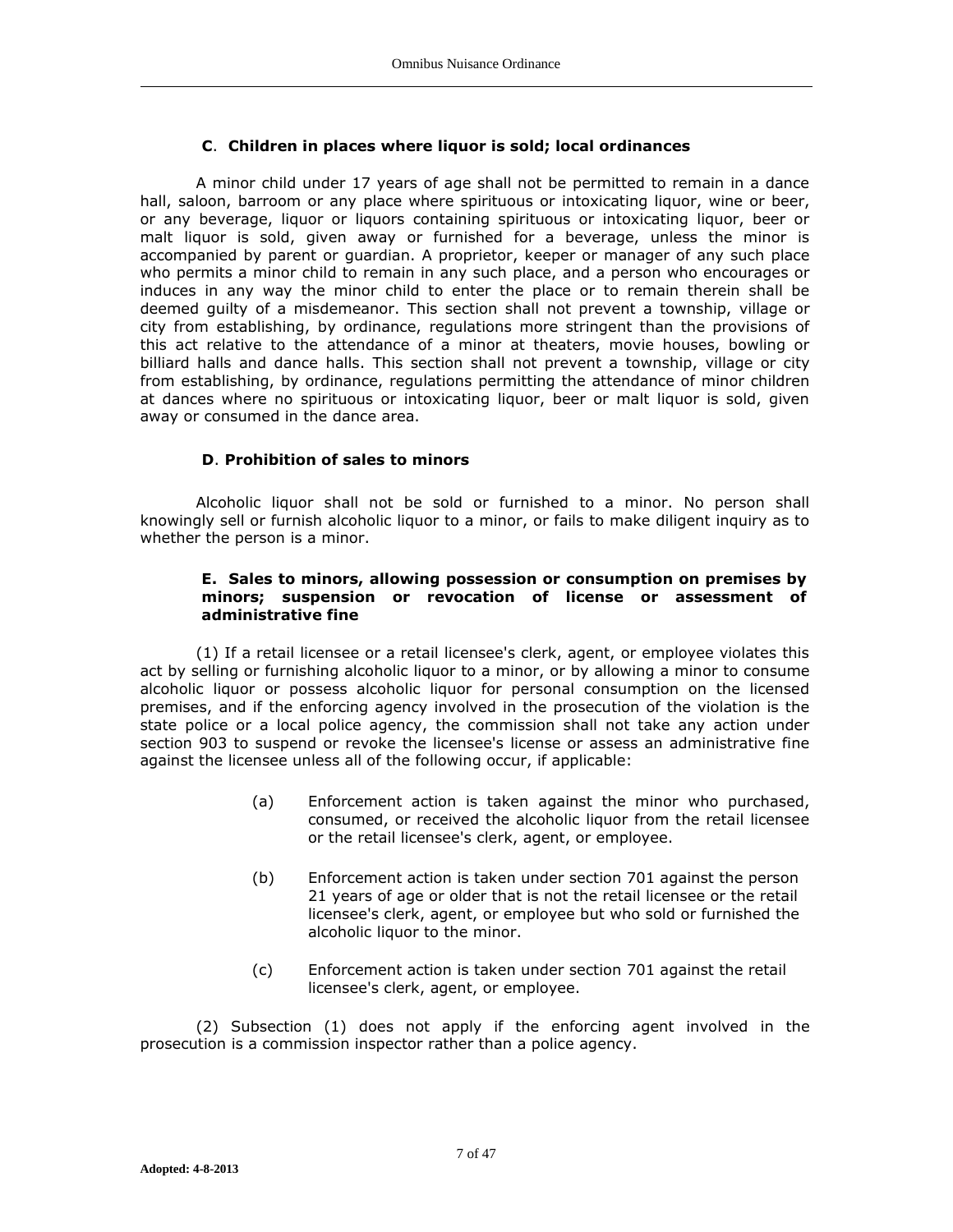### **C**. **Children in places where liquor is sold; local ordinances**

A minor child under 17 years of age shall not be permitted to remain in a dance hall, saloon, barroom or any place where spirituous or intoxicating liquor, wine or beer, or any beverage, liquor or liquors containing spirituous or intoxicating liquor, beer or malt liquor is sold, given away or furnished for a beverage, unless the minor is accompanied by parent or guardian. A proprietor, keeper or manager of any such place who permits a minor child to remain in any such place, and a person who encourages or induces in any way the minor child to enter the place or to remain therein shall be deemed guilty of a misdemeanor. This section shall not prevent a township, village or city from establishing, by ordinance, regulations more stringent than the provisions of this act relative to the attendance of a minor at theaters, movie houses, bowling or billiard halls and dance halls. This section shall not prevent a township, village or city from establishing, by ordinance, regulations permitting the attendance of minor children at dances where no spirituous or intoxicating liquor, beer or malt liquor is sold, given away or consumed in the dance area.

### **D**. **Prohibition of sales to minors**

Alcoholic liquor shall not be sold or furnished to a minor. No person shall knowingly sell or furnish alcoholic liquor to a minor, or fails to make diligent inquiry as to whether the person is a minor.

### **E. Sales to minors, allowing possession or consumption on premises by minors; suspension or revocation of license or assessment of administrative fine**

(1) If a retail licensee or a retail licensee's clerk, agent, or employee violates this act by selling or furnishing alcoholic liquor to a minor, or by allowing a minor to consume alcoholic liquor or possess alcoholic liquor for personal consumption on the licensed premises, and if the enforcing agency involved in the prosecution of the violation is the state police or a local police agency, the commission shall not take any action under section 903 to suspend or revoke the licensee's license or assess an administrative fine against the licensee unless all of the following occur, if applicable:

(a) Enforcement action is taken against the minor who purchased, consumed, or received the alcoholic liquor from the retail licensee or the retail licensee's clerk, agent, or employee.

(b) Enforcement action is taken under section 701 against the person 21 years of age or older that is not the retail licensee or the retail licensee's clerk, agent, or employee but who sold or furnished the alcoholic liquor to the minor.

(c) Enforcement action is taken under section 701 against the retail licensee's clerk, agent, or employee.

(2) Subsection (1) does not apply if the enforcing agent involved in the prosecution is a commission inspector rather than a police agency.

**Adopted: 4-8-2013**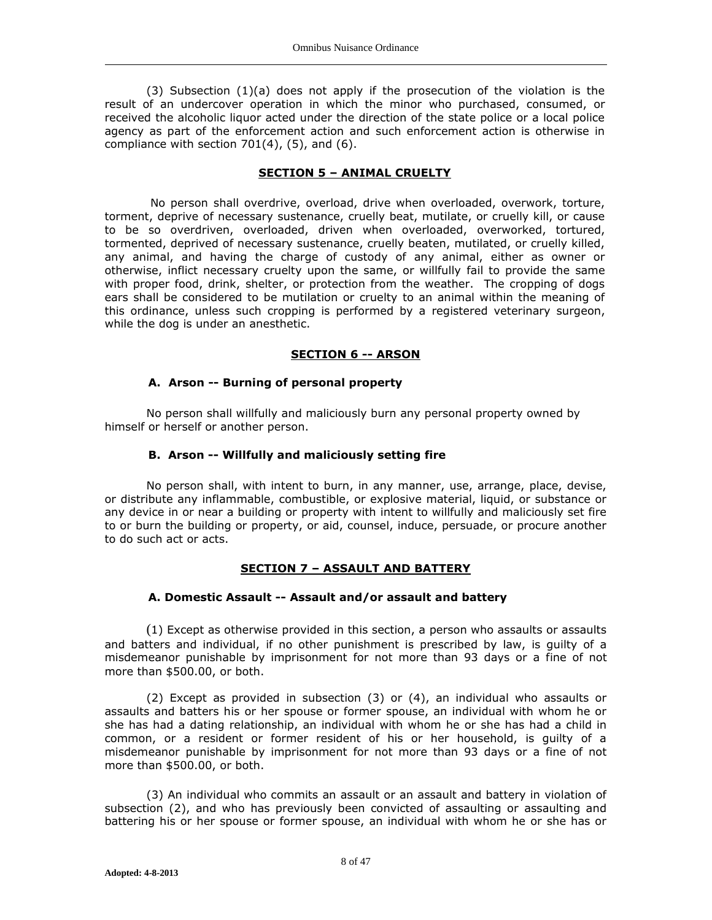(3) Subsection (1)(a) does not apply if the prosecution of the violation is the result of an undercover operation in which the minor who purchased, consumed, or received the alcoholic liquor acted under the direction of the state police or a local police agency as part of the enforcement action and such enforcement action is otherwise in compliance with section 701(4), (5), and (6).

## SECTION 5 – ANIMAL CRUELTY

No person shall overdrive, overload, drive when overloaded, overwork, torture, torment, deprive of necessary sustenance, cruelly beat, mutilate, or cruelly kill, or cause to be so overdriven, overloaded, driven when overloaded, overworked, tortured, tormented, deprived of necessary sustenance, cruelly beaten, mutilated, or cruelly killed, any animal, and having the charge of custody of any animal, either as owner or otherwise, inflict necessary cruelty upon the same, or willfully fail to provide the same with proper food, drink, shelter, or protection from the weather. The cropping of dogs ears shall be considered to be mutilation or cruelty to an animal within the meaning of this ordinance, unless such cropping is performed by a registered veterinary surgeon, while the dog is under an anesthetic.

## SECTION 6 -- ARSON

### A. Arson -- Burning of personal property

No person shall willfully and maliciously burn any personal property owned by himself or herself or another person.

### B. Arson -- Willfully and maliciously setting fire

No person shall, with intent to burn, in any manner, use, arrange, place, devise, or distribute any inflammable, combustible, or explosive material, liquid, or substance or any device in or near a building or property with intent to willfully and maliciously set fire to or burn the building or property, or aid, counsel, induce, persuade, or procure another to do such act or acts.

## SECTION 7 – ASSAULT AND BATTERY

### A. Domestic Assault -- Assault and/or assault and battery

(1) Except as otherwise provided in this section, a person who assaults or assaults and batters and individual, if no other punishment is prescribed by law, is guilty of a misdemeanor punishable by imprisonment for not more than 93 days or a fine of not more than $500.00, or both.

(2) Except as provided in subsection (3) or (4), an individual who assaults or assaults and batters his or her spouse or former spouse, an individual with whom he or she has had a dating relationship, an individual with whom he or she has had a child in common, or a resident or former resident of his or her household, is guilty of a misdemeanor punishable by imprisonment for not more than 93 days or a fine of not more than $500.00, or both.

(3) An individual who commits an assault or an assault and battery in violation of subsection (2), and who has previously been convicted of assaulting or assaulting and battering his or her spouse or former spouse, an individual with whom he or she has or

Adopted: 4-8-2013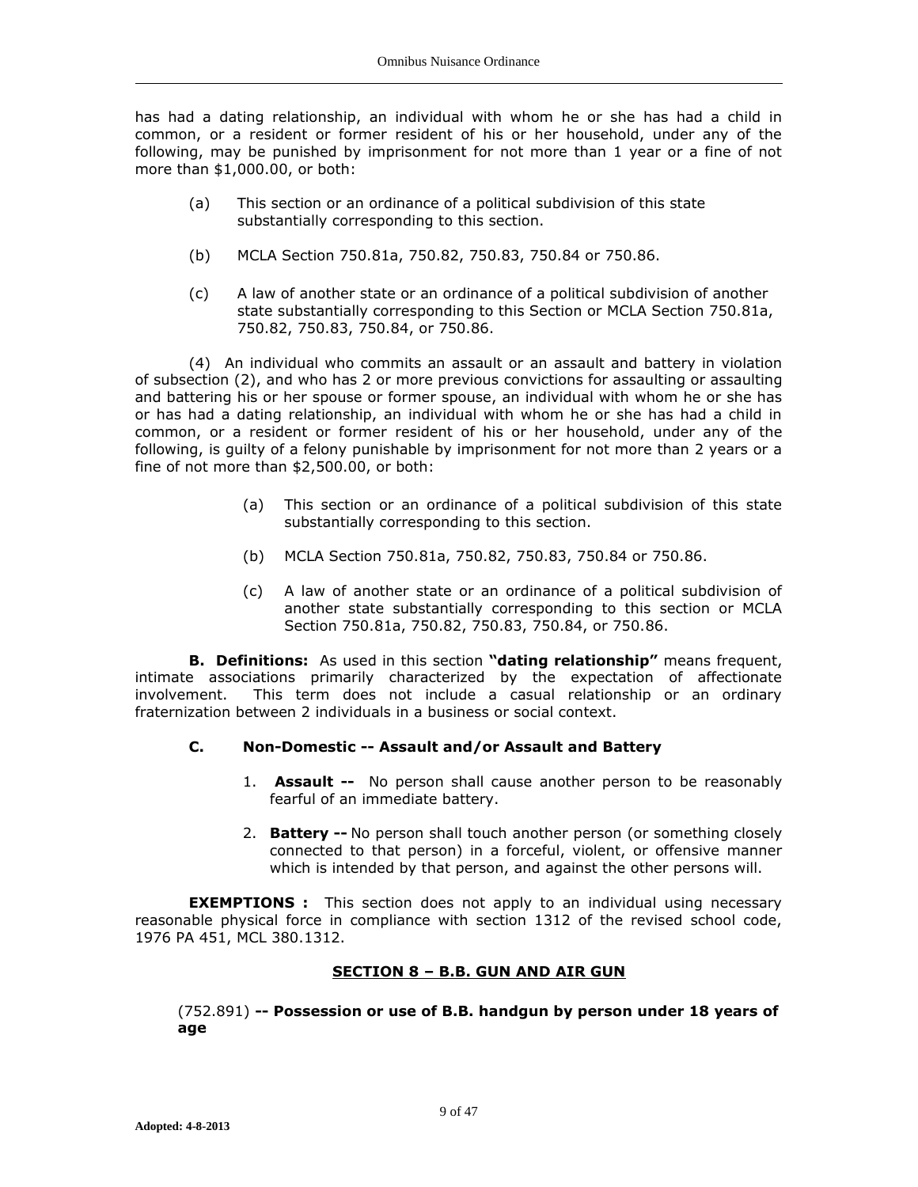has had a dating relationship, an individual with whom he or she has had a child in common, or a resident or former resident of his or her household, under any of the following, may be punished by imprisonment for not more than 1 year or a fine of not more than $1,000.00, or both:

(a) This section or an ordinance of a political subdivision of this state substantially corresponding to this section.

(b) MCLA Section 750.81a, 750.82, 750.83, 750.84 or 750.86.

(c) A law of another state or an ordinance of a political subdivision of another state substantially corresponding to this Section or MCLA Section 750.81a, 750.82, 750.83, 750.84, or 750.86.

(4) An individual who commits an assault or an assault and battery in violation of subsection (2), and who has 2 or more previous convictions for assaulting or assaulting and battering his or her spouse or former spouse, an individual with whom he or she has or has had a dating relationship, an individual with whom he or she has had a child in common, or a resident or former resident of his or her household, under any of the following, is guilty of a felony punishable by imprisonment for not more than 2 years or a fine of not more than $2,500.00, or both:

(a) This section or an ordinance of a political subdivision of this state substantially corresponding to this section.

(b) MCLA Section 750.81a, 750.82, 750.83, 750.84 or 750.86.

(c) A law of another state or an ordinance of a political subdivision of another state substantially corresponding to this section or MCLA Section 750.81a, 750.82, 750.83, 750.84, or 750.86.

**B. Definitions:** As used in this section **"dating relationship"** means frequent, intimate associations primarily characterized by the expectation of affectionate involvement. This term does not include a casual relationship or an ordinary fraternization between 2 individuals in a business or social context.

**C. Non-Domestic -- Assault and/or Assault and Battery**

1. **Assault --** No person shall cause another person to be reasonably fearful of an immediate battery.

2. **Battery --** No person shall touch another person (or something closely connected to that person) in a forceful, violent, or offensive manner which is intended by that person, and against the other persons will.

**EXEMPTIONS :** This section does not apply to an individual using necessary reasonable physical force in compliance with section 1312 of the revised school code, 1976 PA 451, MCL 380.1312.

## SECTION 8 – B.B. GUN AND AIR GUN

(752.891) **-- Possession or use of B.B. handgun by person under 18 years of age**

Adopted: 4-8-2013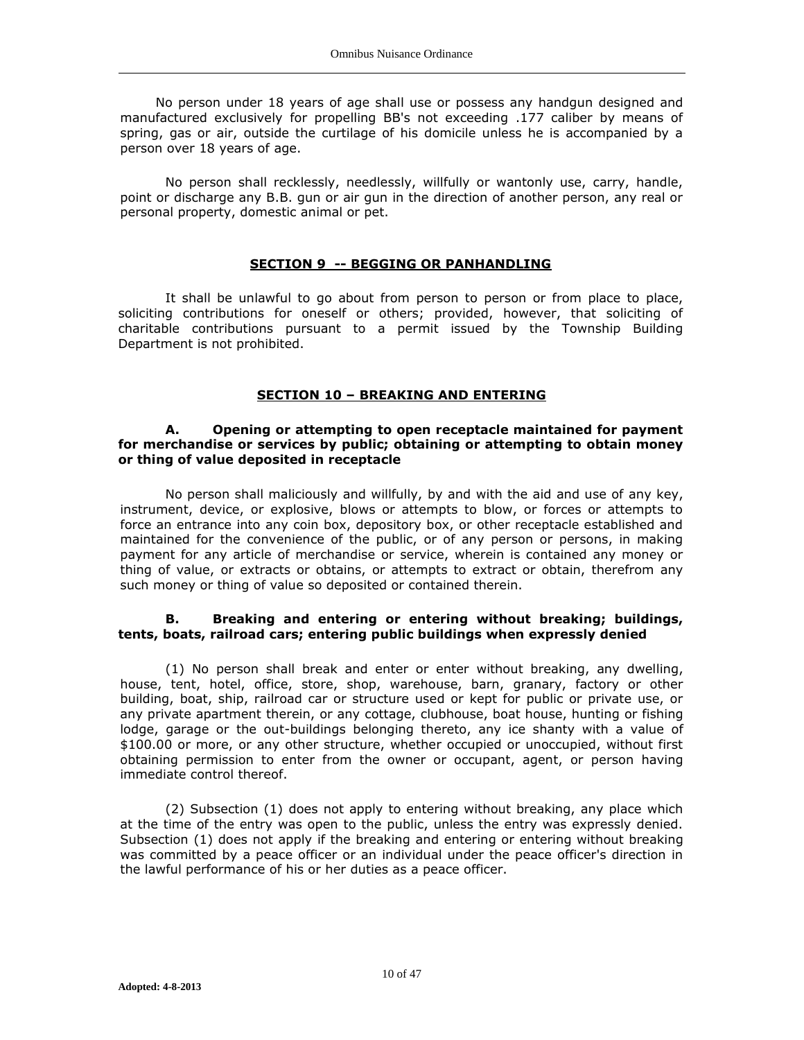No person under 18 years of age shall use or possess any handgun designed and manufactured exclusively for propelling BB's not exceeding .177 caliber by means of spring, gas or air, outside the curtilage of his domicile unless he is accompanied by a person over 18 years of age.

No person shall recklessly, needlessly, willfully or wantonly use, carry, handle, point or discharge any B.B. gun or air gun in the direction of another person, any real or personal property, domestic animal or pet.

## SECTION 9 -- BEGGING OR PANHANDLING

It shall be unlawful to go about from person to person or from place to place, soliciting contributions for oneself or others; provided, however, that soliciting of charitable contributions pursuant to a permit issued by the Township Building Department is not prohibited.

## SECTION 10 – BREAKING AND ENTERING

### A. Opening or attempting to open receptacle maintained for payment for merchandise or services by public; obtaining or attempting to obtain money or thing of value deposited in receptacle

No person shall maliciously and willfully, by and with the aid and use of any key, instrument, device, or explosive, blows or attempts to blow, or forces or attempts to force an entrance into any coin box, depository box, or other receptacle established and maintained for the convenience of the public, or of any person or persons, in making payment for any article of merchandise or service, wherein is contained any money or thing of value, or extracts or obtains, or attempts to extract or obtain, therefrom any such money or thing of value so deposited or contained therein.

### B. Breaking and entering or entering without breaking; buildings, tents, boats, railroad cars; entering public buildings when expressly denied

(1) No person shall break and enter or enter without breaking, any dwelling, house, tent, hotel, office, store, shop, warehouse, barn, granary, factory or other building, boat, ship, railroad car or structure used or kept for public or private use, or any private apartment therein, or any cottage, clubhouse, boat house, hunting or fishing lodge, garage or the out-buildings belonging thereto, any ice shanty with a value of $100.00 or more, or any other structure, whether occupied or unoccupied, without first obtaining permission to enter from the owner or occupant, agent, or person having immediate control thereof.

(2) Subsection (1) does not apply to entering without breaking, any place which at the time of the entry was open to the public, unless the entry was expressly denied. Subsection (1) does not apply if the breaking and entering or entering without breaking was committed by a peace officer or an individual under the peace officer's direction in the lawful performance of his or her duties as a peace officer.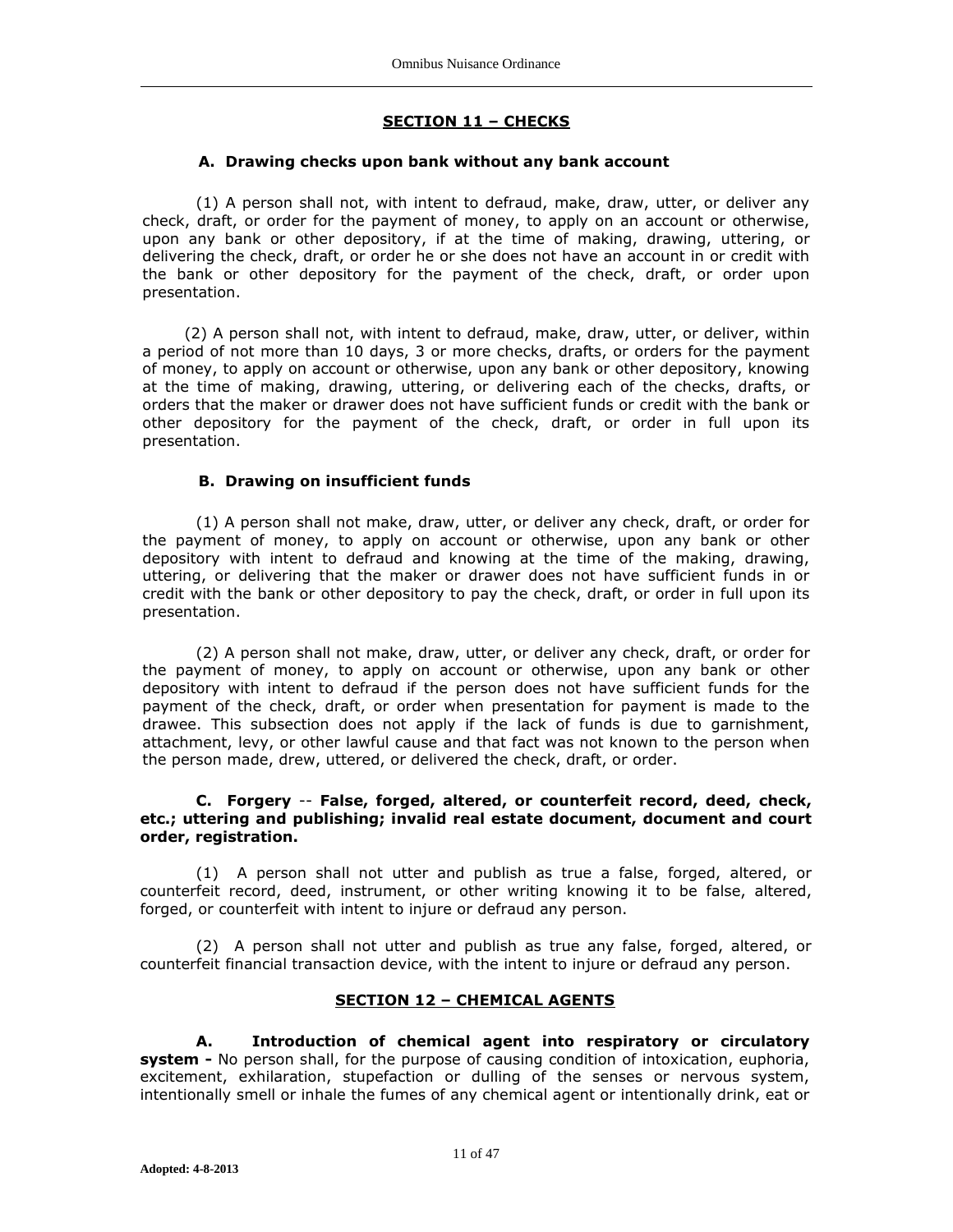## SECTION 11 – CHECKS

### A. Drawing checks upon bank without any bank account

(1) A person shall not, with intent to defraud, make, draw, utter, or deliver any check, draft, or order for the payment of money, to apply on an account or otherwise, upon any bank or other depository, if at the time of making, drawing, uttering, or delivering the check, draft, or order he or she does not have an account in or credit with the bank or other depository for the payment of the check, draft, or order upon presentation.

(2) A person shall not, with intent to defraud, make, draw, utter, or deliver, within a period of not more than 10 days, 3 or more checks, drafts, or orders for the payment of money, to apply on account or otherwise, upon any bank or other depository, knowing at the time of making, drawing, uttering, or delivering each of the checks, drafts, or orders that the maker or drawer does not have sufficient funds or credit with the bank or other depository for the payment of the check, draft, or order in full upon its presentation.

### B. Drawing on insufficient funds

(1) A person shall not make, draw, utter, or deliver any check, draft, or order for the payment of money, to apply on account or otherwise, upon any bank or other depository with intent to defraud and knowing at the time of the making, drawing, uttering, or delivering that the maker or drawer does not have sufficient funds in or credit with the bank or other depository to pay the check, draft, or order in full upon its presentation.

(2) A person shall not make, draw, utter, or deliver any check, draft, or order for the payment of money, to apply on account or otherwise, upon any bank or other depository with intent to defraud if the person does not have sufficient funds for the payment of the check, draft, or order when presentation for payment is made to the drawee. This subsection does not apply if the lack of funds is due to garnishment, attachment, levy, or other lawful cause and that fact was not known to the person when the person made, drew, uttered, or delivered the check, draft, or order.

### C. Forgery -- False, forged, altered, or counterfeit record, deed, check, etc.; uttering and publishing; invalid real estate document, document and court order, registration.

(1) A person shall not utter and publish as true a false, forged, altered, or counterfeit record, deed, instrument, or other writing knowing it to be false, altered, forged, or counterfeit with intent to injure or defraud any person.

(2) A person shall not utter and publish as true any false, forged, altered, or counterfeit financial transaction device, with the intent to injure or defraud any person.

## SECTION 12 – CHEMICAL AGENTS

**A. Introduction of chemical agent into respiratory or circulatory system -** No person shall, for the purpose of causing condition of intoxication, euphoria, excitement, exhilaration, stupefaction or dulling of the senses or nervous system, intentionally smell or inhale the fumes of any chemical agent or intentionally drink, eat or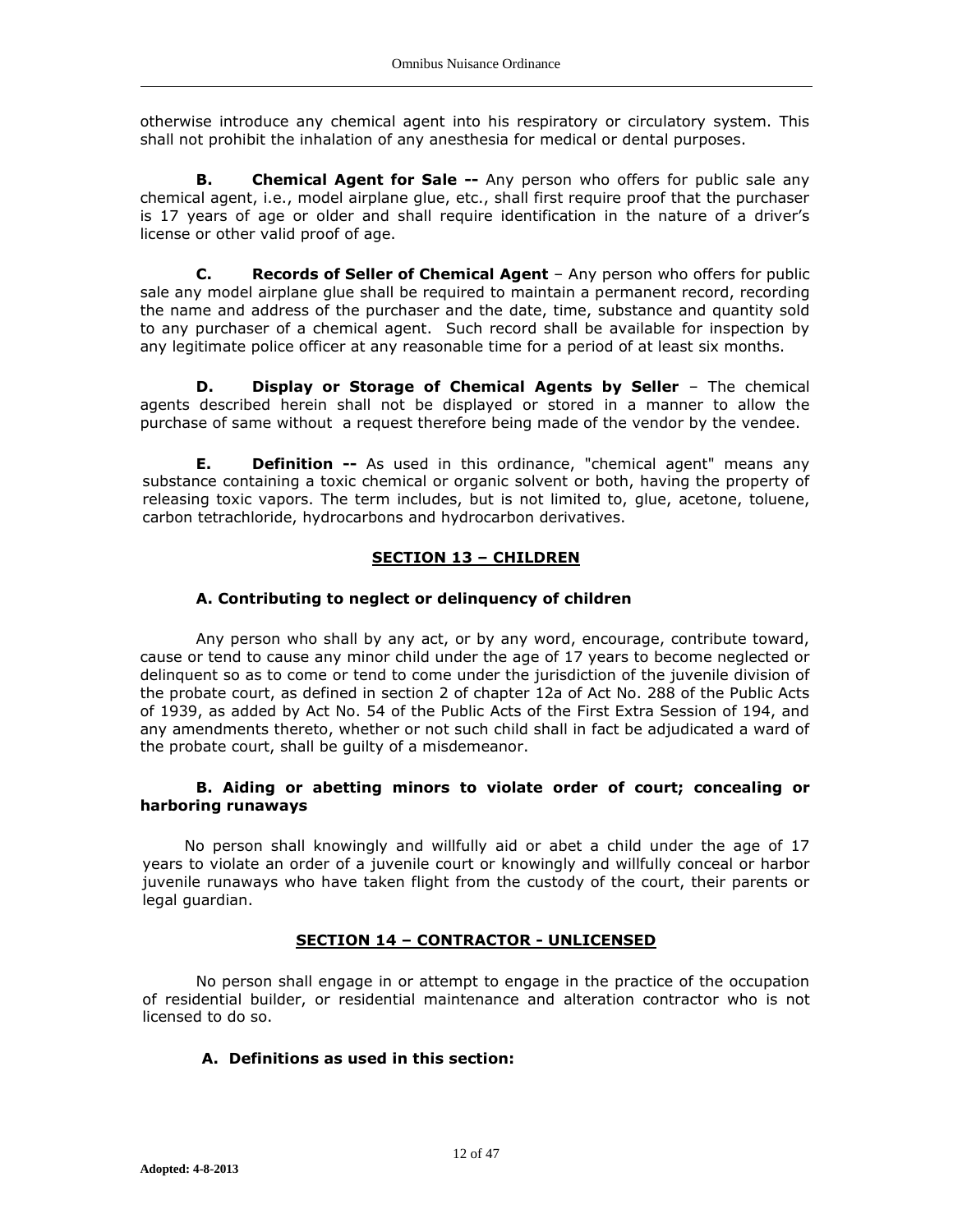otherwise introduce any chemical agent into his respiratory or circulatory system. This shall not prohibit the inhalation of any anesthesia for medical or dental purposes.

**B. Chemical Agent for Sale --** Any person who offers for public sale any chemical agent, i.e., model airplane glue, etc., shall first require proof that the purchaser is 17 years of age or older and shall require identification in the nature of a driver's license or other valid proof of age.

**C. Records of Seller of Chemical Agent** – Any person who offers for public sale any model airplane glue shall be required to maintain a permanent record, recording the name and address of the purchaser and the date, time, substance and quantity sold to any purchaser of a chemical agent. Such record shall be available for inspection by any legitimate police officer at any reasonable time for a period of at least six months.

**D. Display or Storage of Chemical Agents by Seller** – The chemical agents described herein shall not be displayed or stored in a manner to allow the purchase of same without a request therefore being made of the vendor by the vendee.

**E. Definition --** As used in this ordinance, "chemical agent" means any substance containing a toxic chemical or organic solvent or both, having the property of releasing toxic vapors. The term includes, but is not limited to, glue, acetone, toluene, carbon tetrachloride, hydrocarbons and hydrocarbon derivatives.

## SECTION 13 – CHILDREN

### A. Contributing to neglect or delinquency of children

Any person who shall by any act, or by any word, encourage, contribute toward, cause or tend to cause any minor child under the age of 17 years to become neglected or delinquent so as to come or tend to come under the jurisdiction of the juvenile division of the probate court, as defined in section 2 of chapter 12a of Act No. 288 of the Public Acts of 1939, as added by Act No. 54 of the Public Acts of the First Extra Session of 194, and any amendments thereto, whether or not such child shall in fact be adjudicated a ward of the probate court, shall be guilty of a misdemeanor.

### B. Aiding or abetting minors to violate order of court; concealing or harboring runaways

No person shall knowingly and willfully aid or abet a child under the age of 17 years to violate an order of a juvenile court or knowingly and willfully conceal or harbor juvenile runaways who have taken flight from the custody of the court, their parents or legal guardian.

## SECTION 14 – CONTRACTOR - UNLICENSED

No person shall engage in or attempt to engage in the practice of the occupation of residential builder, or residential maintenance and alteration contractor who is not licensed to do so.

### A. Definitions as used in this section: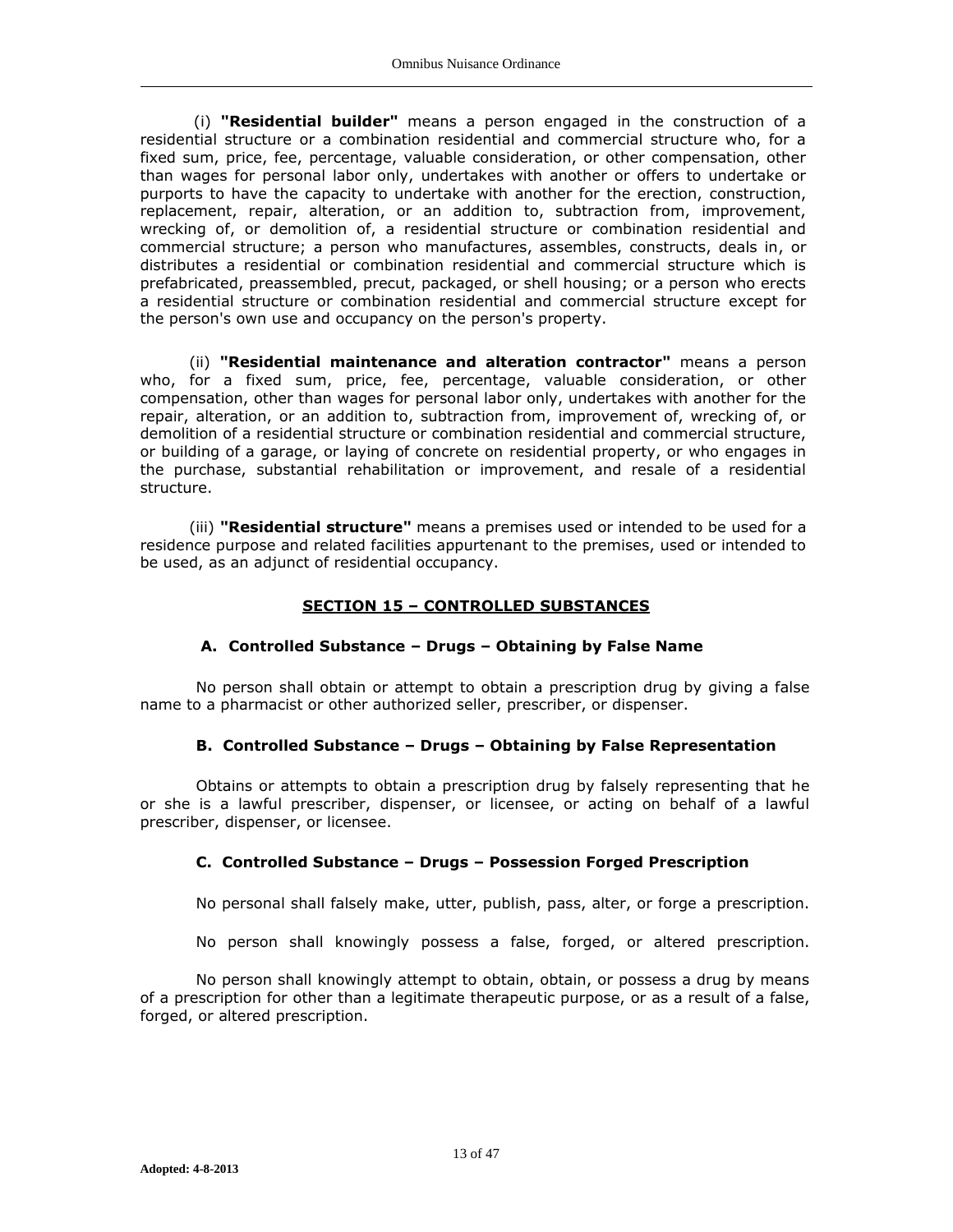(i) **"Residential builder"** means a person engaged in the construction of a residential structure or a combination residential and commercial structure who, for a fixed sum, price, fee, percentage, valuable consideration, or other compensation, other than wages for personal labor only, undertakes with another or offers to undertake or purports to have the capacity to undertake with another for the erection, construction, replacement, repair, alteration, or an addition to, subtraction from, improvement, wrecking of, or demolition of, a residential structure or combination residential and commercial structure; a person who manufactures, assembles, constructs, deals in, or distributes a residential or combination residential and commercial structure which is prefabricated, preassembled, precut, packaged, or shell housing; or a person who erects a residential structure or combination residential and commercial structure except for the person's own use and occupancy on the person's property.

(ii) **"Residential maintenance and alteration contractor"** means a person who, for a fixed sum, price, fee, percentage, valuable consideration, or other compensation, other than wages for personal labor only, undertakes with another for the repair, alteration, or an addition to, subtraction from, improvement of, wrecking of, or demolition of a residential structure or combination residential and commercial structure, or building of a garage, or laying of concrete on residential property, or who engages in the purchase, substantial rehabilitation or improvement, and resale of a residential structure.

(iii) **"Residential structure"** means a premises used or intended to be used for a residence purpose and related facilities appurtenant to the premises, used or intended to be used, as an adjunct of residential occupancy.

## SECTION 15 – CONTROLLED SUBSTANCES

### A. Controlled Substance – Drugs – Obtaining by False Name

No person shall obtain or attempt to obtain a prescription drug by giving a false name to a pharmacist or other authorized seller, prescriber, or dispenser.

### B. Controlled Substance – Drugs – Obtaining by False Representation

Obtains or attempts to obtain a prescription drug by falsely representing that he or she is a lawful prescriber, dispenser, or licensee, or acting on behalf of a lawful prescriber, dispenser, or licensee.

### C. Controlled Substance – Drugs – Possession Forged Prescription

No personal shall falsely make, utter, publish, pass, alter, or forge a prescription.

No person shall knowingly possess a false, forged, or altered prescription.

No person shall knowingly attempt to obtain, obtain, or possess a drug by means of a prescription for other than a legitimate therapeutic purpose, or as a result of a false, forged, or altered prescription.

**Adopted: 4-8-2013**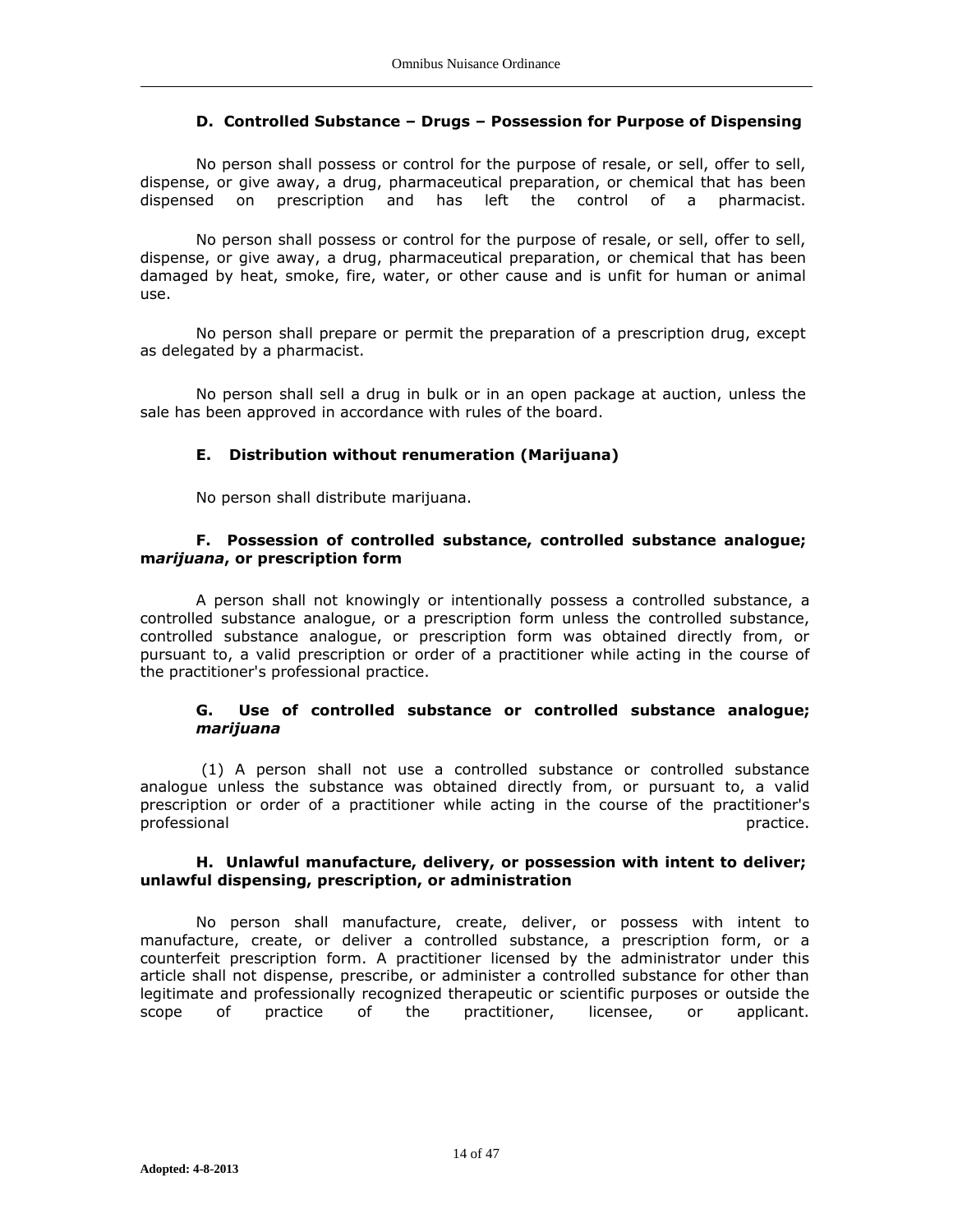### D. Controlled Substance – Drugs – Possession for Purpose of Dispensing

No person shall possess or control for the purpose of resale, or sell, offer to sell, dispense, or give away, a drug, pharmaceutical preparation, or chemical that has been dispensed on prescription and has left the control of a pharmacist.

No person shall possess or control for the purpose of resale, or sell, offer to sell, dispense, or give away, a drug, pharmaceutical preparation, or chemical that has been damaged by heat, smoke, fire, water, or other cause and is unfit for human or animal use.

No person shall prepare or permit the preparation of a prescription drug, except as delegated by a pharmacist.

No person shall sell a drug in bulk or in an open package at auction, unless the sale has been approved in accordance with rules of the board.

### E. Distribution without renumeration (Marijuana)

No person shall distribute marijuana.

### F. Possession of controlled substance, controlled substance analogue; m*arijuana*, or prescription form

A person shall not knowingly or intentionally possess a controlled substance, a controlled substance analogue, or a prescription form unless the controlled substance, controlled substance analogue, or prescription form was obtained directly from, or pursuant to, a valid prescription or order of a practitioner while acting in the course of the practitioner's professional practice.

### G. Use of controlled substance or controlled substance analogue; *marijuana*

(1) A person shall not use a controlled substance or controlled substance analogue unless the substance was obtained directly from, or pursuant to, a valid prescription or order of a practitioner while acting in the course of the practitioner's professional practice.

### H. Unlawful manufacture, delivery, or possession with intent to deliver; unlawful dispensing, prescription, or administration

No person shall manufacture, create, deliver, or possess with intent to manufacture, create, or deliver a controlled substance, a prescription form, or a counterfeit prescription form. A practitioner licensed by the administrator under this article shall not dispense, prescribe, or administer a controlled substance for other than legitimate and professionally recognized therapeutic or scientific purposes or outside the scope of practice of the practitioner, licensee, or applicant.

Adopted: 4-8-2013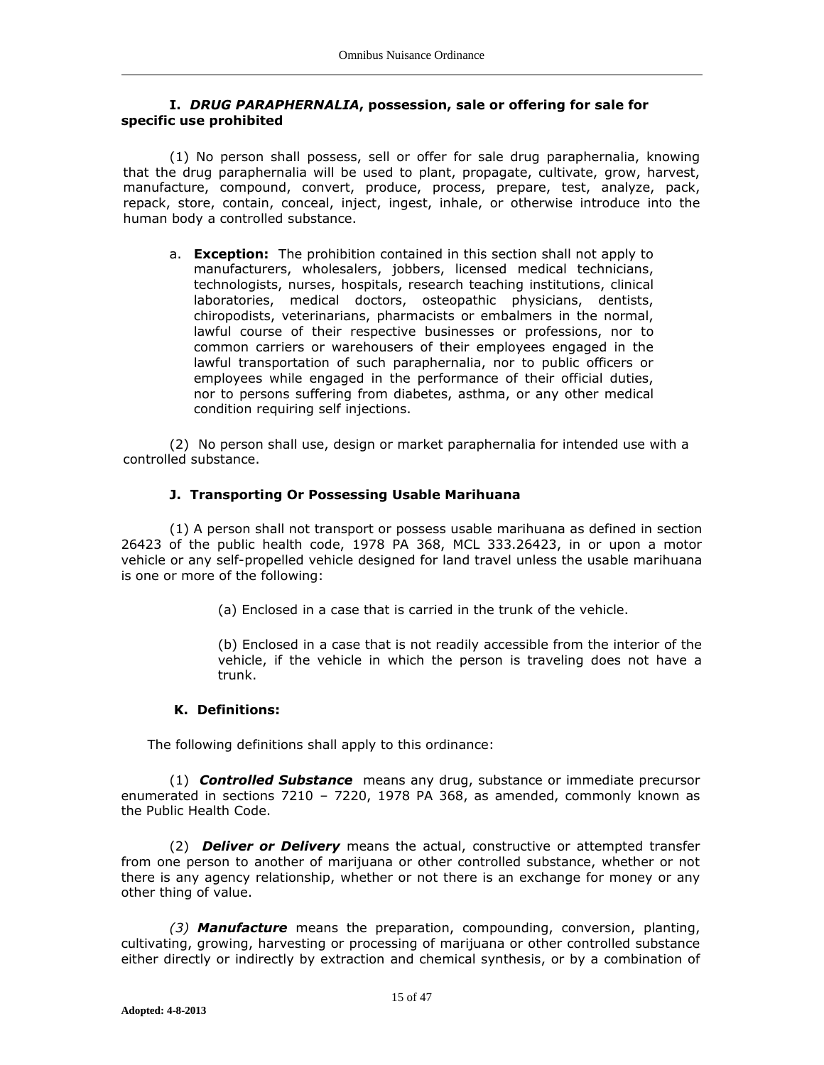### I. *DRUG PARAPHERNALIA*, possession, sale or offering for sale for specific use prohibited

(1) No person shall possess, sell or offer for sale drug paraphernalia, knowing that the drug paraphernalia will be used to plant, propagate, cultivate, grow, harvest, manufacture, compound, convert, produce, process, prepare, test, analyze, pack, repack, store, contain, conceal, inject, ingest, inhale, or otherwise introduce into the human body a controlled substance.

a. **Exception:** The prohibition contained in this section shall not apply to manufacturers, wholesalers, jobbers, licensed medical technicians, technologists, nurses, hospitals, research teaching institutions, clinical laboratories, medical doctors, osteopathic physicians, dentists, chiropodists, veterinarians, pharmacists or embalmers in the normal, lawful course of their respective businesses or professions, nor to common carriers or warehousers of their employees engaged in the lawful transportation of such paraphernalia, nor to public officers or employees while engaged in the performance of their official duties, nor to persons suffering from diabetes, asthma, or any other medical condition requiring self injections.

(2) No person shall use, design or market paraphernalia for intended use with a controlled substance.

### J. Transporting Or Possessing Usable Marihuana

(1) A person shall not transport or possess usable marihuana as defined in section 26423 of the public health code, 1978 PA 368, MCL 333.26423, in or upon a motor vehicle or any self-propelled vehicle designed for land travel unless the usable marihuana is one or more of the following:

(a) Enclosed in a case that is carried in the trunk of the vehicle.

(b) Enclosed in a case that is not readily accessible from the interior of the vehicle, if the vehicle in which the person is traveling does not have a trunk.

### K. Definitions:

The following definitions shall apply to this ordinance:

(1) ***Controlled Substance*** means any drug, substance or immediate precursor enumerated in sections 7210 – 7220, 1978 PA 368, as amended, commonly known as the Public Health Code.

(2) ***Deliver or Delivery*** means the actual, constructive or attempted transfer from one person to another of marijuana or other controlled substance, whether or not there is any agency relationship, whether or not there is an exchange for money or any other thing of value.

*(3)* ***Manufacture*** means the preparation, compounding, conversion, planting, cultivating, growing, harvesting or processing of marijuana or other controlled substance either directly or indirectly by extraction and chemical synthesis, or by a combination of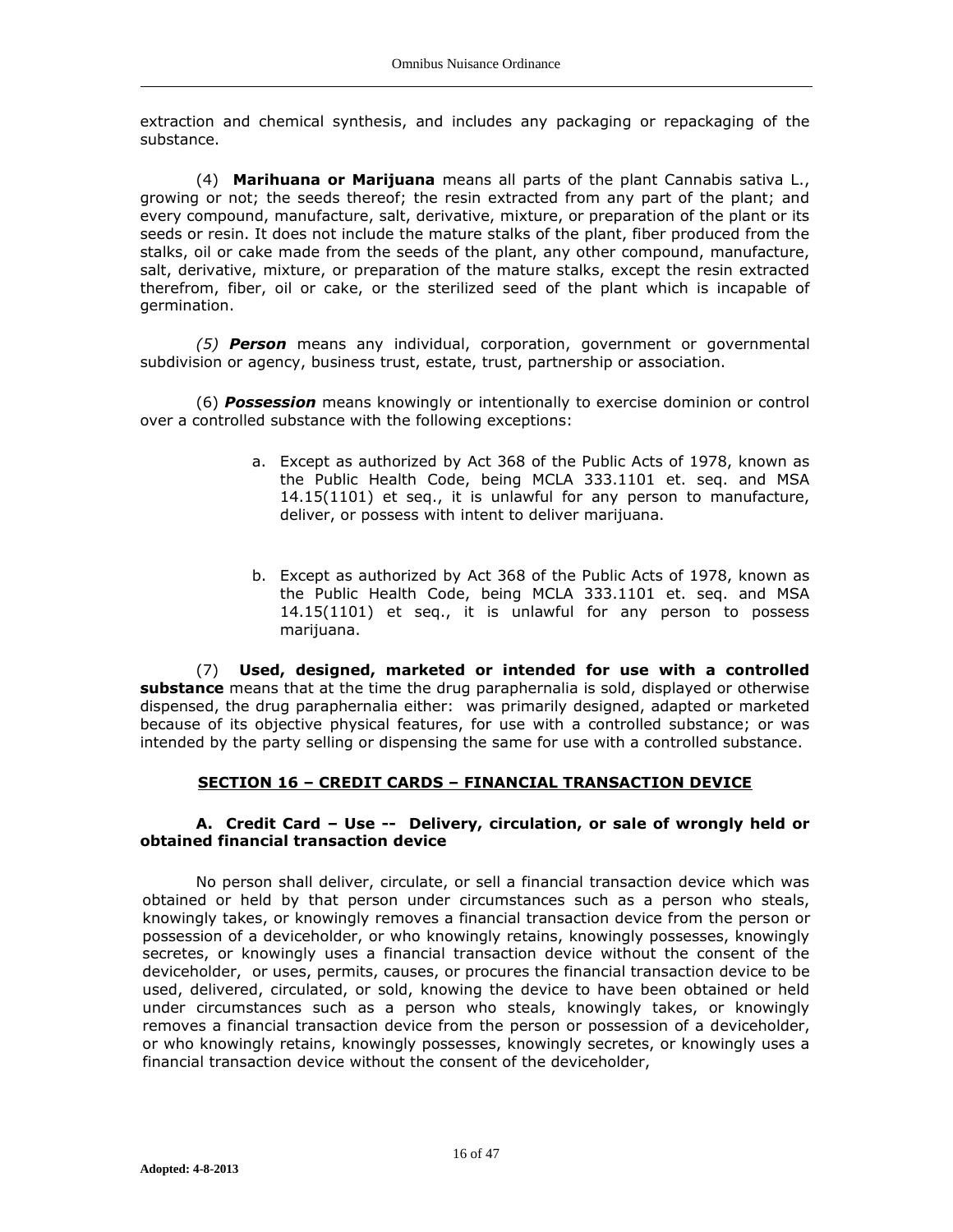extraction and chemical synthesis, and includes any packaging or repackaging of the substance.

(4) **Marihuana or Marijuana** means all parts of the plant Cannabis sativa L., growing or not; the seeds thereof; the resin extracted from any part of the plant; and every compound, manufacture, salt, derivative, mixture, or preparation of the plant or its seeds or resin. It does not include the mature stalks of the plant, fiber produced from the stalks, oil or cake made from the seeds of the plant, any other compound, manufacture, salt, derivative, mixture, or preparation of the mature stalks, except the resin extracted therefrom, fiber, oil or cake, or the sterilized seed of the plant which is incapable of germination.

*(5)* ***Person*** means any individual, corporation, government or governmental subdivision or agency, business trust, estate, trust, partnership or association.

(6) ***Possession*** means knowingly or intentionally to exercise dominion or control over a controlled substance with the following exceptions:

a. Except as authorized by Act 368 of the Public Acts of 1978, known as the Public Health Code, being MCLA 333.1101 et. seq. and MSA 14.15(1101) et seq., it is unlawful for any person to manufacture, deliver, or possess with intent to deliver marijuana.

b. Except as authorized by Act 368 of the Public Acts of 1978, known as the Public Health Code, being MCLA 333.1101 et. seq. and MSA 14.15(1101) et seq., it is unlawful for any person to possess marijuana.

(7) **Used, designed, marketed or intended for use with a controlled substance** means that at the time the drug paraphernalia is sold, displayed or otherwise dispensed, the drug paraphernalia either: was primarily designed, adapted or marketed because of its objective physical features, for use with a controlled substance; or was intended by the party selling or dispensing the same for use with a controlled substance.

## SECTION 16 – CREDIT CARDS – FINANCIAL TRANSACTION DEVICE

### A. Credit Card – Use -- Delivery, circulation, or sale of wrongly held or obtained financial transaction device

No person shall deliver, circulate, or sell a financial transaction device which was obtained or held by that person under circumstances such as a person who steals, knowingly takes, or knowingly removes a financial transaction device from the person or possession of a deviceholder, or who knowingly retains, knowingly possesses, knowingly secretes, or knowingly uses a financial transaction device without the consent of the deviceholder, or uses, permits, causes, or procures the financial transaction device to be used, delivered, circulated, or sold, knowing the device to have been obtained or held under circumstances such as a person who steals, knowingly takes, or knowingly removes a financial transaction device from the person or possession of a deviceholder, or who knowingly retains, knowingly possesses, knowingly secretes, or knowingly uses a financial transaction device without the consent of the deviceholder,

Adopted: 4-8-2013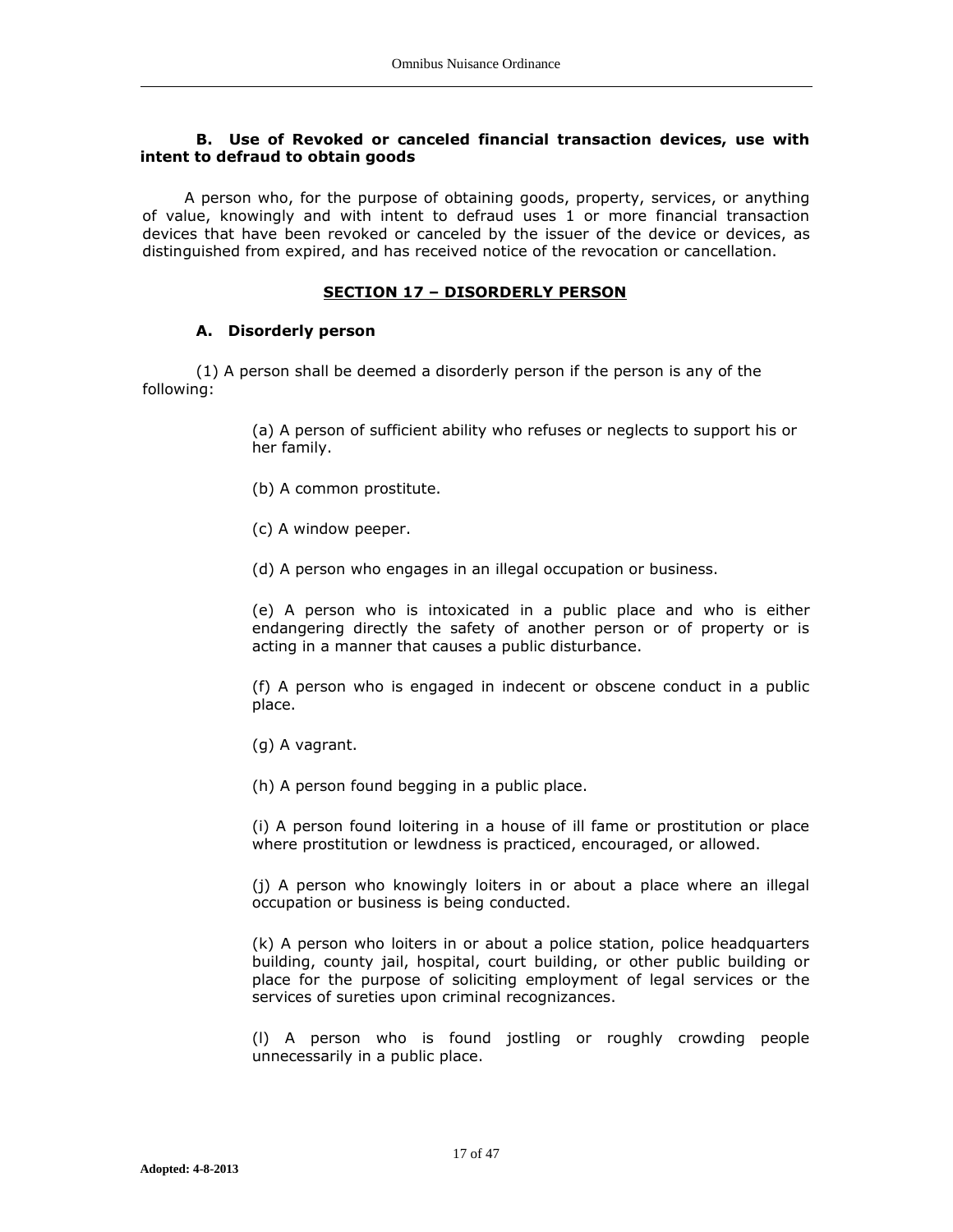**B. Use of Revoked or canceled financial transaction devices, use with intent to defraud to obtain goods**

A person who, for the purpose of obtaining goods, property, services, or anything of value, knowingly and with intent to defraud uses 1 or more financial transaction devices that have been revoked or canceled by the issuer of the device or devices, as distinguished from expired, and has received notice of the revocation or cancellation.

## SECTION 17 – DISORDERLY PERSON

**A. Disorderly person**

(1) A person shall be deemed a disorderly person if the person is any of the following:

(a) A person of sufficient ability who refuses or neglects to support his or her family.

(b) A common prostitute.

(c) A window peeper.

(d) A person who engages in an illegal occupation or business.

(e) A person who is intoxicated in a public place and who is either endangering directly the safety of another person or of property or is acting in a manner that causes a public disturbance.

(f) A person who is engaged in indecent or obscene conduct in a public place.

(g) A vagrant.

(h) A person found begging in a public place.

(i) A person found loitering in a house of ill fame or prostitution or place where prostitution or lewdness is practiced, encouraged, or allowed.

(j) A person who knowingly loiters in or about a place where an illegal occupation or business is being conducted.

(k) A person who loiters in or about a police station, police headquarters building, county jail, hospital, court building, or other public building or place for the purpose of soliciting employment of legal services or the services of sureties upon criminal recognizances.

(l) A person who is found jostling or roughly crowding people unnecessarily in a public place.

Adopted: 4-8-2013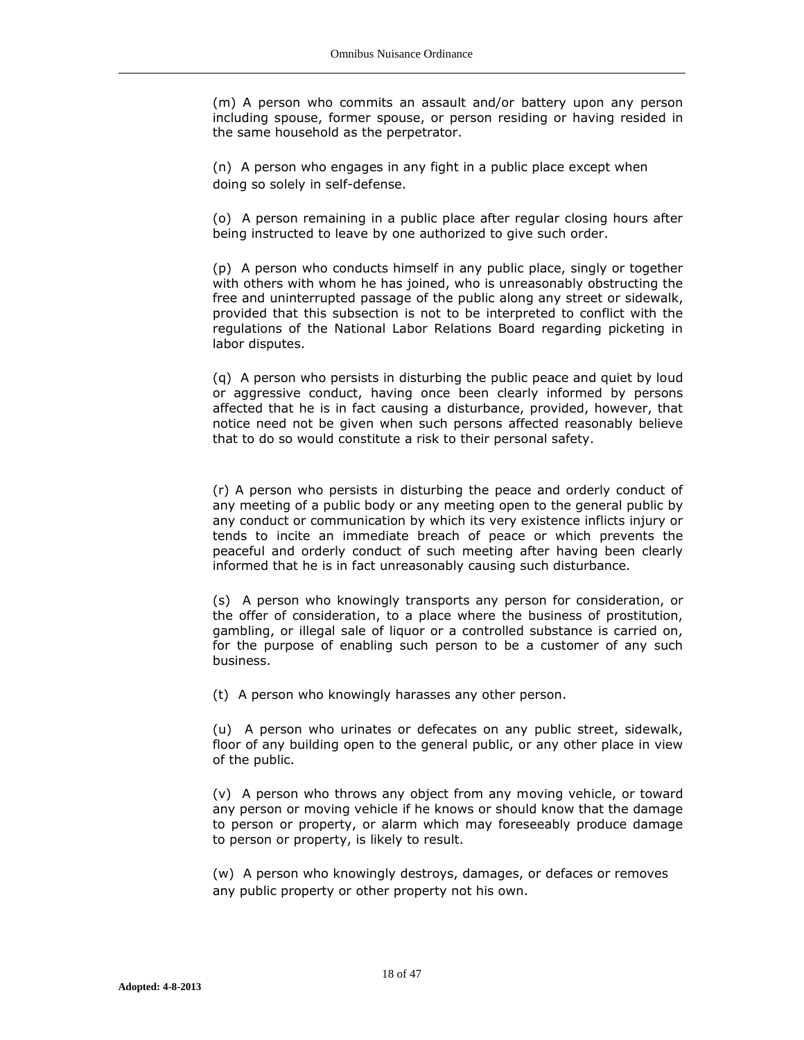(m) A person who commits an assault and/or battery upon any person including spouse, former spouse, or person residing or having resided in the same household as the perpetrator.

(n) A person who engages in any fight in a public place except when doing so solely in self-defense.

(o) A person remaining in a public place after regular closing hours after being instructed to leave by one authorized to give such order.

(p) A person who conducts himself in any public place, singly or together with others with whom he has joined, who is unreasonably obstructing the free and uninterrupted passage of the public along any street or sidewalk, provided that this subsection is not to be interpreted to conflict with the regulations of the National Labor Relations Board regarding picketing in labor disputes.

(q) A person who persists in disturbing the public peace and quiet by loud or aggressive conduct, having once been clearly informed by persons affected that he is in fact causing a disturbance, provided, however, that notice need not be given when such persons affected reasonably believe that to do so would constitute a risk to their personal safety.

(r) A person who persists in disturbing the peace and orderly conduct of any meeting of a public body or any meeting open to the general public by any conduct or communication by which its very existence inflicts injury or tends to incite an immediate breach of peace or which prevents the peaceful and orderly conduct of such meeting after having been clearly informed that he is in fact unreasonably causing such disturbance.

(s) A person who knowingly transports any person for consideration, or the offer of consideration, to a place where the business of prostitution, gambling, or illegal sale of liquor or a controlled substance is carried on, for the purpose of enabling such person to be a customer of any such business.

(t) A person who knowingly harasses any other person.

(u) A person who urinates or defecates on any public street, sidewalk, floor of any building open to the general public, or any other place in view of the public.

(v) A person who throws any object from any moving vehicle, or toward any person or moving vehicle if he knows or should know that the damage to person or property, or alarm which may foreseeably produce damage to person or property, is likely to result.

(w) A person who knowingly destroys, damages, or defaces or removes any public property or other property not his own.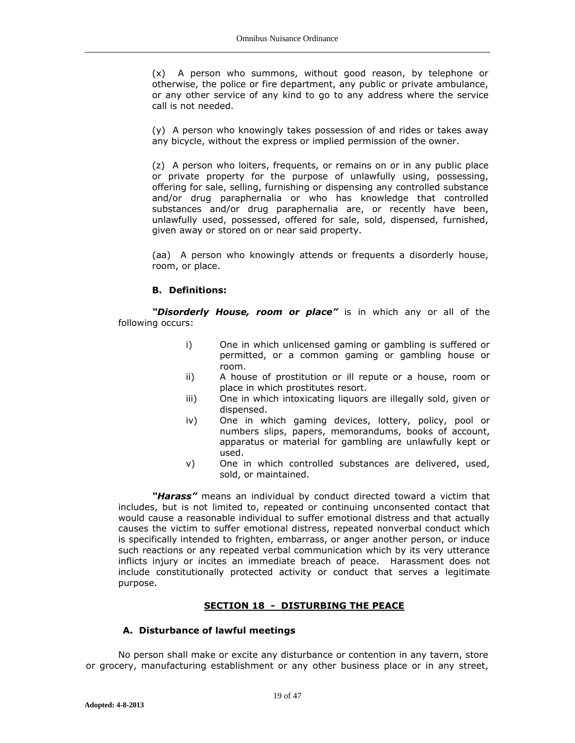(x) A person who summons, without good reason, by telephone or otherwise, the police or fire department, any public or private ambulance, or any other service of any kind to go to any address where the service call is not needed.

(y) A person who knowingly takes possession of and rides or takes away any bicycle, without the express or implied permission of the owner.

(z) A person who loiters, frequents, or remains on or in any public place or private property for the purpose of unlawfully using, possessing, offering for sale, selling, furnishing or dispensing any controlled substance and/or drug paraphernalia or who has knowledge that controlled substances and/or drug paraphernalia are, or recently have been, unlawfully used, possessed, offered for sale, sold, dispensed, furnished, given away or stored on or near said property.

(aa) A person who knowingly attends or frequents a disorderly house, room, or place.

**B. Definitions:**

***"Disorderly House, room or place"*** is in which any or all of the following occurs:

- i) One in which unlicensed gaming or gambling is suffered or permitted, or a common gaming or gambling house or room.
- ii) A house of prostitution or ill repute or a house, room or place in which prostitutes resort.
- iii) One in which intoxicating liquors are illegally sold, given or dispensed.
- iv) One in which gaming devices, lottery, policy, pool or numbers slips, papers, memorandums, books of account, apparatus or material for gambling are unlawfully kept or used.
- v) One in which controlled substances are delivered, used, sold, or maintained.

***"Harass"*** means an individual by conduct directed toward a victim that includes, but is not limited to, repeated or continuing unconsented contact that would cause a reasonable individual to suffer emotional distress and that actually causes the victim to suffer emotional distress, repeated nonverbal conduct which is specifically intended to frighten, embarrass, or anger another person, or induce such reactions or any repeated verbal communication which by its very utterance inflicts injury or incites an immediate breach of peace. Harassment does not include constitutionally protected activity or conduct that serves a legitimate purpose.

## SECTION 18 - DISTURBING THE PEACE

**A. Disturbance of lawful meetings**

No person shall make or excite any disturbance or contention in any tavern, store or grocery, manufacturing establishment or any other business place or in any street,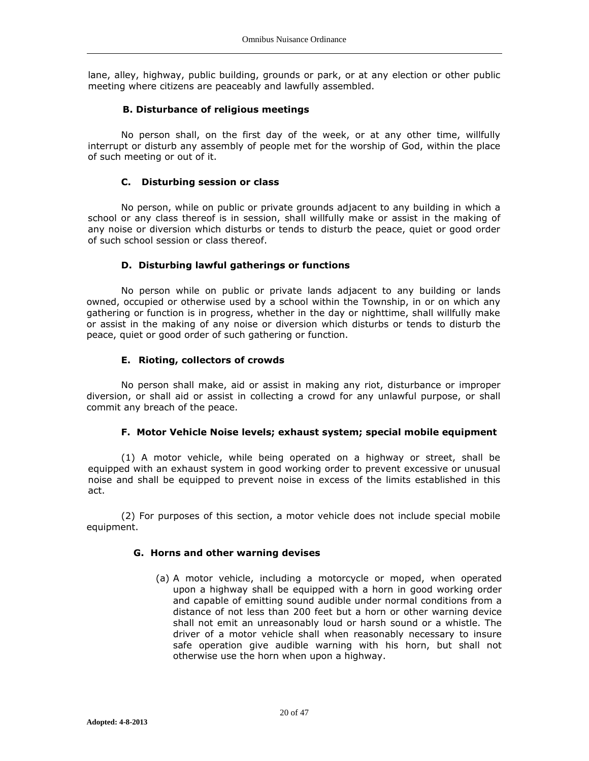lane, alley, highway, public building, grounds or park, or at any election or other public meeting where citizens are peaceably and lawfully assembled.

### B. Disturbance of religious meetings

No person shall, on the first day of the week, or at any other time, willfully interrupt or disturb any assembly of people met for the worship of God, within the place of such meeting or out of it.

### C. Disturbing session or class

No person, while on public or private grounds adjacent to any building in which a school or any class thereof is in session, shall willfully make or assist in the making of any noise or diversion which disturbs or tends to disturb the peace, quiet or good order of such school session or class thereof.

### D. Disturbing lawful gatherings or functions

No person while on public or private lands adjacent to any building or lands owned, occupied or otherwise used by a school within the Township, in or on which any gathering or function is in progress, whether in the day or nighttime, shall willfully make or assist in the making of any noise or diversion which disturbs or tends to disturb the peace, quiet or good order of such gathering or function.

### E. Rioting, collectors of crowds

No person shall make, aid or assist in making any riot, disturbance or improper diversion, or shall aid or assist in collecting a crowd for any unlawful purpose, or shall commit any breach of the peace.

### F. Motor Vehicle Noise levels; exhaust system; special mobile equipment

(1) A motor vehicle, while being operated on a highway or street, shall be equipped with an exhaust system in good working order to prevent excessive or unusual noise and shall be equipped to prevent noise in excess of the limits established in this act.

(2) For purposes of this section, a motor vehicle does not include special mobile equipment.

### G. Horns and other warning devises

(a) A motor vehicle, including a motorcycle or moped, when operated upon a highway shall be equipped with a horn in good working order and capable of emitting sound audible under normal conditions from a distance of not less than 200 feet but a horn or other warning device shall not emit an unreasonably loud or harsh sound or a whistle. The driver of a motor vehicle shall when reasonably necessary to insure safe operation give audible warning with his horn, but shall not otherwise use the horn when upon a highway.

**Adopted: 4-8-2013**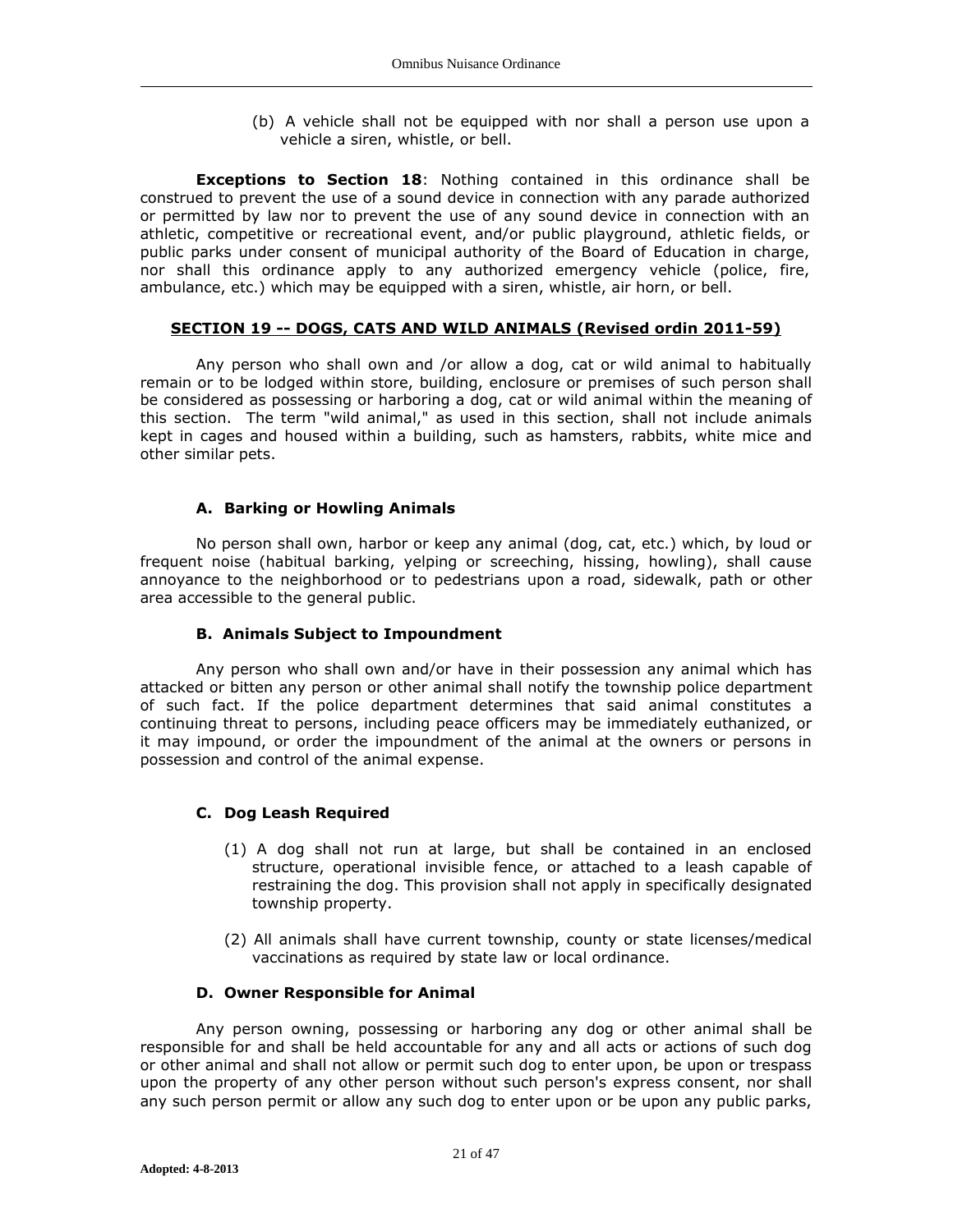(b) A vehicle shall not be equipped with nor shall a person use upon a vehicle a siren, whistle, or bell.

**Exceptions to Section 18**: Nothing contained in this ordinance shall be construed to prevent the use of a sound device in connection with any parade authorized or permitted by law nor to prevent the use of any sound device in connection with an athletic, competitive or recreational event, and/or public playground, athletic fields, or public parks under consent of municipal authority of the Board of Education in charge, nor shall this ordinance apply to any authorized emergency vehicle (police, fire, ambulance, etc.) which may be equipped with a siren, whistle, air horn, or bell.

## SECTION 19 -- DOGS, CATS AND WILD ANIMALS (Revised ordin 2011-59)

Any person who shall own and /or allow a dog, cat or wild animal to habitually remain or to be lodged within store, building, enclosure or premises of such person shall be considered as possessing or harboring a dog, cat or wild animal within the meaning of this section. The term "wild animal," as used in this section, shall not include animals kept in cages and housed within a building, such as hamsters, rabbits, white mice and other similar pets.

### A. Barking or Howling Animals

No person shall own, harbor or keep any animal (dog, cat, etc.) which, by loud or frequent noise (habitual barking, yelping or screeching, hissing, howling), shall cause annoyance to the neighborhood or to pedestrians upon a road, sidewalk, path or other area accessible to the general public.

### B. Animals Subject to Impoundment

Any person who shall own and/or have in their possession any animal which has attacked or bitten any person or other animal shall notify the township police department of such fact. If the police department determines that said animal constitutes a continuing threat to persons, including peace officers may be immediately euthanized, or it may impound, or order the impoundment of the animal at the owners or persons in possession and control of the animal expense.

### C. Dog Leash Required

(1) A dog shall not run at large, but shall be contained in an enclosed structure, operational invisible fence, or attached to a leash capable of restraining the dog. This provision shall not apply in specifically designated township property.

(2) All animals shall have current township, county or state licenses/medical vaccinations as required by state law or local ordinance.

### D. Owner Responsible for Animal

Any person owning, possessing or harboring any dog or other animal shall be responsible for and shall be held accountable for any and all acts or actions of such dog or other animal and shall not allow or permit such dog to enter upon, be upon or trespass upon the property of any other person without such person's express consent, nor shall any such person permit or allow any such dog to enter upon or be upon any public parks,

Adopted: 4-8-2013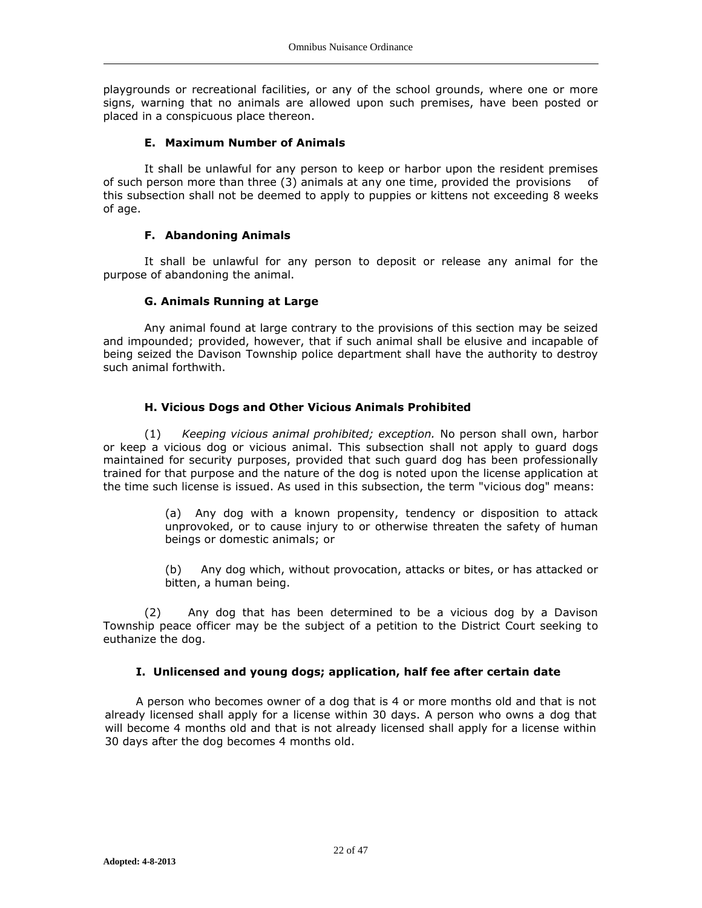playgrounds or recreational facilities, or any of the school grounds, where one or more signs, warning that no animals are allowed upon such premises, have been posted or placed in a conspicuous place thereon.

### E. Maximum Number of Animals

It shall be unlawful for any person to keep or harbor upon the resident premises of such person more than three (3) animals at any one time, provided the provisions of this subsection shall not be deemed to apply to puppies or kittens not exceeding 8 weeks of age.

### F. Abandoning Animals

It shall be unlawful for any person to deposit or release any animal for the purpose of abandoning the animal.

### G. Animals Running at Large

Any animal found at large contrary to the provisions of this section may be seized and impounded; provided, however, that if such animal shall be elusive and incapable of being seized the Davison Township police department shall have the authority to destroy such animal forthwith.

### H. Vicious Dogs and Other Vicious Animals Prohibited

(1) *Keeping vicious animal prohibited; exception.* No person shall own, harbor or keep a vicious dog or vicious animal. This subsection shall not apply to guard dogs maintained for security purposes, provided that such guard dog has been professionally trained for that purpose and the nature of the dog is noted upon the license application at the time such license is issued. As used in this subsection, the term "vicious dog" means:

> (a) Any dog with a known propensity, tendency or disposition to attack unprovoked, or to cause injury to or otherwise threaten the safety of human beings or domestic animals; or
>
> (b) Any dog which, without provocation, attacks or bites, or has attacked or bitten, a human being.

(2) Any dog that has been determined to be a vicious dog by a Davison Township peace officer may be the subject of a petition to the District Court seeking to euthanize the dog.

### I. Unlicensed and young dogs; application, half fee after certain date

A person who becomes owner of a dog that is 4 or more months old and that is not already licensed shall apply for a license within 30 days. A person who owns a dog that will become 4 months old and that is not already licensed shall apply for a license within 30 days after the dog becomes 4 months old.

Adopted: 4-8-2013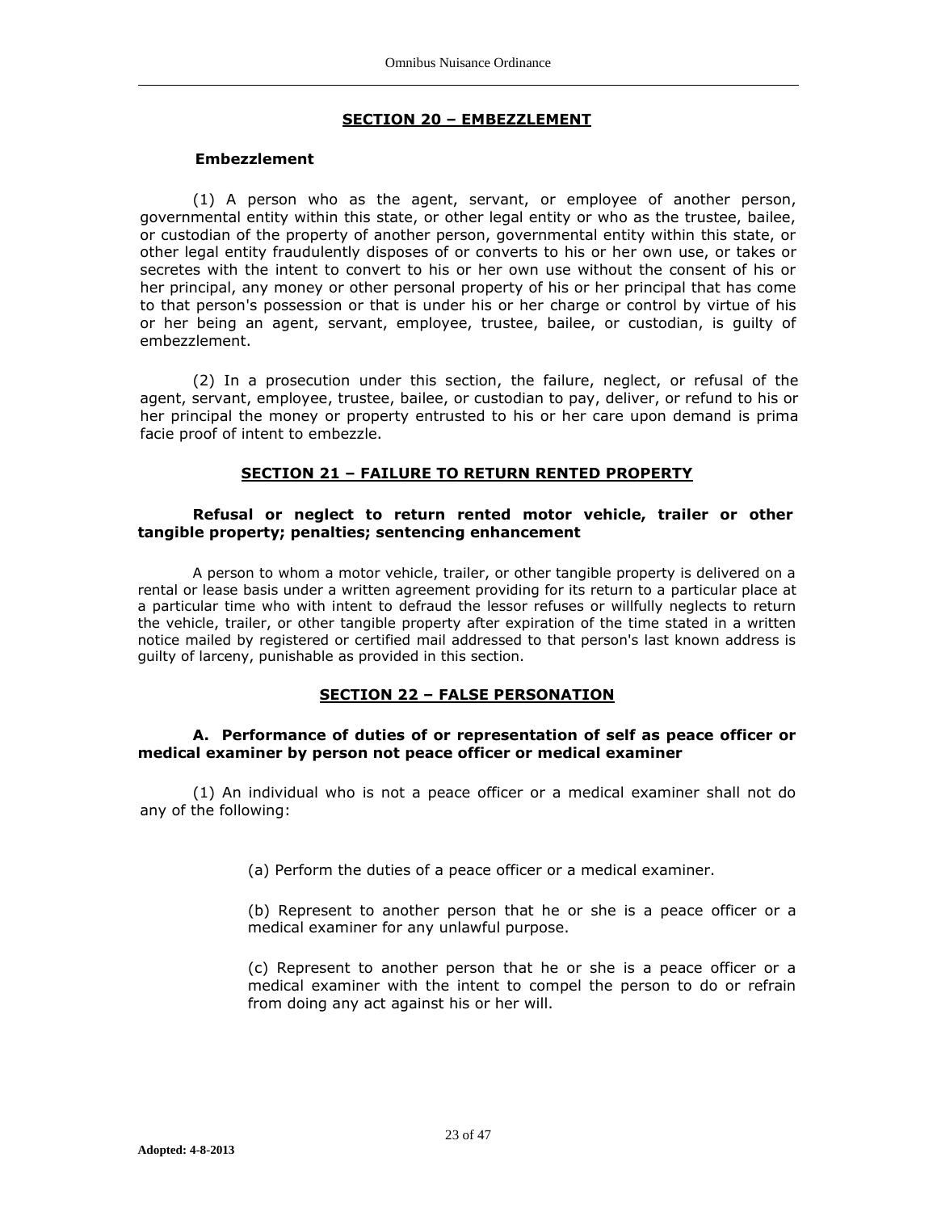## SECTION 20 – EMBEZZLEMENT

### Embezzlement

(1) A person who as the agent, servant, or employee of another person, governmental entity within this state, or other legal entity or who as the trustee, bailee, or custodian of the property of another person, governmental entity within this state, or other legal entity fraudulently disposes of or converts to his or her own use, or takes or secretes with the intent to convert to his or her own use without the consent of his or her principal, any money or other personal property of his or her principal that has come to that person's possession or that is under his or her charge or control by virtue of his or her being an agent, servant, employee, trustee, bailee, or custodian, is guilty of embezzlement.

(2) In a prosecution under this section, the failure, neglect, or refusal of the agent, servant, employee, trustee, bailee, or custodian to pay, deliver, or refund to his or her principal the money or property entrusted to his or her care upon demand is prima facie proof of intent to embezzle.

## SECTION 21 – FAILURE TO RETURN RENTED PROPERTY

### Refusal or neglect to return rented motor vehicle, trailer or other tangible property; penalties; sentencing enhancement

A person to whom a motor vehicle, trailer, or other tangible property is delivered on a rental or lease basis under a written agreement providing for its return to a particular place at a particular time who with intent to defraud the lessor refuses or willfully neglects to return the vehicle, trailer, or other tangible property after expiration of the time stated in a written notice mailed by registered or certified mail addressed to that person's last known address is guilty of larceny, punishable as provided in this section.

## SECTION 22 – FALSE PERSONATION

### A. Performance of duties of or representation of self as peace officer or medical examiner by person not peace officer or medical examiner

(1) An individual who is not a peace officer or a medical examiner shall not do any of the following:

(a) Perform the duties of a peace officer or a medical examiner.

(b) Represent to another person that he or she is a peace officer or a medical examiner for any unlawful purpose.

(c) Represent to another person that he or she is a peace officer or a medical examiner with the intent to compel the person to do or refrain from doing any act against his or her will.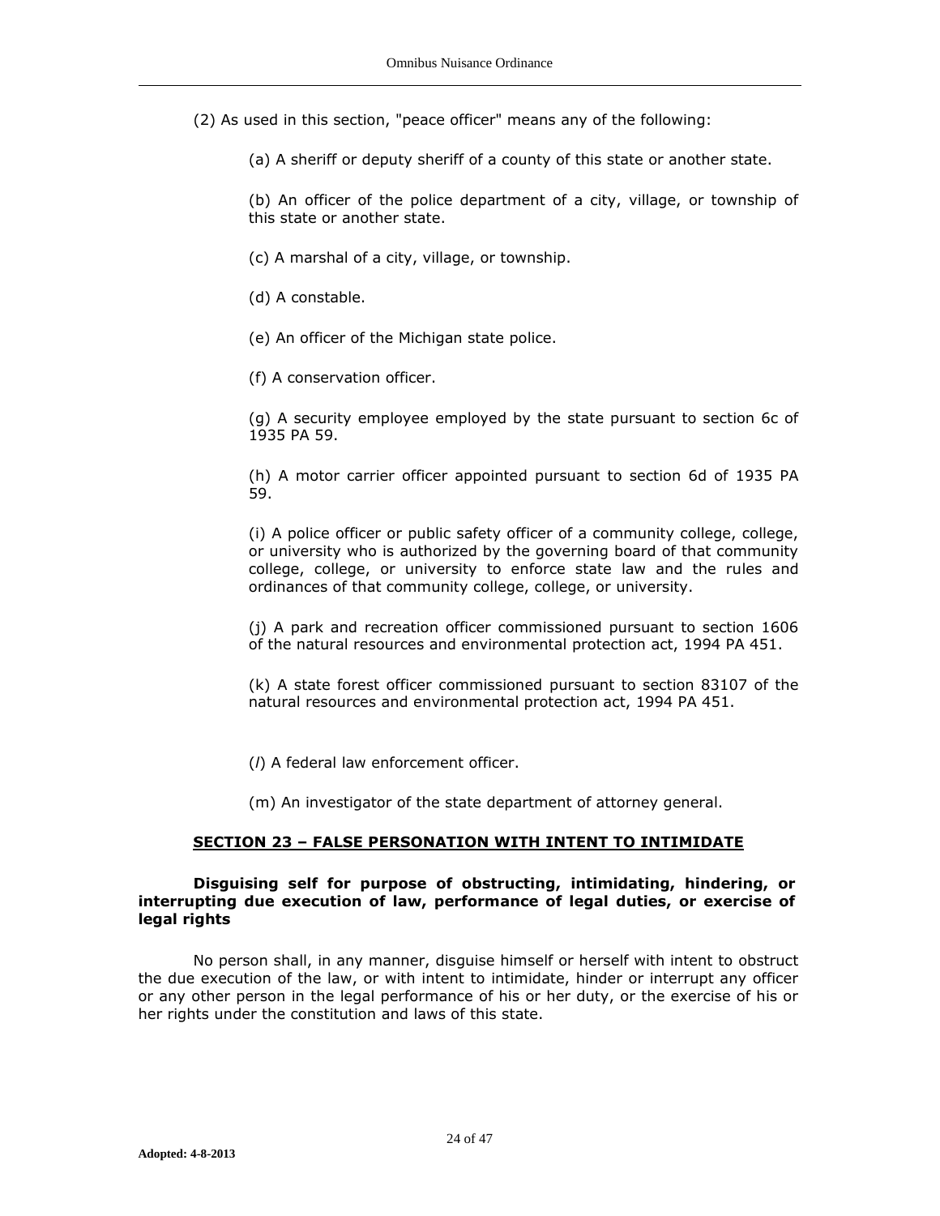(2) As used in this section, "peace officer" means any of the following:

(a) A sheriff or deputy sheriff of a county of this state or another state.

(b) An officer of the police department of a city, village, or township of this state or another state.

(c) A marshal of a city, village, or township.

(d) A constable.

(e) An officer of the Michigan state police.

(f) A conservation officer.

(g) A security employee employed by the state pursuant to section 6c of 1935 PA 59.

(h) A motor carrier officer appointed pursuant to section 6d of 1935 PA 59.

(i) A police officer or public safety officer of a community college, college, or university who is authorized by the governing board of that community college, college, or university to enforce state law and the rules and ordinances of that community college, college, or university.

(j) A park and recreation officer commissioned pursuant to section 1606 of the natural resources and environmental protection act, 1994 PA 451.

(k) A state forest officer commissioned pursuant to section 83107 of the natural resources and environmental protection act, 1994 PA 451.

(*l*) A federal law enforcement officer.

(m) An investigator of the state department of attorney general.

## SECTION 23 – FALSE PERSONATION WITH INTENT TO INTIMIDATE

**Disguising self for purpose of obstructing, intimidating, hindering, or interrupting due execution of law, performance of legal duties, or exercise of legal rights**

No person shall, in any manner, disguise himself or herself with intent to obstruct the due execution of the law, or with intent to intimidate, hinder or interrupt any officer or any other person in the legal performance of his or her duty, or the exercise of his or her rights under the constitution and laws of this state.

**Adopted: 4-8-2013**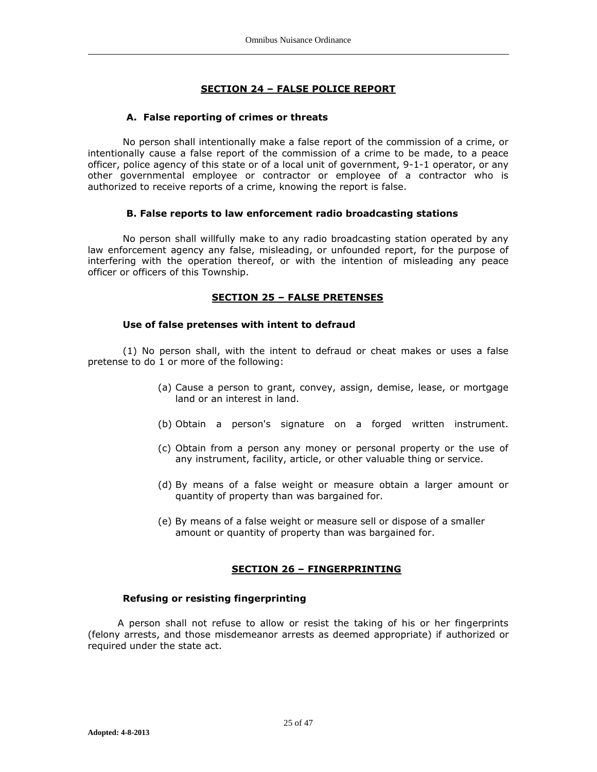## SECTION 24 – FALSE POLICE REPORT

### A. False reporting of crimes or threats

No person shall intentionally make a false report of the commission of a crime, or intentionally cause a false report of the commission of a crime to be made, to a peace officer, police agency of this state or of a local unit of government, 9-1-1 operator, or any other governmental employee or contractor or employee of a contractor who is authorized to receive reports of a crime, knowing the report is false.

### B. False reports to law enforcement radio broadcasting stations

No person shall willfully make to any radio broadcasting station operated by any law enforcement agency any false, misleading, or unfounded report, for the purpose of interfering with the operation thereof, or with the intention of misleading any peace officer or officers of this Township.

## SECTION 25 – FALSE PRETENSES

### Use of false pretenses with intent to defraud

(1) No person shall, with the intent to defraud or cheat makes or uses a false pretense to do 1 or more of the following:

(a) Cause a person to grant, convey, assign, demise, lease, or mortgage land or an interest in land.

(b) Obtain a person's signature on a forged written instrument.

(c) Obtain from a person any money or personal property or the use of any instrument, facility, article, or other valuable thing or service.

(d) By means of a false weight or measure obtain a larger amount or quantity of property than was bargained for.

(e) By means of a false weight or measure sell or dispose of a smaller amount or quantity of property than was bargained for.

## SECTION 26 – FINGERPRINTING

### Refusing or resisting fingerprinting

A person shall not refuse to allow or resist the taking of his or her fingerprints (felony arrests, and those misdemeanor arrests as deemed appropriate) if authorized or required under the state act.

**Adopted: 4-8-2013**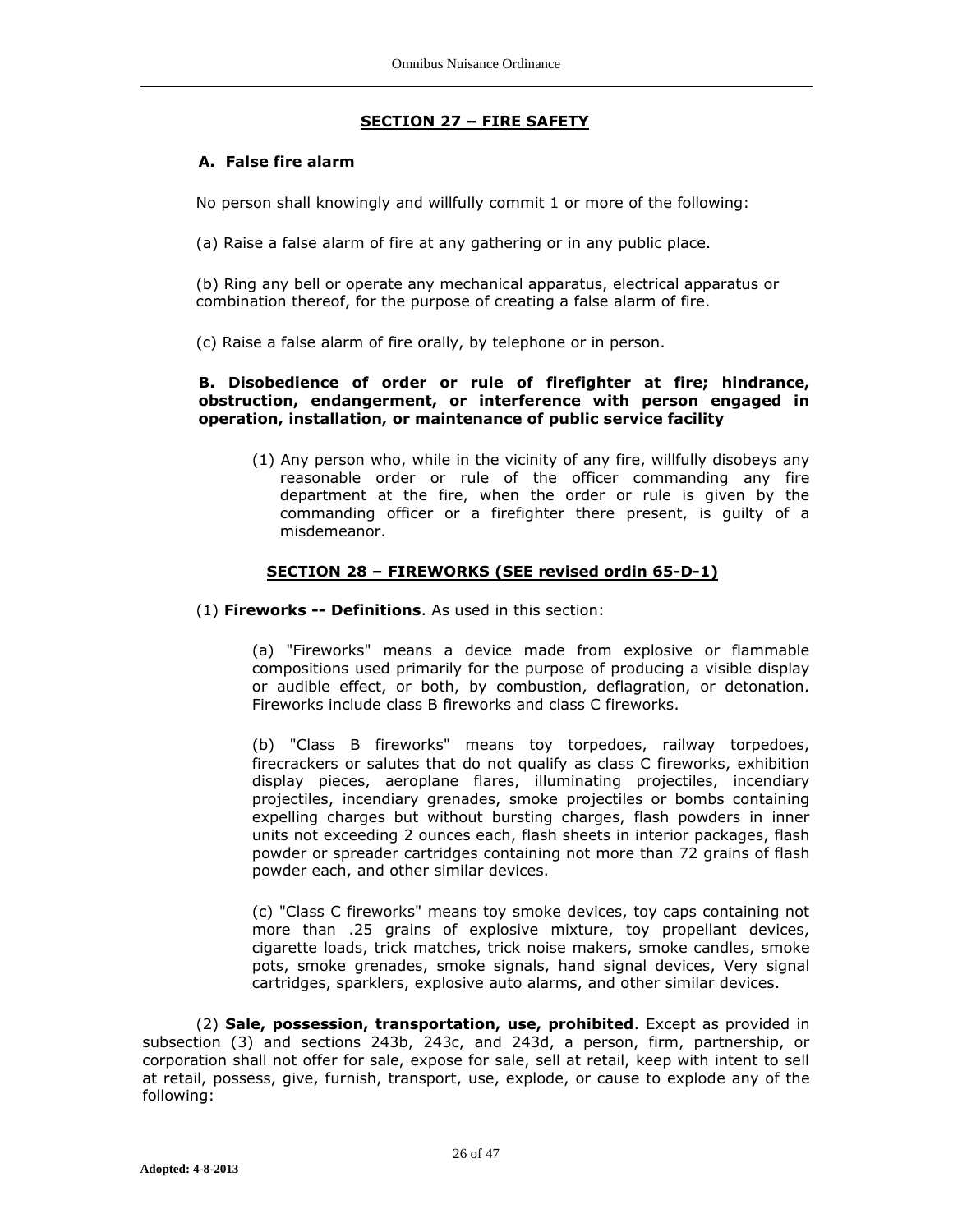## SECTION 27 – FIRE SAFETY

### A. False fire alarm

No person shall knowingly and willfully commit 1 or more of the following:

(a) Raise a false alarm of fire at any gathering or in any public place.

(b) Ring any bell or operate any mechanical apparatus, electrical apparatus or combination thereof, for the purpose of creating a false alarm of fire.

(c) Raise a false alarm of fire orally, by telephone or in person.

### B. Disobedience of order or rule of firefighter at fire; hindrance, obstruction, endangerment, or interference with person engaged in operation, installation, or maintenance of public service facility

(1) Any person who, while in the vicinity of any fire, willfully disobeys any reasonable order or rule of the officer commanding any fire department at the fire, when the order or rule is given by the commanding officer or a firefighter there present, is guilty of a misdemeanor.

## SECTION 28 – FIREWORKS (SEE revised ordin 65-D-1)

(1) **Fireworks -- Definitions**. As used in this section:

(a) "Fireworks" means a device made from explosive or flammable compositions used primarily for the purpose of producing a visible display or audible effect, or both, by combustion, deflagration, or detonation. Fireworks include class B fireworks and class C fireworks.

(b) "Class B fireworks" means toy torpedoes, railway torpedoes, firecrackers or salutes that do not qualify as class C fireworks, exhibition display pieces, aeroplane flares, illuminating projectiles, incendiary projectiles, incendiary grenades, smoke projectiles or bombs containing expelling charges but without bursting charges, flash powders in inner units not exceeding 2 ounces each, flash sheets in interior packages, flash powder or spreader cartridges containing not more than 72 grains of flash powder each, and other similar devices.

(c) "Class C fireworks" means toy smoke devices, toy caps containing not more than .25 grains of explosive mixture, toy propellant devices, cigarette loads, trick matches, trick noise makers, smoke candles, smoke pots, smoke grenades, smoke signals, hand signal devices, Very signal cartridges, sparklers, explosive auto alarms, and other similar devices.

(2) **Sale, possession, transportation, use, prohibited**. Except as provided in subsection (3) and sections 243b, 243c, and 243d, a person, firm, partnership, or corporation shall not offer for sale, expose for sale, sell at retail, keep with intent to sell at retail, possess, give, furnish, transport, use, explode, or cause to explode any of the following:

Adopted: 4-8-2013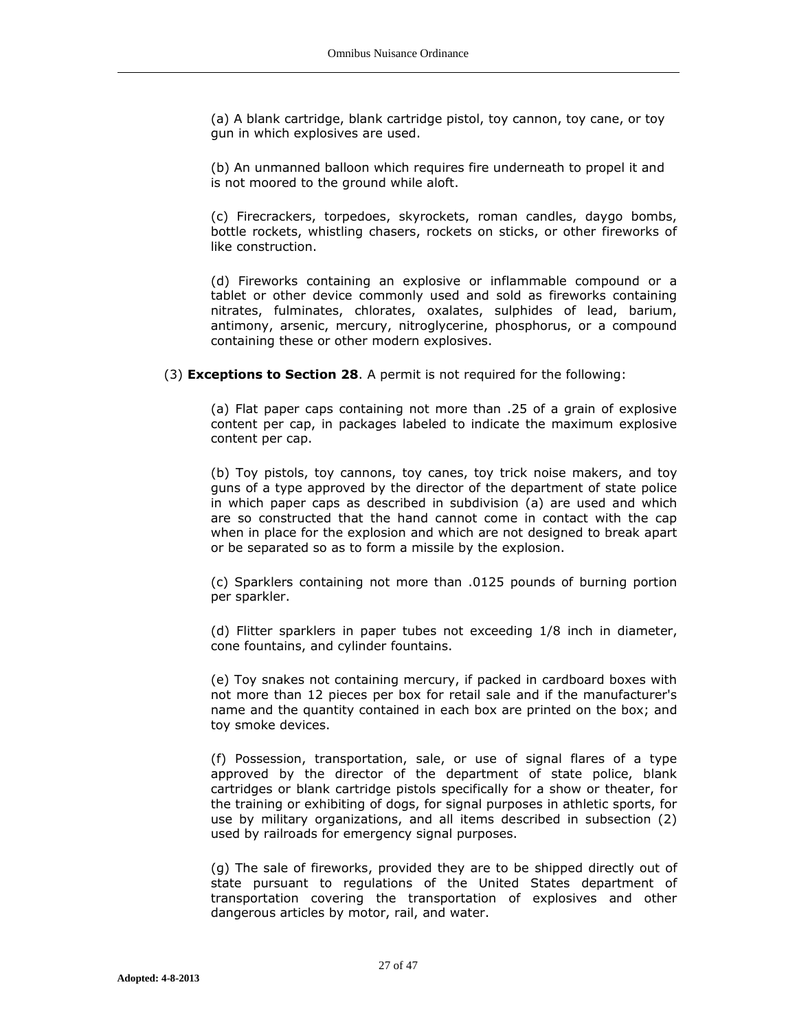(a) A blank cartridge, blank cartridge pistol, toy cannon, toy cane, or toy gun in which explosives are used.

(b) An unmanned balloon which requires fire underneath to propel it and is not moored to the ground while aloft.

(c) Firecrackers, torpedoes, skyrockets, roman candles, daygo bombs, bottle rockets, whistling chasers, rockets on sticks, or other fireworks of like construction.

(d) Fireworks containing an explosive or inflammable compound or a tablet or other device commonly used and sold as fireworks containing nitrates, fulminates, chlorates, oxalates, sulphides of lead, barium, antimony, arsenic, mercury, nitroglycerine, phosphorus, or a compound containing these or other modern explosives.

(3) **Exceptions to Section 28**. A permit is not required for the following:

(a) Flat paper caps containing not more than .25 of a grain of explosive content per cap, in packages labeled to indicate the maximum explosive content per cap.

(b) Toy pistols, toy cannons, toy canes, toy trick noise makers, and toy guns of a type approved by the director of the department of state police in which paper caps as described in subdivision (a) are used and which are so constructed that the hand cannot come in contact with the cap when in place for the explosion and which are not designed to break apart or be separated so as to form a missile by the explosion.

(c) Sparklers containing not more than .0125 pounds of burning portion per sparkler.

(d) Flitter sparklers in paper tubes not exceeding 1/8 inch in diameter, cone fountains, and cylinder fountains.

(e) Toy snakes not containing mercury, if packed in cardboard boxes with not more than 12 pieces per box for retail sale and if the manufacturer's name and the quantity contained in each box are printed on the box; and toy smoke devices.

(f) Possession, transportation, sale, or use of signal flares of a type approved by the director of the department of state police, blank cartridges or blank cartridge pistols specifically for a show or theater, for the training or exhibiting of dogs, for signal purposes in athletic sports, for use by military organizations, and all items described in subsection (2) used by railroads for emergency signal purposes.

(g) The sale of fireworks, provided they are to be shipped directly out of state pursuant to regulations of the United States department of transportation covering the transportation of explosives and other dangerous articles by motor, rail, and water.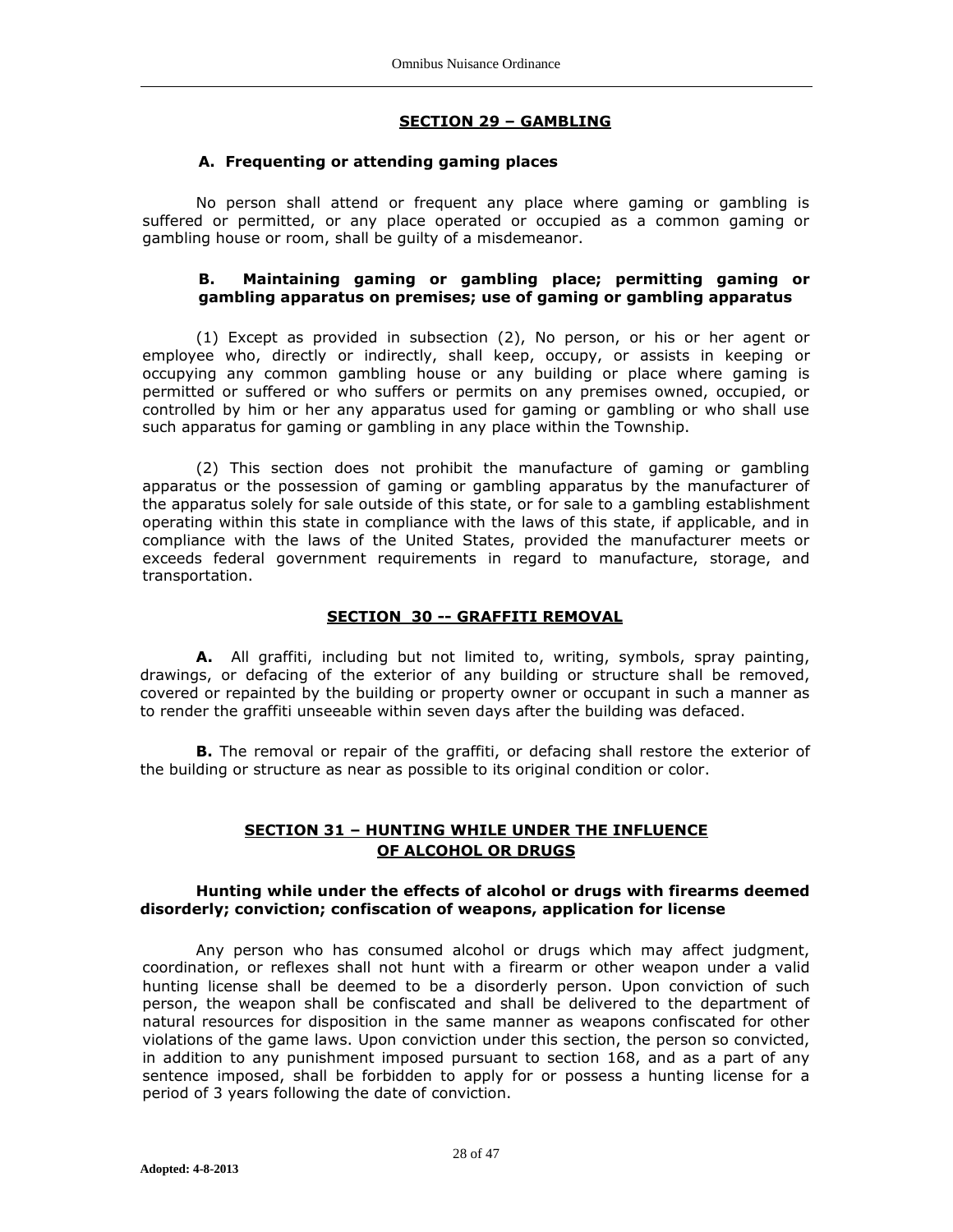## SECTION 29 – GAMBLING

### A. Frequenting or attending gaming places

No person shall attend or frequent any place where gaming or gambling is suffered or permitted, or any place operated or occupied as a common gaming or gambling house or room, shall be guilty of a misdemeanor.

### B. Maintaining gaming or gambling place; permitting gaming or gambling apparatus on premises; use of gaming or gambling apparatus

(1) Except as provided in subsection (2), No person, or his or her agent or employee who, directly or indirectly, shall keep, occupy, or assists in keeping or occupying any common gambling house or any building or place where gaming is permitted or suffered or who suffers or permits on any premises owned, occupied, or controlled by him or her any apparatus used for gaming or gambling or who shall use such apparatus for gaming or gambling in any place within the Township.

(2) This section does not prohibit the manufacture of gaming or gambling apparatus or the possession of gaming or gambling apparatus by the manufacturer of the apparatus solely for sale outside of this state, or for sale to a gambling establishment operating within this state in compliance with the laws of this state, if applicable, and in compliance with the laws of the United States, provided the manufacturer meets or exceeds federal government requirements in regard to manufacture, storage, and transportation.

## SECTION 30 -- GRAFFITI REMOVAL

**A.** All graffiti, including but not limited to, writing, symbols, spray painting, drawings, or defacing of the exterior of any building or structure shall be removed, covered or repainted by the building or property owner or occupant in such a manner as to render the graffiti unseeable within seven days after the building was defaced.

**B.** The removal or repair of the graffiti, or defacing shall restore the exterior of the building or structure as near as possible to its original condition or color.

## SECTION 31 – HUNTING WHILE UNDER THE INFLUENCE OF ALCOHOL OR DRUGS

**Hunting while under the effects of alcohol or drugs with firearms deemed disorderly; conviction; confiscation of weapons, application for license**

Any person who has consumed alcohol or drugs which may affect judgment, coordination, or reflexes shall not hunt with a firearm or other weapon under a valid hunting license shall be deemed to be a disorderly person. Upon conviction of such person, the weapon shall be confiscated and shall be delivered to the department of natural resources for disposition in the same manner as weapons confiscated for other violations of the game laws. Upon conviction under this section, the person so convicted, in addition to any punishment imposed pursuant to section 168, and as a part of any sentence imposed, shall be forbidden to apply for or possess a hunting license for a period of 3 years following the date of conviction.

**Adopted: 4-8-2013**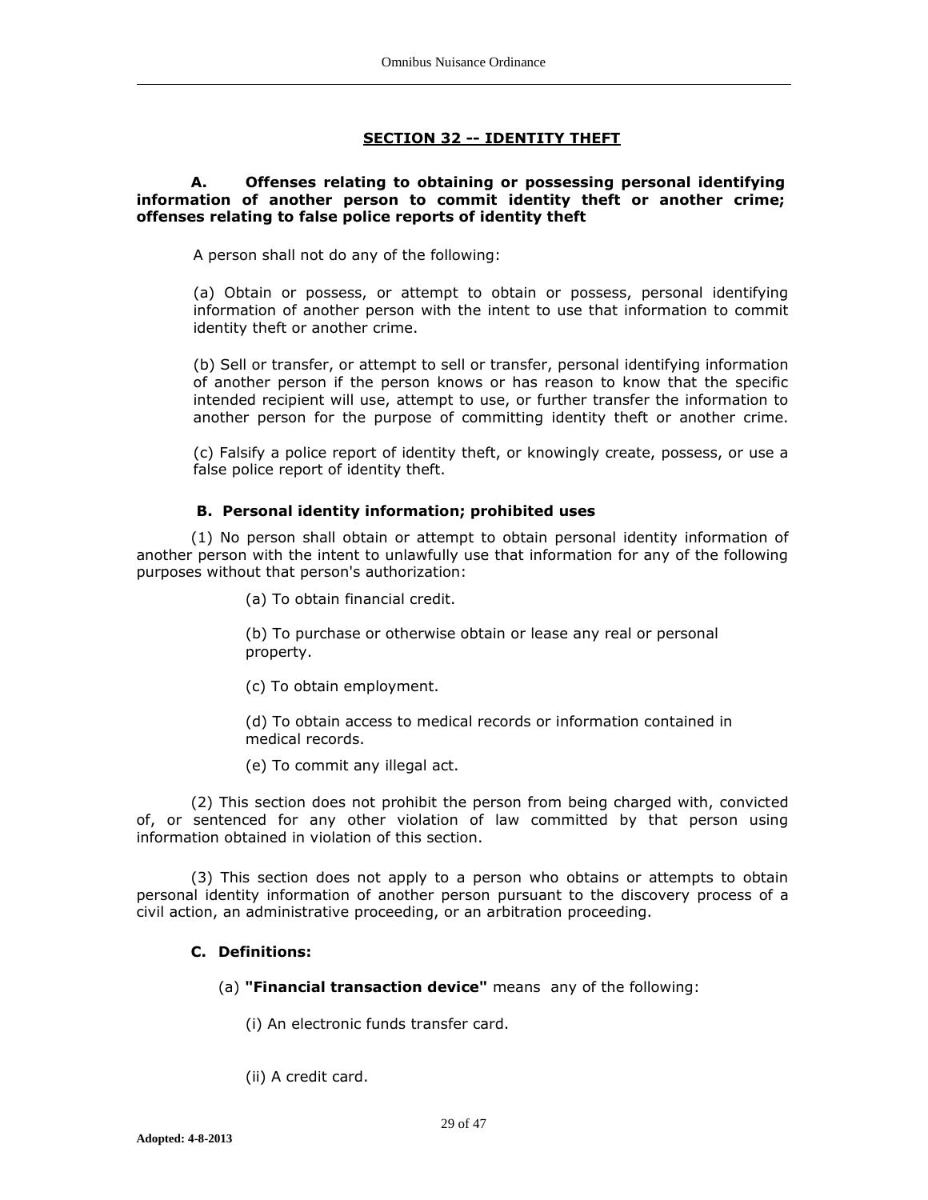## SECTION 32 -- IDENTITY THEFT

**A. Offenses relating to obtaining or possessing personal identifying information of another person to commit identity theft or another crime; offenses relating to false police reports of identity theft**

A person shall not do any of the following:

(a) Obtain or possess, or attempt to obtain or possess, personal identifying information of another person with the intent to use that information to commit identity theft or another crime.

(b) Sell or transfer, or attempt to sell or transfer, personal identifying information of another person if the person knows or has reason to know that the specific intended recipient will use, attempt to use, or further transfer the information to another person for the purpose of committing identity theft or another crime.

(c) Falsify a police report of identity theft, or knowingly create, possess, or use a false police report of identity theft.

**B. Personal identity information; prohibited uses**

(1) No person shall obtain or attempt to obtain personal identity information of another person with the intent to unlawfully use that information for any of the following purposes without that person's authorization:

(a) To obtain financial credit.

(b) To purchase or otherwise obtain or lease any real or personal property.

(c) To obtain employment.

(d) To obtain access to medical records or information contained in medical records.

(e) To commit any illegal act.

(2) This section does not prohibit the person from being charged with, convicted of, or sentenced for any other violation of law committed by that person using information obtained in violation of this section.

(3) This section does not apply to a person who obtains or attempts to obtain personal identity information of another person pursuant to the discovery process of a civil action, an administrative proceeding, or an arbitration proceeding.

**C. Definitions:**

(a) **"Financial transaction device"** means any of the following:

(i) An electronic funds transfer card.

(ii) A credit card.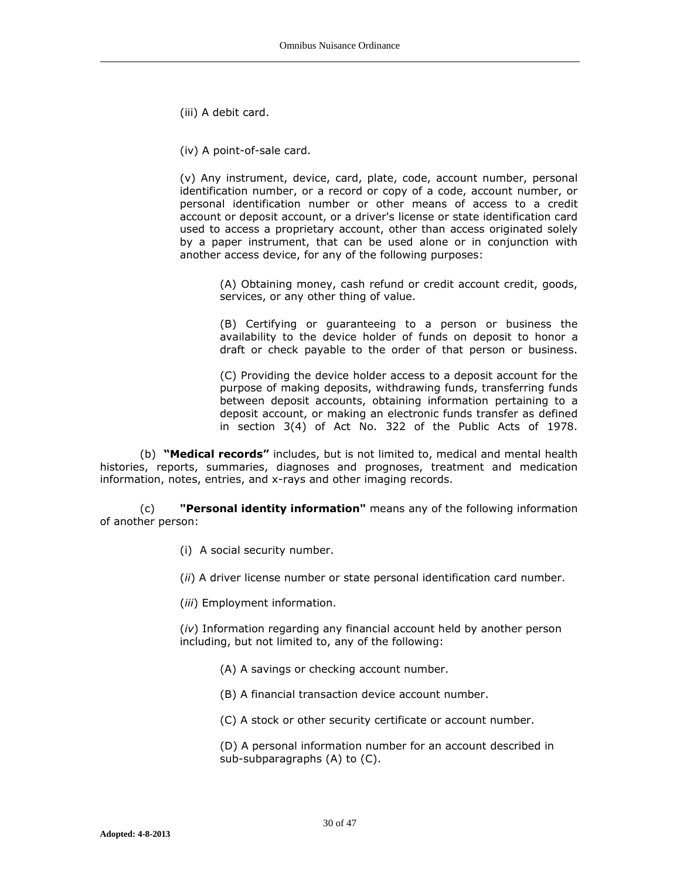(iii) A debit card.

(iv) A point-of-sale card.

(v) Any instrument, device, card, plate, code, account number, personal identification number, or a record or copy of a code, account number, or personal identification number or other means of access to a credit account or deposit account, or a driver's license or state identification card used to access a proprietary account, other than access originated solely by a paper instrument, that can be used alone or in conjunction with another access device, for any of the following purposes:

(A) Obtaining money, cash refund or credit account credit, goods, services, or any other thing of value.

(B) Certifying or guaranteeing to a person or business the availability to the device holder of funds on deposit to honor a draft or check payable to the order of that person or business.

(C) Providing the device holder access to a deposit account for the purpose of making deposits, withdrawing funds, transferring funds between deposit accounts, obtaining information pertaining to a deposit account, or making an electronic funds transfer as defined in section 3(4) of Act No. 322 of the Public Acts of 1978.

(b) **"Medical records"** includes, but is not limited to, medical and mental health histories, reports, summaries, diagnoses and prognoses, treatment and medication information, notes, entries, and x-rays and other imaging records.

(c) **"Personal identity information"** means any of the following information of another person:

(i) A social security number.

(*ii*) A driver license number or state personal identification card number.

(*iii*) Employment information.

(*iv*) Information regarding any financial account held by another person including, but not limited to, any of the following:

(A) A savings or checking account number.

(B) A financial transaction device account number.

(C) A stock or other security certificate or account number.

(D) A personal information number for an account described in sub-subparagraphs (A) to (C).

**Adopted: 4-8-2013**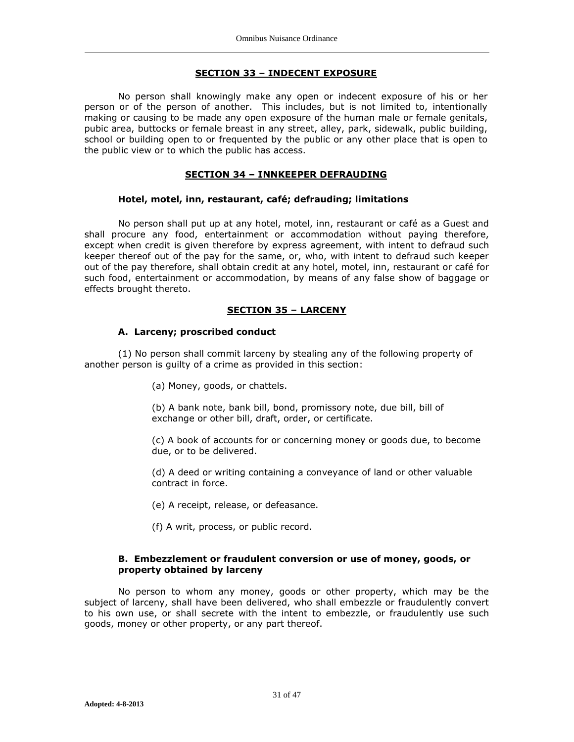## SECTION 33 – INDECENT EXPOSURE

No person shall knowingly make any open or indecent exposure of his or her person or of the person of another. This includes, but is not limited to, intentionally making or causing to be made any open exposure of the human male or female genitals, pubic area, buttocks or female breast in any street, alley, park, sidewalk, public building, school or building open to or frequented by the public or any other place that is open to the public view or to which the public has access.

## SECTION 34 – INNKEEPER DEFRAUDING

### Hotel, motel, inn, restaurant, café; defrauding; limitations

No person shall put up at any hotel, motel, inn, restaurant or café as a Guest and shall procure any food, entertainment or accommodation without paying therefore, except when credit is given therefore by express agreement, with intent to defraud such keeper thereof out of the pay for the same, or, who, with intent to defraud such keeper out of the pay therefore, shall obtain credit at any hotel, motel, inn, restaurant or café for such food, entertainment or accommodation, by means of any false show of baggage or effects brought thereto.

## SECTION 35 – LARCENY

### A. Larceny; proscribed conduct

(1) No person shall commit larceny by stealing any of the following property of another person is guilty of a crime as provided in this section:

(a) Money, goods, or chattels.

(b) A bank note, bank bill, bond, promissory note, due bill, bill of exchange or other bill, draft, order, or certificate.

(c) A book of accounts for or concerning money or goods due, to become due, or to be delivered.

(d) A deed or writing containing a conveyance of land or other valuable contract in force.

(e) A receipt, release, or defeasance.

(f) A writ, process, or public record.

### B. Embezzlement or fraudulent conversion or use of money, goods, or property obtained by larceny

No person to whom any money, goods or other property, which may be the subject of larceny, shall have been delivered, who shall embezzle or fraudulently convert to his own use, or shall secrete with the intent to embezzle, or fraudulently use such goods, money or other property, or any part thereof.

**Adopted: 4-8-2013**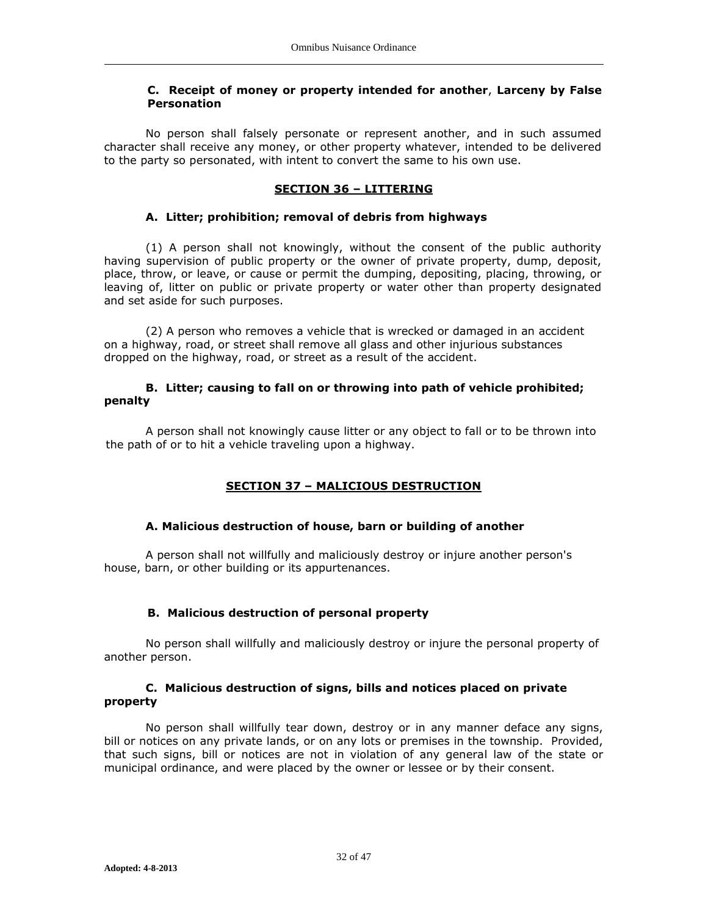**C. Receipt of money or property intended for another**, **Larceny by False Personation**

No person shall falsely personate or represent another, and in such assumed character shall receive any money, or other property whatever, intended to be delivered to the party so personated, with intent to convert the same to his own use.

## SECTION 36 – LITTERING

**A. Litter; prohibition; removal of debris from highways**

(1) A person shall not knowingly, without the consent of the public authority having supervision of public property or the owner of private property, dump, deposit, place, throw, or leave, or cause or permit the dumping, depositing, placing, throwing, or leaving of, litter on public or private property or water other than property designated and set aside for such purposes.

(2) A person who removes a vehicle that is wrecked or damaged in an accident on a highway, road, or street shall remove all glass and other injurious substances dropped on the highway, road, or street as a result of the accident.

**B. Litter; causing to fall on or throwing into path of vehicle prohibited; penalty**

A person shall not knowingly cause litter or any object to fall or to be thrown into the path of or to hit a vehicle traveling upon a highway.

## SECTION 37 – MALICIOUS DESTRUCTION

**A. Malicious destruction of house, barn or building of another**

A person shall not willfully and maliciously destroy or injure another person's house, barn, or other building or its appurtenances.

**B. Malicious destruction of personal property**

No person shall willfully and maliciously destroy or injure the personal property of another person.

**C. Malicious destruction of signs, bills and notices placed on private property**

No person shall willfully tear down, destroy or in any manner deface any signs, bill or notices on any private lands, or on any lots or premises in the township. Provided, that such signs, bill or notices are not in violation of any general law of the state or municipal ordinance, and were placed by the owner or lessee or by their consent.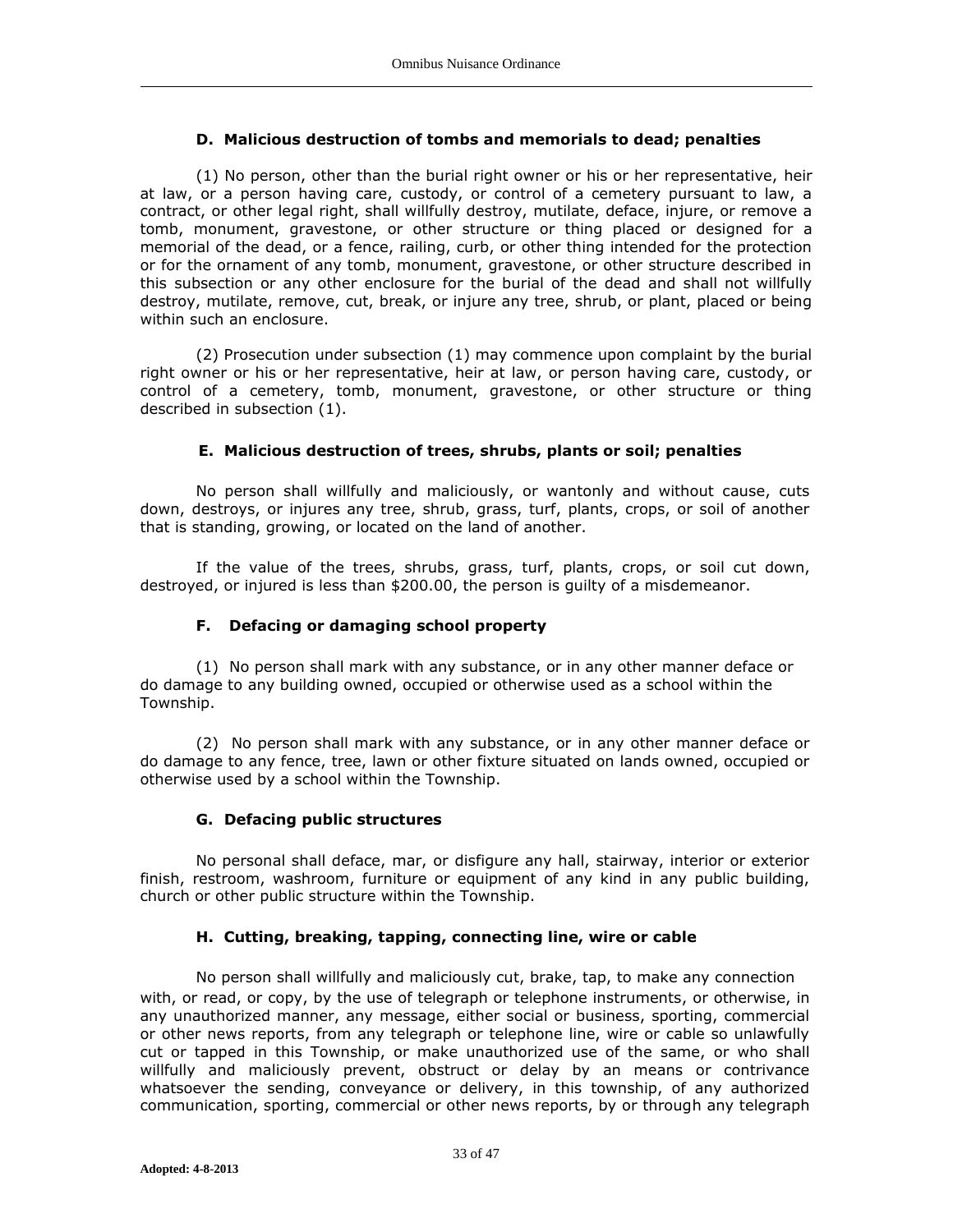### D. Malicious destruction of tombs and memorials to dead; penalties

(1) No person, other than the burial right owner or his or her representative, heir at law, or a person having care, custody, or control of a cemetery pursuant to law, a contract, or other legal right, shall willfully destroy, mutilate, deface, injure, or remove a tomb, monument, gravestone, or other structure or thing placed or designed for a memorial of the dead, or a fence, railing, curb, or other thing intended for the protection or for the ornament of any tomb, monument, gravestone, or other structure described in this subsection or any other enclosure for the burial of the dead and shall not willfully destroy, mutilate, remove, cut, break, or injure any tree, shrub, or plant, placed or being within such an enclosure.

(2) Prosecution under subsection (1) may commence upon complaint by the burial right owner or his or her representative, heir at law, or person having care, custody, or control of a cemetery, tomb, monument, gravestone, or other structure or thing described in subsection (1).

### E. Malicious destruction of trees, shrubs, plants or soil; penalties

No person shall willfully and maliciously, or wantonly and without cause, cuts down, destroys, or injures any tree, shrub, grass, turf, plants, crops, or soil of another that is standing, growing, or located on the land of another.

If the value of the trees, shrubs, grass, turf, plants, crops, or soil cut down, destroyed, or injured is less than $200.00, the person is guilty of a misdemeanor.

### F. Defacing or damaging school property

(1) No person shall mark with any substance, or in any other manner deface or do damage to any building owned, occupied or otherwise used as a school within the Township.

(2) No person shall mark with any substance, or in any other manner deface or do damage to any fence, tree, lawn or other fixture situated on lands owned, occupied or otherwise used by a school within the Township.

### G. Defacing public structures

No personal shall deface, mar, or disfigure any hall, stairway, interior or exterior finish, restroom, washroom, furniture or equipment of any kind in any public building, church or other public structure within the Township.

### H. Cutting, breaking, tapping, connecting line, wire or cable

No person shall willfully and maliciously cut, brake, tap, to make any connection with, or read, or copy, by the use of telegraph or telephone instruments, or otherwise, in any unauthorized manner, any message, either social or business, sporting, commercial or other news reports, from any telegraph or telephone line, wire or cable so unlawfully cut or tapped in this Township, or make unauthorized use of the same, or who shall willfully and maliciously prevent, obstruct or delay by an means or contrivance whatsoever the sending, conveyance or delivery, in this township, of any authorized communication, sporting, commercial or other news reports, by or through any telegraph

**Adopted: 4-8-2013**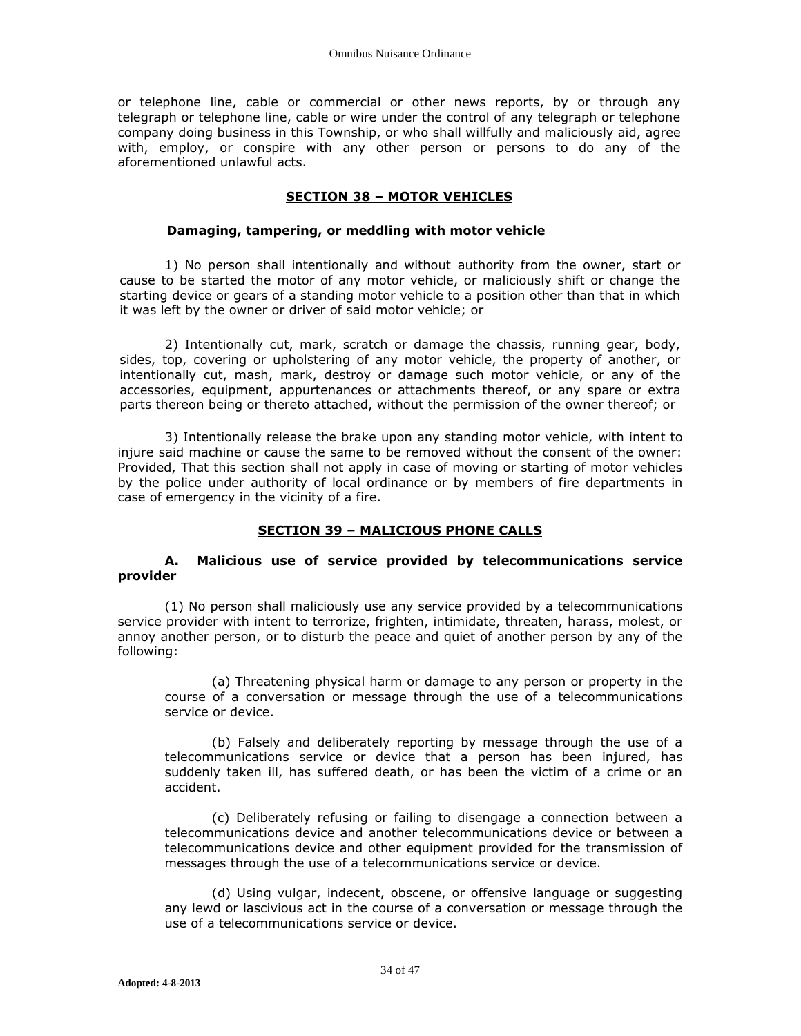or telephone line, cable or commercial or other news reports, by or through any telegraph or telephone line, cable or wire under the control of any telegraph or telephone company doing business in this Township, or who shall willfully and maliciously aid, agree with, employ, or conspire with any other person or persons to do any of the aforementioned unlawful acts.

## SECTION 38 – MOTOR VEHICLES

### Damaging, tampering, or meddling with motor vehicle

1) No person shall intentionally and without authority from the owner, start or cause to be started the motor of any motor vehicle, or maliciously shift or change the starting device or gears of a standing motor vehicle to a position other than that in which it was left by the owner or driver of said motor vehicle; or

2) Intentionally cut, mark, scratch or damage the chassis, running gear, body, sides, top, covering or upholstering of any motor vehicle, the property of another, or intentionally cut, mash, mark, destroy or damage such motor vehicle, or any of the accessories, equipment, appurtenances or attachments thereof, or any spare or extra parts thereon being or thereto attached, without the permission of the owner thereof; or

3) Intentionally release the brake upon any standing motor vehicle, with intent to injure said machine or cause the same to be removed without the consent of the owner: Provided, That this section shall not apply in case of moving or starting of motor vehicles by the police under authority of local ordinance or by members of fire departments in case of emergency in the vicinity of a fire.

## SECTION 39 – MALICIOUS PHONE CALLS

### A. Malicious use of service provided by telecommunications service provider

(1) No person shall maliciously use any service provided by a telecommunications service provider with intent to terrorize, frighten, intimidate, threaten, harass, molest, or annoy another person, or to disturb the peace and quiet of another person by any of the following:

(a) Threatening physical harm or damage to any person or property in the course of a conversation or message through the use of a telecommunications service or device.

(b) Falsely and deliberately reporting by message through the use of a telecommunications service or device that a person has been injured, has suddenly taken ill, has suffered death, or has been the victim of a crime or an accident.

(c) Deliberately refusing or failing to disengage a connection between a telecommunications device and another telecommunications device or between a telecommunications device and other equipment provided for the transmission of messages through the use of a telecommunications service or device.

(d) Using vulgar, indecent, obscene, or offensive language or suggesting any lewd or lascivious act in the course of a conversation or message through the use of a telecommunications service or device.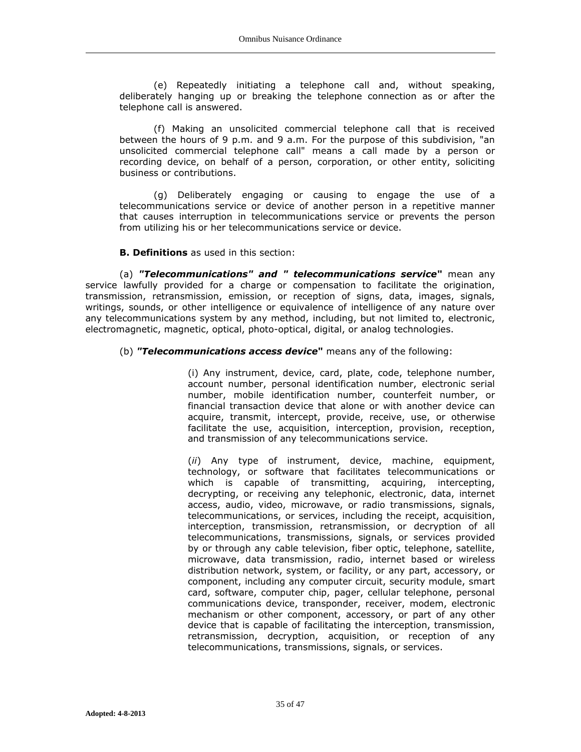(e) Repeatedly initiating a telephone call and, without speaking, deliberately hanging up or breaking the telephone connection as or after the telephone call is answered.

(f) Making an unsolicited commercial telephone call that is received between the hours of 9 p.m. and 9 a.m. For the purpose of this subdivision, "an unsolicited commercial telephone call" means a call made by a person or recording device, on behalf of a person, corporation, or other entity, soliciting business or contributions.

(g) Deliberately engaging or causing to engage the use of a telecommunications service or device of another person in a repetitive manner that causes interruption in telecommunications service or prevents the person from utilizing his or her telecommunications service or device.

**B. Definitions** as used in this section:

(a) ***"Telecommunications" and " telecommunications service*"** mean any service lawfully provided for a charge or compensation to facilitate the origination, transmission, retransmission, emission, or reception of signs, data, images, signals, writings, sounds, or other intelligence or equivalence of intelligence of any nature over any telecommunications system by any method, including, but not limited to, electronic, electromagnetic, magnetic, optical, photo-optical, digital, or analog technologies.

(b) ***"Telecommunications access device*"** means any of the following:

> (i) Any instrument, device, card, plate, code, telephone number, account number, personal identification number, electronic serial number, mobile identification number, counterfeit number, or financial transaction device that alone or with another device can acquire, transmit, intercept, provide, receive, use, or otherwise facilitate the use, acquisition, interception, provision, reception, and transmission of any telecommunications service.
>
> (*ii*) Any type of instrument, device, machine, equipment, technology, or software that facilitates telecommunications or which is capable of transmitting, acquiring, intercepting, decrypting, or receiving any telephonic, electronic, data, internet access, audio, video, microwave, or radio transmissions, signals, telecommunications, or services, including the receipt, acquisition, interception, transmission, retransmission, or decryption of all telecommunications, transmissions, signals, or services provided by or through any cable television, fiber optic, telephone, satellite, microwave, data transmission, radio, internet based or wireless distribution network, system, or facility, or any part, accessory, or component, including any computer circuit, security module, smart card, software, computer chip, pager, cellular telephone, personal communications device, transponder, receiver, modem, electronic mechanism or other component, accessory, or part of any other device that is capable of facilitating the interception, transmission, retransmission, decryption, acquisition, or reception of any telecommunications, transmissions, signals, or services.

**Adopted: 4-8-2013**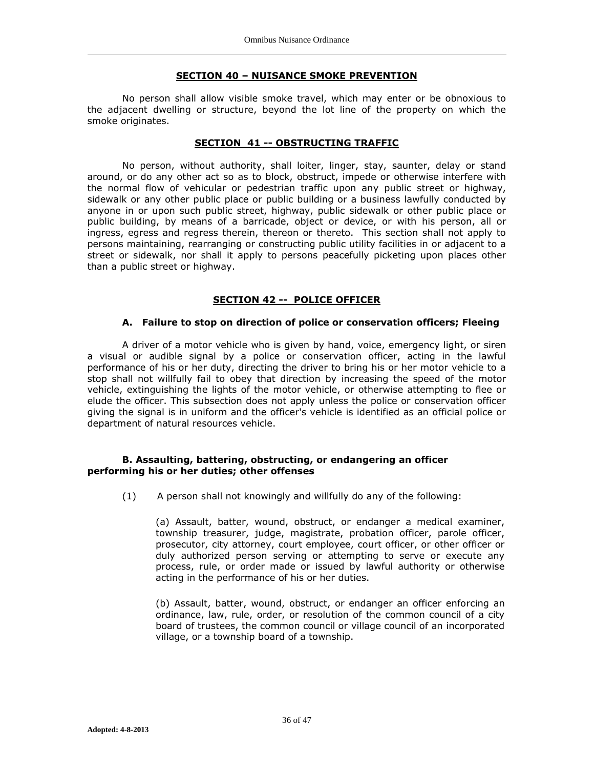## SECTION 40 – NUISANCE SMOKE PREVENTION

No person shall allow visible smoke travel, which may enter or be obnoxious to the adjacent dwelling or structure, beyond the lot line of the property on which the smoke originates.

## SECTION 41 -- OBSTRUCTING TRAFFIC

No person, without authority, shall loiter, linger, stay, saunter, delay or stand around, or do any other act so as to block, obstruct, impede or otherwise interfere with the normal flow of vehicular or pedestrian traffic upon any public street or highway, sidewalk or any other public place or public building or a business lawfully conducted by anyone in or upon such public street, highway, public sidewalk or other public place or public building, by means of a barricade, object or device, or with his person, all or ingress, egress and regress therein, thereon or thereto. This section shall not apply to persons maintaining, rearranging or constructing public utility facilities in or adjacent to a street or sidewalk, nor shall it apply to persons peacefully picketing upon places other than a public street or highway.

## SECTION 42 -- POLICE OFFICER

### A. Failure to stop on direction of police or conservation officers; Fleeing

A driver of a motor vehicle who is given by hand, voice, emergency light, or siren a visual or audible signal by a police or conservation officer, acting in the lawful performance of his or her duty, directing the driver to bring his or her motor vehicle to a stop shall not willfully fail to obey that direction by increasing the speed of the motor vehicle, extinguishing the lights of the motor vehicle, or otherwise attempting to flee or elude the officer. This subsection does not apply unless the police or conservation officer giving the signal is in uniform and the officer's vehicle is identified as an official police or department of natural resources vehicle.

### B. Assaulting, battering, obstructing, or endangering an officer performing his or her duties; other offenses

(1) A person shall not knowingly and willfully do any of the following:

(a) Assault, batter, wound, obstruct, or endanger a medical examiner, township treasurer, judge, magistrate, probation officer, parole officer, prosecutor, city attorney, court employee, court officer, or other officer or duly authorized person serving or attempting to serve or execute any process, rule, or order made or issued by lawful authority or otherwise acting in the performance of his or her duties.

(b) Assault, batter, wound, obstruct, or endanger an officer enforcing an ordinance, law, rule, order, or resolution of the common council of a city board of trustees, the common council or village council of an incorporated village, or a township board of a township.

**Adopted: 4-8-2013**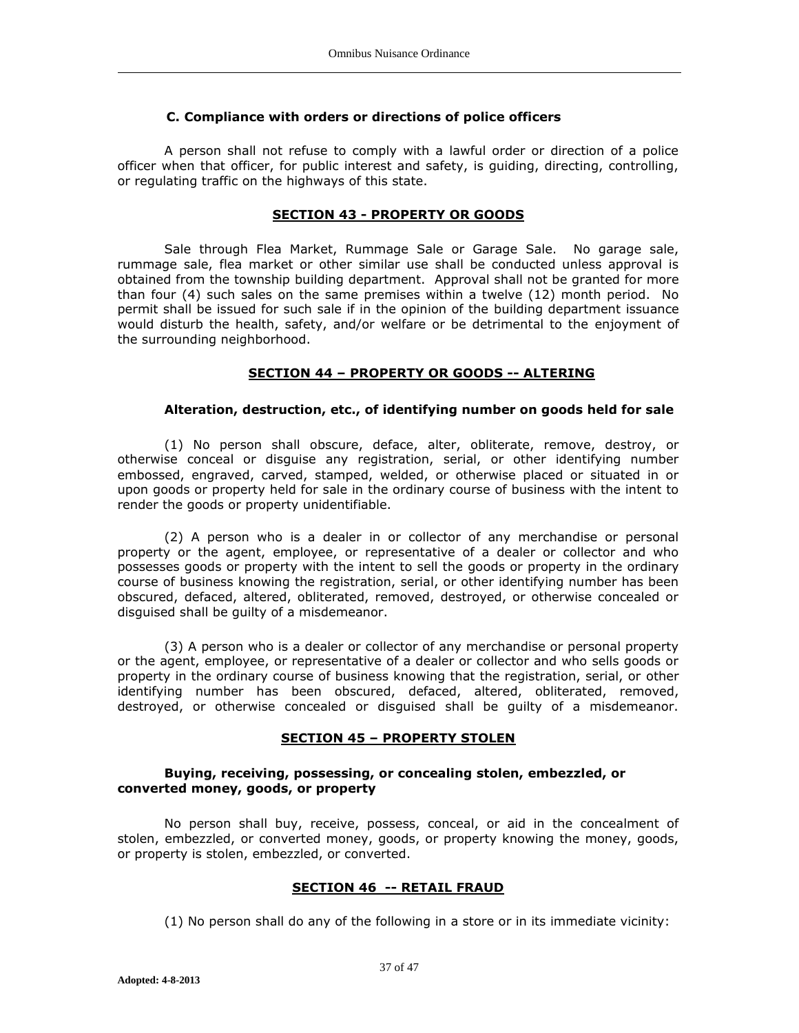### C. Compliance with orders or directions of police officers

A person shall not refuse to comply with a lawful order or direction of a police officer when that officer, for public interest and safety, is guiding, directing, controlling, or regulating traffic on the highways of this state.

## SECTION 43 - PROPERTY OR GOODS

Sale through Flea Market, Rummage Sale or Garage Sale. No garage sale, rummage sale, flea market or other similar use shall be conducted unless approval is obtained from the township building department. Approval shall not be granted for more than four (4) such sales on the same premises within a twelve (12) month period. No permit shall be issued for such sale if in the opinion of the building department issuance would disturb the health, safety, and/or welfare or be detrimental to the enjoyment of the surrounding neighborhood.

## SECTION 44 – PROPERTY OR GOODS -- ALTERING

### Alteration, destruction, etc., of identifying number on goods held for sale

(1) No person shall obscure, deface, alter, obliterate, remove, destroy, or otherwise conceal or disguise any registration, serial, or other identifying number embossed, engraved, carved, stamped, welded, or otherwise placed or situated in or upon goods or property held for sale in the ordinary course of business with the intent to render the goods or property unidentifiable.

(2) A person who is a dealer in or collector of any merchandise or personal property or the agent, employee, or representative of a dealer or collector and who possesses goods or property with the intent to sell the goods or property in the ordinary course of business knowing the registration, serial, or other identifying number has been obscured, defaced, altered, obliterated, removed, destroyed, or otherwise concealed or disguised shall be guilty of a misdemeanor.

(3) A person who is a dealer or collector of any merchandise or personal property or the agent, employee, or representative of a dealer or collector and who sells goods or property in the ordinary course of business knowing that the registration, serial, or other identifying number has been obscured, defaced, altered, obliterated, removed, destroyed, or otherwise concealed or disguised shall be guilty of a misdemeanor.

## SECTION 45 – PROPERTY STOLEN

### Buying, receiving, possessing, or concealing stolen, embezzled, or converted money, goods, or property

No person shall buy, receive, possess, conceal, or aid in the concealment of stolen, embezzled, or converted money, goods, or property knowing the money, goods, or property is stolen, embezzled, or converted.

## SECTION 46 -- RETAIL FRAUD

(1) No person shall do any of the following in a store or in its immediate vicinity: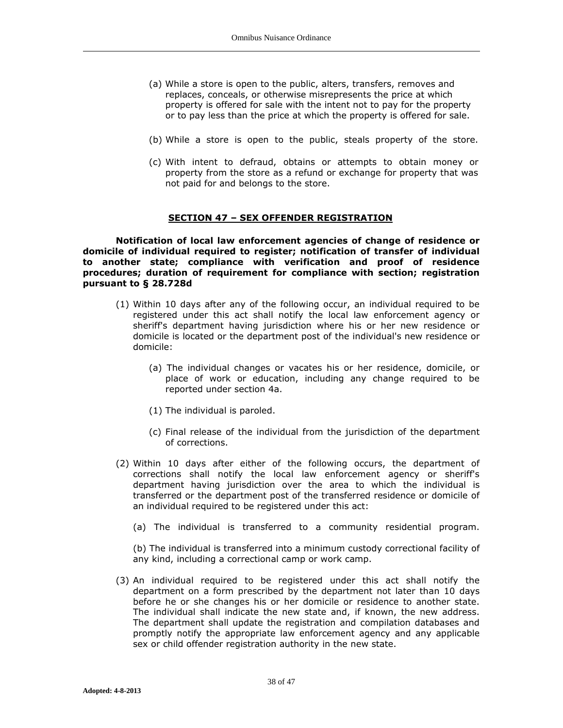(a) While a store is open to the public, alters, transfers, removes and replaces, conceals, or otherwise misrepresents the price at which property is offered for sale with the intent not to pay for the property or to pay less than the price at which the property is offered for sale.

(b) While a store is open to the public, steals property of the store.

(c) With intent to defraud, obtains or attempts to obtain money or property from the store as a refund or exchange for property that was not paid for and belongs to the store.

## SECTION 47 – SEX OFFENDER REGISTRATION

**Notification of local law enforcement agencies of change of residence or domicile of individual required to register; notification of transfer of individual to another state; compliance with verification and proof of residence procedures; duration of requirement for compliance with section; registration pursuant to § 28.728d**

(1) Within 10 days after any of the following occur, an individual required to be registered under this act shall notify the local law enforcement agency or sheriff's department having jurisdiction where his or her new residence or domicile is located or the department post of the individual's new residence or domicile:

  (a) The individual changes or vacates his or her residence, domicile, or place of work or education, including any change required to be reported under section 4a.

  (1) The individual is paroled.

  (c) Final release of the individual from the jurisdiction of the department of corrections.

(2) Within 10 days after either of the following occurs, the department of corrections shall notify the local law enforcement agency or sheriff's department having jurisdiction over the area to which the individual is transferred or the department post of the transferred residence or domicile of an individual required to be registered under this act:

  (a) The individual is transferred to a community residential program.

  (b) The individual is transferred into a minimum custody correctional facility of any kind, including a correctional camp or work camp.

(3) An individual required to be registered under this act shall notify the department on a form prescribed by the department not later than 10 days before he or she changes his or her domicile or residence to another state. The individual shall indicate the new state and, if known, the new address. The department shall update the registration and compilation databases and promptly notify the appropriate law enforcement agency and any applicable sex or child offender registration authority in the new state.

**Adopted: 4-8-2013**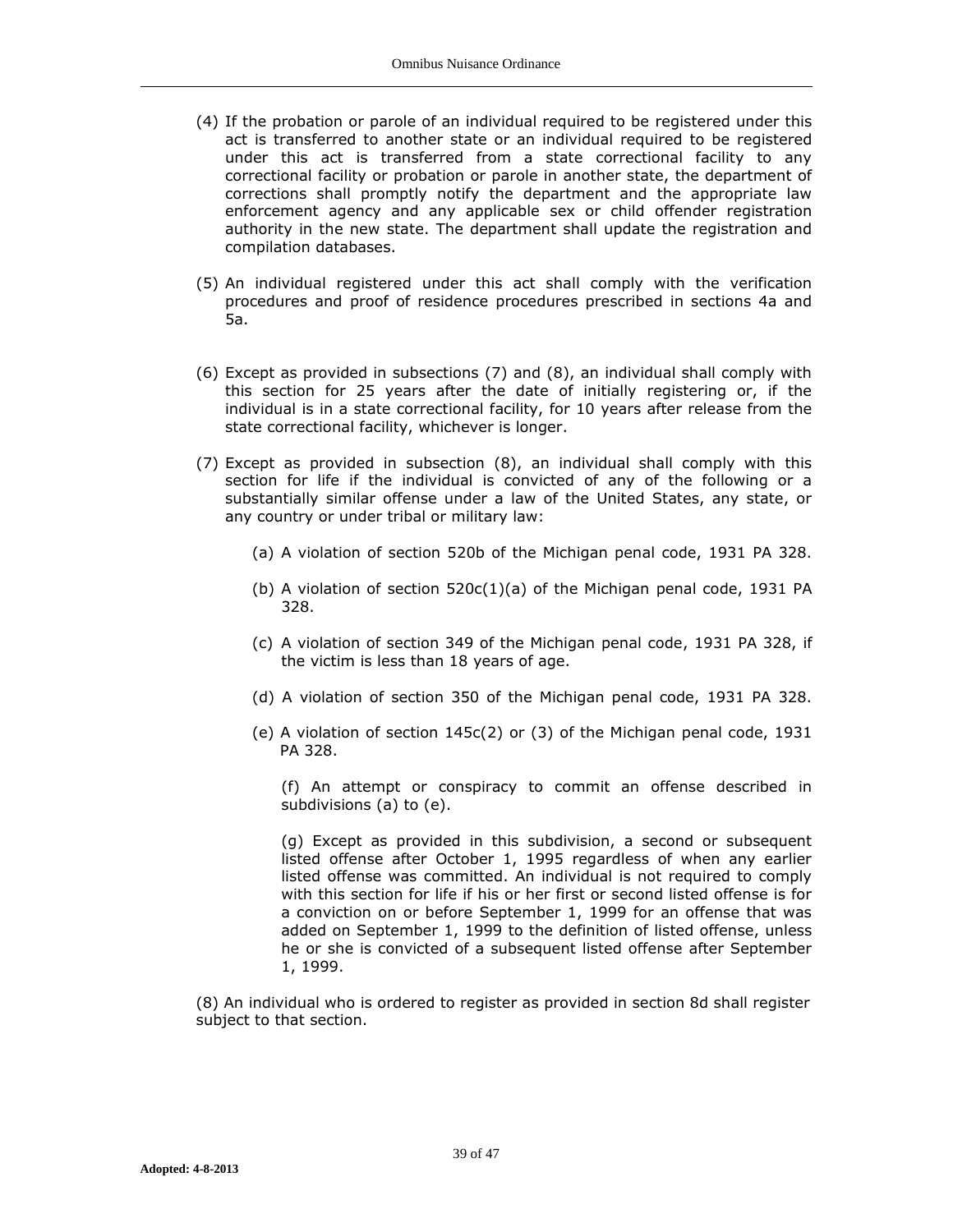(4) If the probation or parole of an individual required to be registered under this act is transferred to another state or an individual required to be registered under this act is transferred from a state correctional facility to any correctional facility or probation or parole in another state, the department of corrections shall promptly notify the department and the appropriate law enforcement agency and any applicable sex or child offender registration authority in the new state. The department shall update the registration and compilation databases.

(5) An individual registered under this act shall comply with the verification procedures and proof of residence procedures prescribed in sections 4a and 5a.

(6) Except as provided in subsections (7) and (8), an individual shall comply with this section for 25 years after the date of initially registering or, if the individual is in a state correctional facility, for 10 years after release from the state correctional facility, whichever is longer.

(7) Except as provided in subsection (8), an individual shall comply with this section for life if the individual is convicted of any of the following or a substantially similar offense under a law of the United States, any state, or any country or under tribal or military law:

(a) A violation of section 520b of the Michigan penal code, 1931 PA 328.

(b) A violation of section 520c(1)(a) of the Michigan penal code, 1931 PA 328.

(c) A violation of section 349 of the Michigan penal code, 1931 PA 328, if the victim is less than 18 years of age.

(d) A violation of section 350 of the Michigan penal code, 1931 PA 328.

(e) A violation of section 145c(2) or (3) of the Michigan penal code, 1931 PA 328.

(f) An attempt or conspiracy to commit an offense described in subdivisions (a) to (e).

(g) Except as provided in this subdivision, a second or subsequent listed offense after October 1, 1995 regardless of when any earlier listed offense was committed. An individual is not required to comply with this section for life if his or her first or second listed offense is for a conviction on or before September 1, 1999 for an offense that was added on September 1, 1999 to the definition of listed offense, unless he or she is convicted of a subsequent listed offense after September 1, 1999.

(8) An individual who is ordered to register as provided in section 8d shall register subject to that section.

**Adopted: 4-8-2013**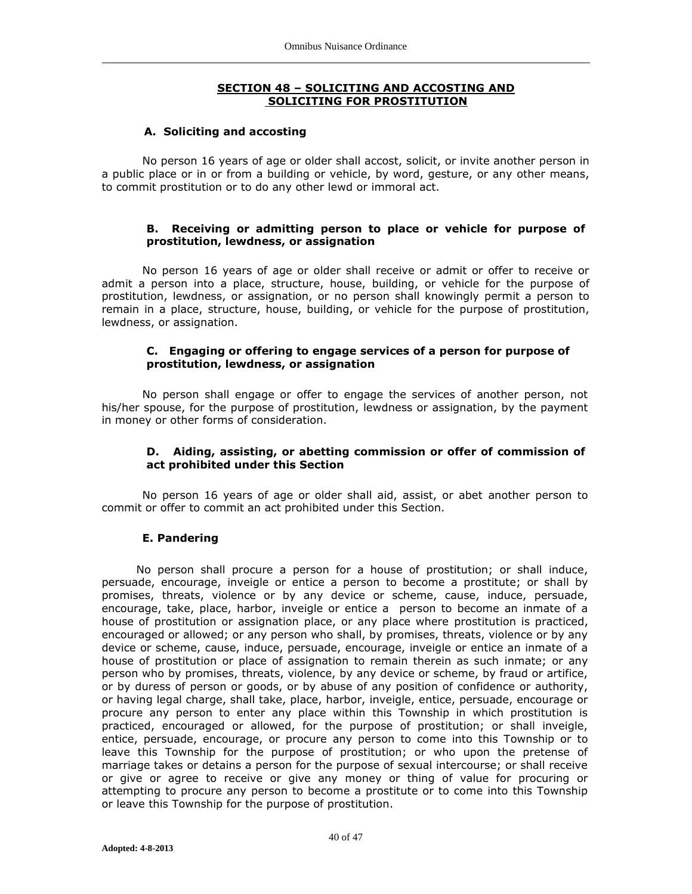## SECTION 48 – SOLICITING AND ACCOSTING AND SOLICITING FOR PROSTITUTION

### A. Soliciting and accosting

No person 16 years of age or older shall accost, solicit, or invite another person in a public place or in or from a building or vehicle, by word, gesture, or any other means, to commit prostitution or to do any other lewd or immoral act.

### B. Receiving or admitting person to place or vehicle for purpose of prostitution, lewdness, or assignation

No person 16 years of age or older shall receive or admit or offer to receive or admit a person into a place, structure, house, building, or vehicle for the purpose of prostitution, lewdness, or assignation, or no person shall knowingly permit a person to remain in a place, structure, house, building, or vehicle for the purpose of prostitution, lewdness, or assignation.

### C. Engaging or offering to engage services of a person for purpose of prostitution, lewdness, or assignation

No person shall engage or offer to engage the services of another person, not his/her spouse, for the purpose of prostitution, lewdness or assignation, by the payment in money or other forms of consideration.

### D. Aiding, assisting, or abetting commission or offer of commission of act prohibited under this Section

No person 16 years of age or older shall aid, assist, or abet another person to commit or offer to commit an act prohibited under this Section.

### E. Pandering

No person shall procure a person for a house of prostitution; or shall induce, persuade, encourage, inveigle or entice a person to become a prostitute; or shall by promises, threats, violence or by any device or scheme, cause, induce, persuade, encourage, take, place, harbor, inveigle or entice a person to become an inmate of a house of prostitution or assignation place, or any place where prostitution is practiced, encouraged or allowed; or any person who shall, by promises, threats, violence or by any device or scheme, cause, induce, persuade, encourage, inveigle or entice an inmate of a house of prostitution or place of assignation to remain therein as such inmate; or any person who by promises, threats, violence, by any device or scheme, by fraud or artifice, or by duress of person or goods, or by abuse of any position of confidence or authority, or having legal charge, shall take, place, harbor, inveigle, entice, persuade, encourage or procure any person to enter any place within this Township in which prostitution is practiced, encouraged or allowed, for the purpose of prostitution; or shall inveigle, entice, persuade, encourage, or procure any person to come into this Township or to leave this Township for the purpose of prostitution; or who upon the pretense of marriage takes or detains a person for the purpose of sexual intercourse; or shall receive or give or agree to receive or give any money or thing of value for procuring or attempting to procure any person to become a prostitute or to come into this Township or leave this Township for the purpose of prostitution.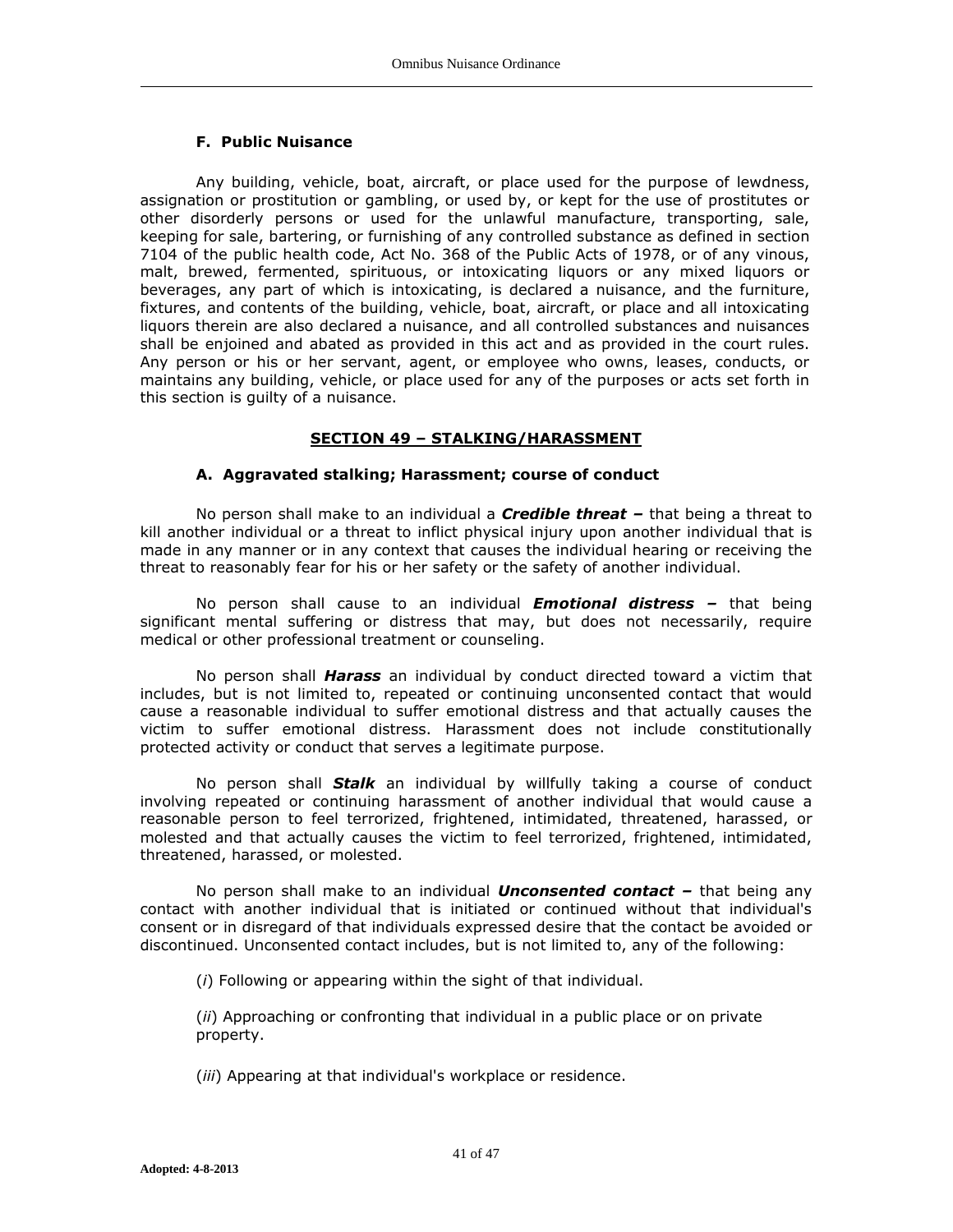### F. Public Nuisance

Any building, vehicle, boat, aircraft, or place used for the purpose of lewdness, assignation or prostitution or gambling, or used by, or kept for the use of prostitutes or other disorderly persons or used for the unlawful manufacture, transporting, sale, keeping for sale, bartering, or furnishing of any controlled substance as defined in section 7104 of the public health code, Act No. 368 of the Public Acts of 1978, or of any vinous, malt, brewed, fermented, spirituous, or intoxicating liquors or any mixed liquors or beverages, any part of which is intoxicating, is declared a nuisance, and the furniture, fixtures, and contents of the building, vehicle, boat, aircraft, or place and all intoxicating liquors therein are also declared a nuisance, and all controlled substances and nuisances shall be enjoined and abated as provided in this act and as provided in the court rules. Any person or his or her servant, agent, or employee who owns, leases, conducts, or maintains any building, vehicle, or place used for any of the purposes or acts set forth in this section is guilty of a nuisance.

## SECTION 49 – STALKING/HARASSMENT

### A. Aggravated stalking; Harassment; course of conduct

No person shall make to an individual a ***Credible threat –*** that being a threat to kill another individual or a threat to inflict physical injury upon another individual that is made in any manner or in any context that causes the individual hearing or receiving the threat to reasonably fear for his or her safety or the safety of another individual.

No person shall cause to an individual ***Emotional distress –*** that being significant mental suffering or distress that may, but does not necessarily, require medical or other professional treatment or counseling.

No person shall ***Harass*** an individual by conduct directed toward a victim that includes, but is not limited to, repeated or continuing unconsented contact that would cause a reasonable individual to suffer emotional distress and that actually causes the victim to suffer emotional distress. Harassment does not include constitutionally protected activity or conduct that serves a legitimate purpose.

No person shall ***Stalk*** an individual by willfully taking a course of conduct involving repeated or continuing harassment of another individual that would cause a reasonable person to feel terrorized, frightened, intimidated, threatened, harassed, or molested and that actually causes the victim to feel terrorized, frightened, intimidated, threatened, harassed, or molested.

No person shall make to an individual ***Unconsented contact –*** that being any contact with another individual that is initiated or continued without that individual's consent or in disregard of that individuals expressed desire that the contact be avoided or discontinued. Unconsented contact includes, but is not limited to, any of the following:

(*i*) Following or appearing within the sight of that individual.

(*ii*) Approaching or confronting that individual in a public place or on private property.

(*iii*) Appearing at that individual's workplace or residence.

**Adopted: 4-8-2013**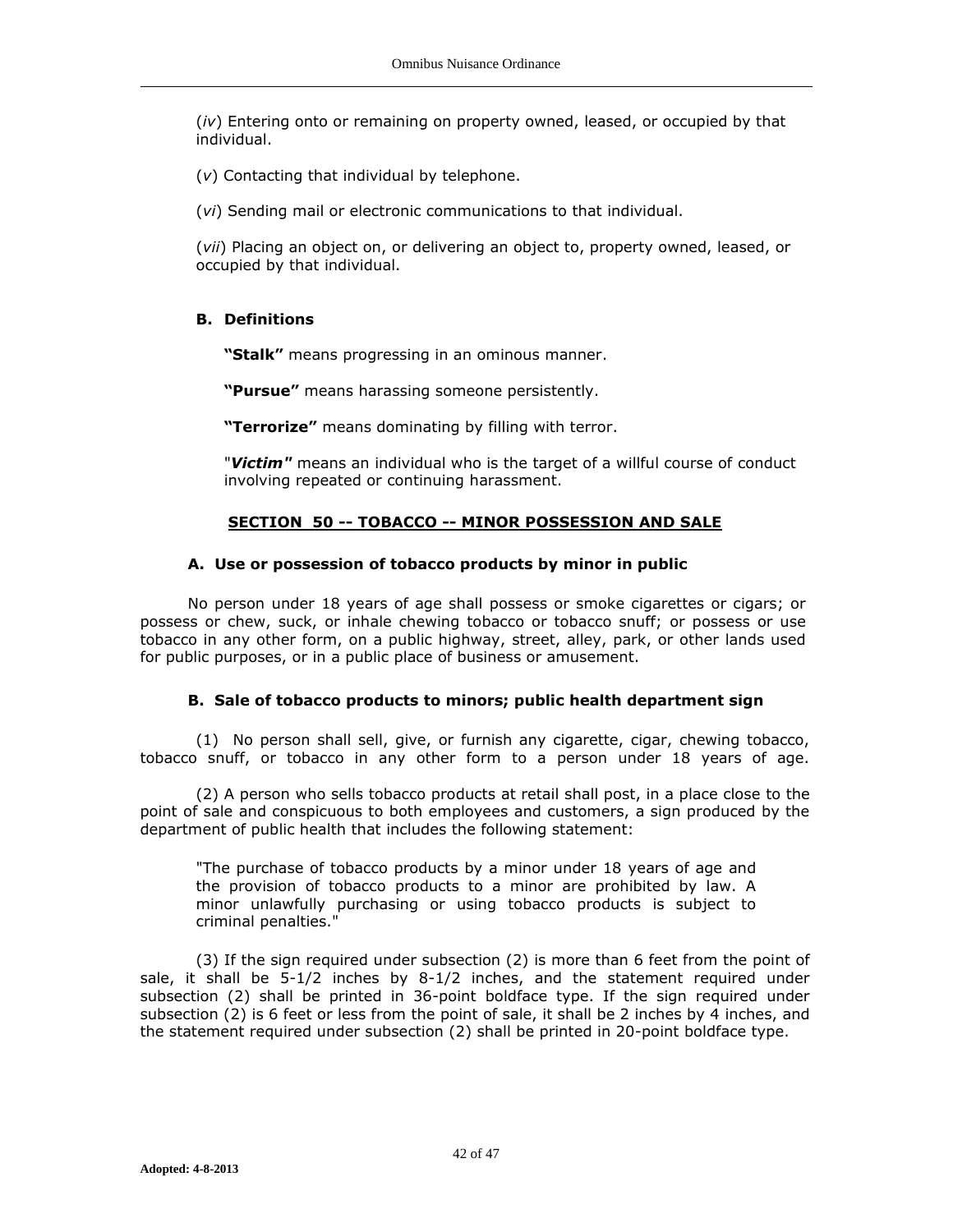(*iv*) Entering onto or remaining on property owned, leased, or occupied by that individual.

(*v*) Contacting that individual by telephone.

(*vi*) Sending mail or electronic communications to that individual.

(*vii*) Placing an object on, or delivering an object to, property owned, leased, or occupied by that individual.

### B. Definitions

**"Stalk"** means progressing in an ominous manner.

**"Pursue"** means harassing someone persistently.

**"Terrorize"** means dominating by filling with terror.

"***Victim*"** means an individual who is the target of a willful course of conduct involving repeated or continuing harassment.

## SECTION 50 -- TOBACCO -- MINOR POSSESSION AND SALE

### A. Use or possession of tobacco products by minor in public

No person under 18 years of age shall possess or smoke cigarettes or cigars; or possess or chew, suck, or inhale chewing tobacco or tobacco snuff; or possess or use tobacco in any other form, on a public highway, street, alley, park, or other lands used for public purposes, or in a public place of business or amusement.

### B. Sale of tobacco products to minors; public health department sign

(1) No person shall sell, give, or furnish any cigarette, cigar, chewing tobacco, tobacco snuff, or tobacco in any other form to a person under 18 years of age.

(2) A person who sells tobacco products at retail shall post, in a place close to the point of sale and conspicuous to both employees and customers, a sign produced by the department of public health that includes the following statement:

> "The purchase of tobacco products by a minor under 18 years of age and the provision of tobacco products to a minor are prohibited by law. A minor unlawfully purchasing or using tobacco products is subject to criminal penalties."

(3) If the sign required under subsection (2) is more than 6 feet from the point of sale, it shall be 5-1/2 inches by 8-1/2 inches, and the statement required under subsection (2) shall be printed in 36-point boldface type. If the sign required under subsection (2) is 6 feet or less from the point of sale, it shall be 2 inches by 4 inches, and the statement required under subsection (2) shall be printed in 20-point boldface type.

**Adopted: 4-8-2013**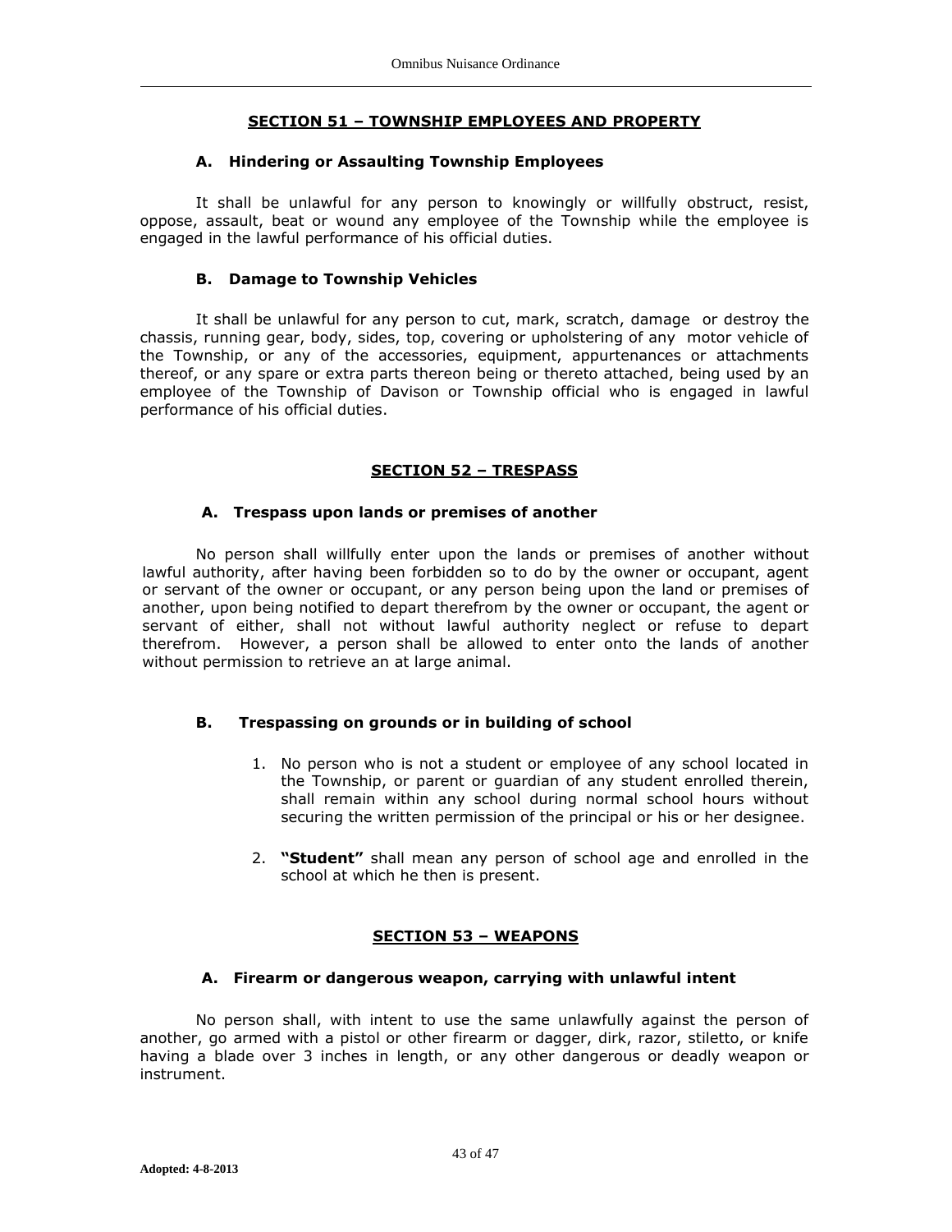## SECTION 51 – TOWNSHIP EMPLOYEES AND PROPERTY

### A. Hindering or Assaulting Township Employees

It shall be unlawful for any person to knowingly or willfully obstruct, resist, oppose, assault, beat or wound any employee of the Township while the employee is engaged in the lawful performance of his official duties.

### B. Damage to Township Vehicles

It shall be unlawful for any person to cut, mark, scratch, damage or destroy the chassis, running gear, body, sides, top, covering or upholstering of any motor vehicle of the Township, or any of the accessories, equipment, appurtenances or attachments thereof, or any spare or extra parts thereon being or thereto attached, being used by an employee of the Township of Davison or Township official who is engaged in lawful performance of his official duties.

## SECTION 52 – TRESPASS

### A. Trespass upon lands or premises of another

No person shall willfully enter upon the lands or premises of another without lawful authority, after having been forbidden so to do by the owner or occupant, agent or servant of the owner or occupant, or any person being upon the land or premises of another, upon being notified to depart therefrom by the owner or occupant, the agent or servant of either, shall not without lawful authority neglect or refuse to depart therefrom. However, a person shall be allowed to enter onto the lands of another without permission to retrieve an at large animal.

### B. Trespassing on grounds or in building of school

1. No person who is not a student or employee of any school located in the Township, or parent or guardian of any student enrolled therein, shall remain within any school during normal school hours without securing the written permission of the principal or his or her designee.

2. **"Student"** shall mean any person of school age and enrolled in the school at which he then is present.

## SECTION 53 – WEAPONS

### A. Firearm or dangerous weapon, carrying with unlawful intent

No person shall, with intent to use the same unlawfully against the person of another, go armed with a pistol or other firearm or dagger, dirk, razor, stiletto, or knife having a blade over 3 inches in length, or any other dangerous or deadly weapon or instrument.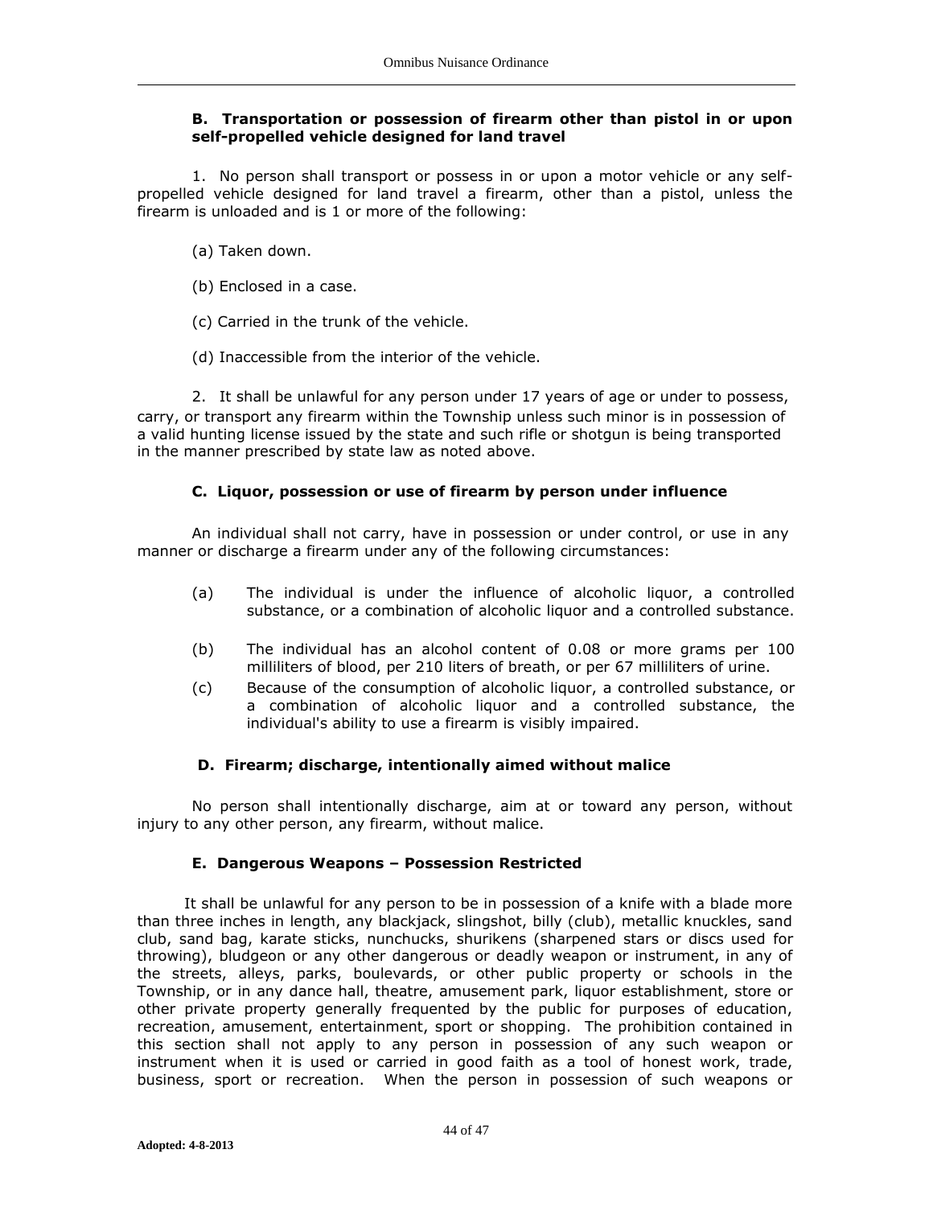### B. Transportation or possession of firearm other than pistol in or upon self-propelled vehicle designed for land travel

1. No person shall transport or possess in or upon a motor vehicle or any self-propelled vehicle designed for land travel a firearm, other than a pistol, unless the firearm is unloaded and is 1 or more of the following:

(a) Taken down.

(b) Enclosed in a case.

(c) Carried in the trunk of the vehicle.

(d) Inaccessible from the interior of the vehicle.

2. It shall be unlawful for any person under 17 years of age or under to possess, carry, or transport any firearm within the Township unless such minor is in possession of a valid hunting license issued by the state and such rifle or shotgun is being transported in the manner prescribed by state law as noted above.

### C. Liquor, possession or use of firearm by person under influence

An individual shall not carry, have in possession or under control, or use in any manner or discharge a firearm under any of the following circumstances:

(a) The individual is under the influence of alcoholic liquor, a controlled substance, or a combination of alcoholic liquor and a controlled substance.

(b) The individual has an alcohol content of 0.08 or more grams per 100 milliliters of blood, per 210 liters of breath, or per 67 milliliters of urine.

(c) Because of the consumption of alcoholic liquor, a controlled substance, or a combination of alcoholic liquor and a controlled substance, the individual's ability to use a firearm is visibly impaired.

### D. Firearm; discharge, intentionally aimed without malice

No person shall intentionally discharge, aim at or toward any person, without injury to any other person, any firearm, without malice.

### E. Dangerous Weapons – Possession Restricted

It shall be unlawful for any person to be in possession of a knife with a blade more than three inches in length, any blackjack, slingshot, billy (club), metallic knuckles, sand club, sand bag, karate sticks, nunchucks, shurikens (sharpened stars or discs used for throwing), bludgeon or any other dangerous or deadly weapon or instrument, in any of the streets, alleys, parks, boulevards, or other public property or schools in the Township, or in any dance hall, theatre, amusement park, liquor establishment, store or other private property generally frequented by the public for purposes of education, recreation, amusement, entertainment, sport or shopping. The prohibition contained in this section shall not apply to any person in possession of any such weapon or instrument when it is used or carried in good faith as a tool of honest work, trade, business, sport or recreation. When the person in possession of such weapons or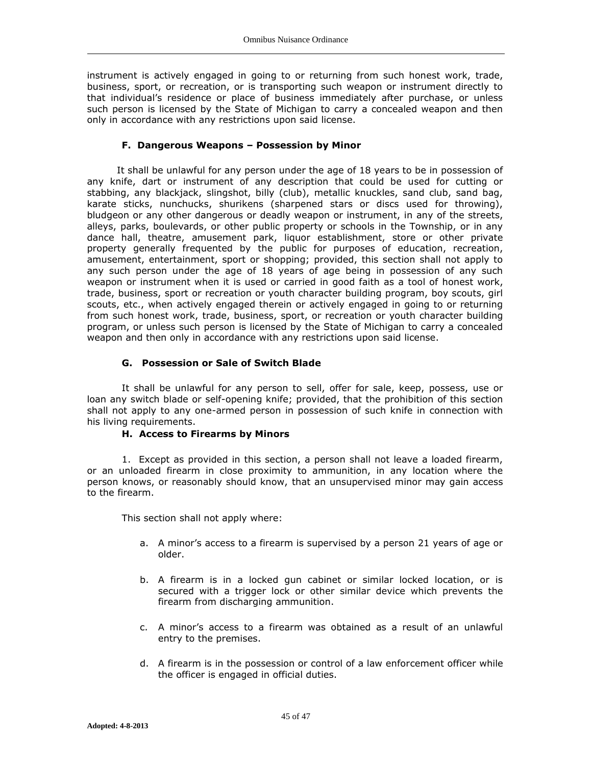instrument is actively engaged in going to or returning from such honest work, trade, business, sport, or recreation, or is transporting such weapon or instrument directly to that individual's residence or place of business immediately after purchase, or unless such person is licensed by the State of Michigan to carry a concealed weapon and then only in accordance with any restrictions upon said license.

### F. Dangerous Weapons – Possession by Minor

It shall be unlawful for any person under the age of 18 years to be in possession of any knife, dart or instrument of any description that could be used for cutting or stabbing, any blackjack, slingshot, billy (club), metallic knuckles, sand club, sand bag, karate sticks, nunchucks, shurikens (sharpened stars or discs used for throwing), bludgeon or any other dangerous or deadly weapon or instrument, in any of the streets, alleys, parks, boulevards, or other public property or schools in the Township, or in any dance hall, theatre, amusement park, liquor establishment, store or other private property generally frequented by the public for purposes of education, recreation, amusement, entertainment, sport or shopping; provided, this section shall not apply to any such person under the age of 18 years of age being in possession of any such weapon or instrument when it is used or carried in good faith as a tool of honest work, trade, business, sport or recreation or youth character building program, boy scouts, girl scouts, etc., when actively engaged therein or actively engaged in going to or returning from such honest work, trade, business, sport, or recreation or youth character building program, or unless such person is licensed by the State of Michigan to carry a concealed weapon and then only in accordance with any restrictions upon said license.

### G. Possession or Sale of Switch Blade

It shall be unlawful for any person to sell, offer for sale, keep, possess, use or loan any switch blade or self-opening knife; provided, that the prohibition of this section shall not apply to any one-armed person in possession of such knife in connection with his living requirements.

### H. Access to Firearms by Minors

1. Except as provided in this section, a person shall not leave a loaded firearm, or an unloaded firearm in close proximity to ammunition, in any location where the person knows, or reasonably should know, that an unsupervised minor may gain access to the firearm.

This section shall not apply where:

a. A minor's access to a firearm is supervised by a person 21 years of age or older.

b. A firearm is in a locked gun cabinet or similar locked location, or is secured with a trigger lock or other similar device which prevents the firearm from discharging ammunition.

c. A minor's access to a firearm was obtained as a result of an unlawful entry to the premises.

d. A firearm is in the possession or control of a law enforcement officer while the officer is engaged in official duties.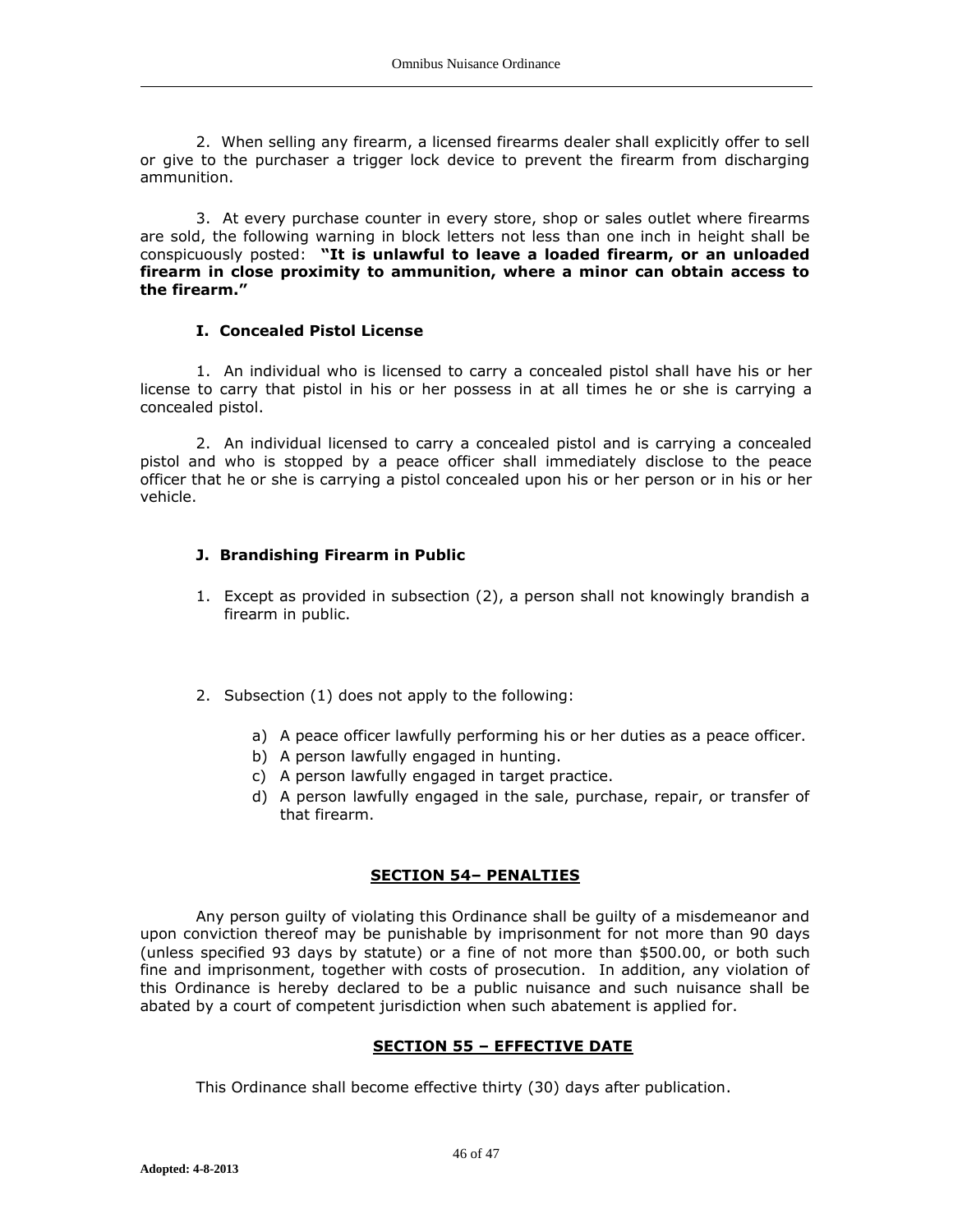2. When selling any firearm, a licensed firearms dealer shall explicitly offer to sell or give to the purchaser a trigger lock device to prevent the firearm from discharging ammunition.

3. At every purchase counter in every store, shop or sales outlet where firearms are sold, the following warning in block letters not less than one inch in height shall be conspicuously posted: **"It is unlawful to leave a loaded firearm, or an unloaded firearm in close proximity to ammunition, where a minor can obtain access to the firearm."**

**I. Concealed Pistol License**

1. An individual who is licensed to carry a concealed pistol shall have his or her license to carry that pistol in his or her possess in at all times he or she is carrying a concealed pistol.

2. An individual licensed to carry a concealed pistol and is carrying a concealed pistol and who is stopped by a peace officer shall immediately disclose to the peace officer that he or she is carrying a pistol concealed upon his or her person or in his or her vehicle.

**J. Brandishing Firearm in Public**

1. Except as provided in subsection (2), a person shall not knowingly brandish a firearm in public.

2. Subsection (1) does not apply to the following:

   a) A peace officer lawfully performing his or her duties as a peace officer.
   b) A person lawfully engaged in hunting.
   c) A person lawfully engaged in target practice.
   d) A person lawfully engaged in the sale, purchase, repair, or transfer of that firearm.

## SECTION 54– PENALTIES

Any person guilty of violating this Ordinance shall be guilty of a misdemeanor and upon conviction thereof may be punishable by imprisonment for not more than 90 days (unless specified 93 days by statute) or a fine of not more than $500.00, or both such fine and imprisonment, together with costs of prosecution. In addition, any violation of this Ordinance is hereby declared to be a public nuisance and such nuisance shall be abated by a court of competent jurisdiction when such abatement is applied for.

## SECTION 55 – EFFECTIVE DATE

This Ordinance shall become effective thirty (30) days after publication.

**Adopted: 4-8-2013**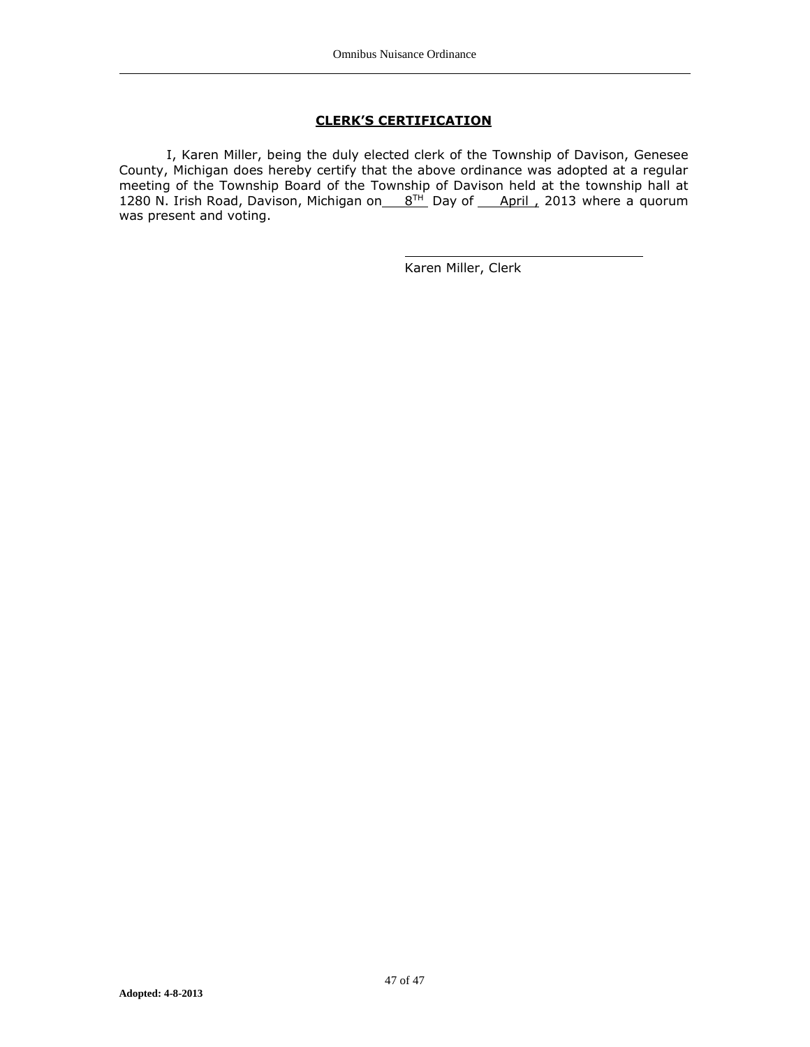## CLERK'S CERTIFICATION

I, Karen Miller, being the duly elected clerk of the Township of Davison, Genesee County, Michigan does hereby certify that the above ordinance was adopted at a regular meeting of the Township Board of the Township of Davison held at the township hall at 1280 N. Irish Road, Davison, Michigan on 8TH Day of April, 2013 where a quorum was present and voting.

\_\_\_\_\_\_\_\_\_\_\_\_\_\_\_\_\_\_\_\_\_\_\_\_\_\_\_\_\_\_\_\_

Karen Miller, Clerk

**Adopted: 4-8-2013**